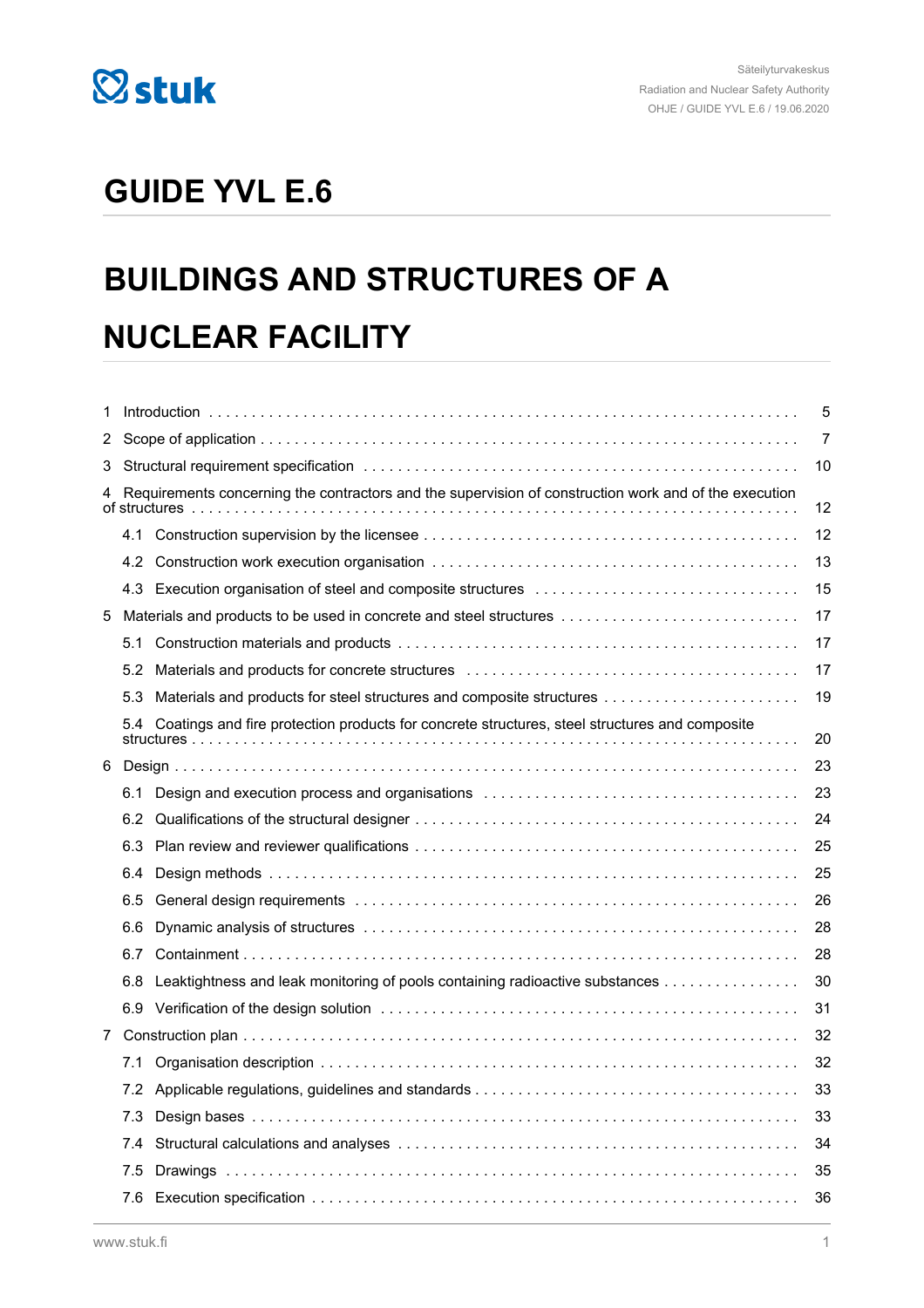Säteilyturvakeskus
Radiation and Nuclear Safety Authority
OHJE / GUIDE YVL E.6 / 19.06.2020

# GUIDE YVL E.6

# BUILDINGS AND STRUCTURES OF A NUCLEAR FACILITY

1 Introduction . . . . . 5
2 Scope of application . . . . . 7
3 Structural requirement specification . . . . . 10
4 Requirements concerning the contractors and the supervision of construction work and of the execution of structures . . . . . 12
- 4.1 Construction supervision by the licensee . . . . . 12
- 4.2 Construction work execution organisation . . . . . 13
- 4.3 Execution organisation of steel and composite structures . . . . . 15

5 Materials and products to be used in concrete and steel structures . . . . . 17
- 5.1 Construction materials and products . . . . . 17
- 5.2 Materials and products for concrete structures . . . . . 17
- 5.3 Materials and products for steel structures and composite structures . . . . . 19
- 5.4 Coatings and fire protection products for concrete structures, steel structures and composite structures . . . . . 20

6 Design . . . . . 23
- 6.1 Design and execution process and organisations . . . . . 23
- 6.2 Qualifications of the structural designer . . . . . 24
- 6.3 Plan review and reviewer qualifications . . . . . 25
- 6.4 Design methods . . . . . 25
- 6.5 General design requirements . . . . . 26
- 6.6 Dynamic analysis of structures . . . . . 28
- 6.7 Containment . . . . . 28
- 6.8 Leaktightness and leak monitoring of pools containing radioactive substances . . . . . 30
- 6.9 Verification of the design solution . . . . . 31

7 Construction plan . . . . . 32
- 7.1 Organisation description . . . . . 32
- 7.2 Applicable regulations, guidelines and standards . . . . . 33
- 7.3 Design bases . . . . . 33
- 7.4 Structural calculations and analyses . . . . . 34
- 7.5 Drawings . . . . . 35
- 7.6 Execution specification . . . . . 36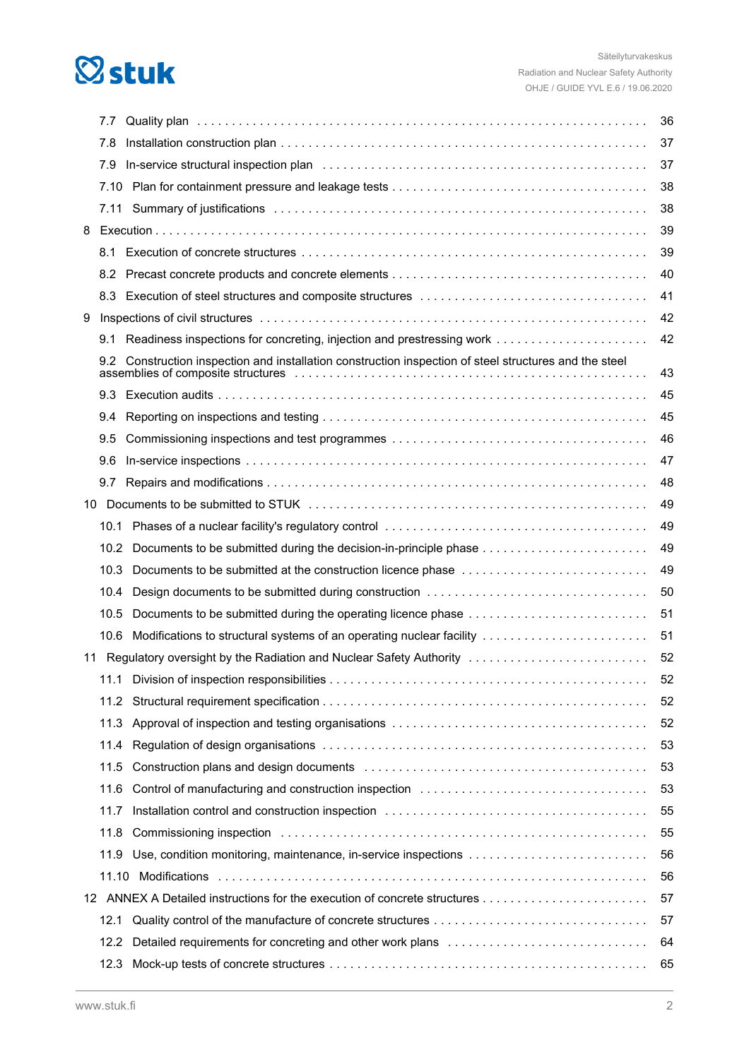- 7.7 Quality plan ... 36
- 7.8 Installation construction plan ... 37
- 7.9 In-service structural inspection plan ... 37
- 7.10 Plan for containment pressure and leakage tests ... 38
- 7.11 Summary of justifications ... 38

8 Execution ... 39

- 8.1 Execution of concrete structures ... 39
- 8.2 Precast concrete products and concrete elements ... 40
- 8.3 Execution of steel structures and composite structures ... 41

9 Inspections of civil structures ... 42

- 9.1 Readiness inspections for concreting, injection and prestressing work ... 42
- 9.2 Construction inspection and installation construction inspection of steel structures and the steel assemblies of composite structures ... 43
- 9.3 Execution audits ... 45
- 9.4 Reporting on inspections and testing ... 45
- 9.5 Commissioning inspections and test programmes ... 46
- 9.6 In-service inspections ... 47
- 9.7 Repairs and modifications ... 48

10 Documents to be submitted to STUK ... 49

- 10.1 Phases of a nuclear facility's regulatory control ... 49
- 10.2 Documents to be submitted during the decision-in-principle phase ... 49
- 10.3 Documents to be submitted at the construction licence phase ... 49
- 10.4 Design documents to be submitted during construction ... 50
- 10.5 Documents to be submitted during the operating licence phase ... 51
- 10.6 Modifications to structural systems of an operating nuclear facility ... 51

11 Regulatory oversight by the Radiation and Nuclear Safety Authority ... 52

- 11.1 Division of inspection responsibilities ... 52
- 11.2 Structural requirement specification ... 52
- 11.3 Approval of inspection and testing organisations ... 52
- 11.4 Regulation of design organisations ... 53
- 11.5 Construction plans and design documents ... 53
- 11.6 Control of manufacturing and construction inspection ... 53
- 11.7 Installation control and construction inspection ... 55
- 11.8 Commissioning inspection ... 55
- 11.9 Use, condition monitoring, maintenance, in-service inspections ... 56
- 11.10 Modifications ... 56

12 ANNEX A Detailed instructions for the execution of concrete structures ... 57

- 12.1 Quality control of the manufacture of concrete structures ... 57
- 12.2 Detailed requirements for concreting and other work plans ... 64
- 12.3 Mock-up tests of concrete structures ... 65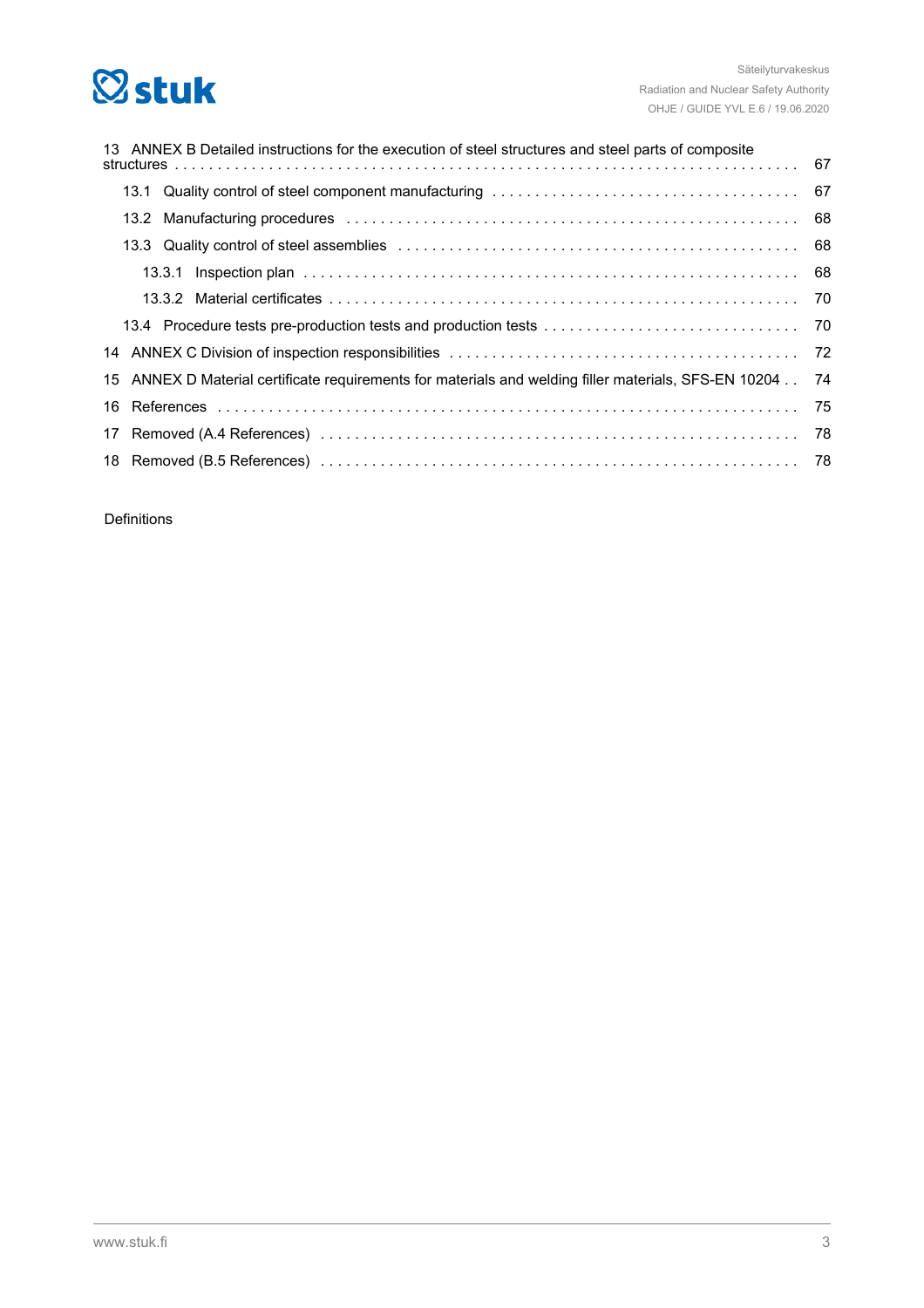13 ANNEX B Detailed instructions for the execution of steel structures and steel parts of composite structures . . . 67

- 13.1 Quality control of steel component manufacturing . . . 67
- 13.2 Manufacturing procedures . . . 68
- 13.3 Quality control of steel assemblies . . . 68
  - 13.3.1 Inspection plan . . . 68
  - 13.3.2 Material certificates . . . 70
- 13.4 Procedure tests pre-production tests and production tests . . . 70

14 ANNEX C Division of inspection responsibilities . . . 72

15 ANNEX D Material certificate requirements for materials and welding filler materials, SFS-EN 10204 . . . 74

16 References . . . 75

17 Removed (A.4 References) . . . 78

18 Removed (B.5 References) . . . 78

Definitions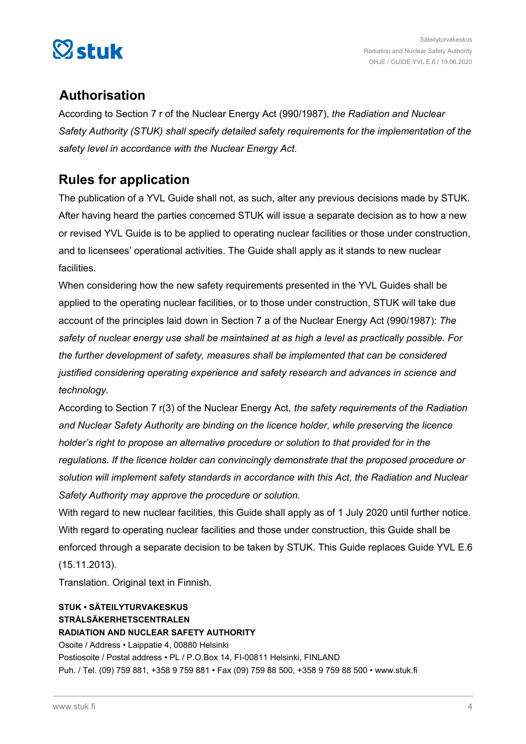## Authorisation

According to Section 7 r of the Nuclear Energy Act (990/1987), *the Radiation and Nuclear Safety Authority (STUK) shall specify detailed safety requirements for the implementation of the safety level in accordance with the Nuclear Energy Act.*

## Rules for application

The publication of a YVL Guide shall not, as such, alter any previous decisions made by STUK. After having heard the parties concerned STUK will issue a separate decision as to how a new or revised YVL Guide is to be applied to operating nuclear facilities or those under construction, and to licensees' operational activities. The Guide shall apply as it stands to new nuclear facilities.

When considering how the new safety requirements presented in the YVL Guides shall be applied to the operating nuclear facilities, or to those under construction, STUK will take due account of the principles laid down in Section 7 a of the Nuclear Energy Act (990/1987): *The safety of nuclear energy use shall be maintained at as high a level as practically possible. For the further development of safety, measures shall be implemented that can be considered justified considering operating experience and safety research and advances in science and technology.*

According to Section 7 r(3) of the Nuclear Energy Act, *the safety requirements of the Radiation and Nuclear Safety Authority are binding on the licence holder, while preserving the licence holder's right to propose an alternative procedure or solution to that provided for in the regulations. If the licence holder can convincingly demonstrate that the proposed procedure or solution will implement safety standards in accordance with this Act, the Radiation and Nuclear Safety Authority may approve the procedure or solution.*

With regard to new nuclear facilities, this Guide shall apply as of 1 July 2020 until further notice. With regard to operating nuclear facilities and those under construction, this Guide shall be enforced through a separate decision to be taken by STUK. This Guide replaces Guide YVL E.6 (15.11.2013).

Translation. Original text in Finnish.

**STUK • SÄTEILYTURVAKESKUS**
**STRÅLSÄKERHETSCENTRALEN**
**RADIATION AND NUCLEAR SAFETY AUTHORITY**
Osoite / Address • Laippatie 4, 00880 Helsinki
Postiosoite / Postal address • PL / P.O.Box 14, FI-00811 Helsinki, FINLAND
Puh. / Tel. (09) 759 881, +358 9 759 881 • Fax (09) 759 88 500, +358 9 759 88 500 • www.stuk.fi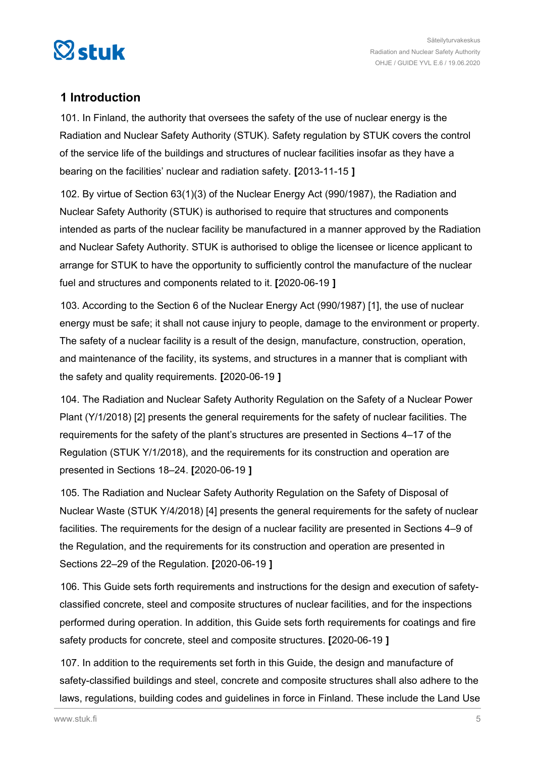# 1 Introduction

101. In Finland, the authority that oversees the safety of the use of nuclear energy is the Radiation and Nuclear Safety Authority (STUK). Safety regulation by STUK covers the control of the service life of the buildings and structures of nuclear facilities insofar as they have a bearing on the facilities' nuclear and radiation safety. **[**2013-11-15 **]**

102. By virtue of Section 63(1)(3) of the Nuclear Energy Act (990/1987), the Radiation and Nuclear Safety Authority (STUK) is authorised to require that structures and components intended as parts of the nuclear facility be manufactured in a manner approved by the Radiation and Nuclear Safety Authority. STUK is authorised to oblige the licensee or licence applicant to arrange for STUK to have the opportunity to sufficiently control the manufacture of the nuclear fuel and structures and components related to it. **[**2020-06-19 **]**

103. According to the Section 6 of the Nuclear Energy Act (990/1987) [1], the use of nuclear energy must be safe; it shall not cause injury to people, damage to the environment or property. The safety of a nuclear facility is a result of the design, manufacture, construction, operation, and maintenance of the facility, its systems, and structures in a manner that is compliant with the safety and quality requirements. **[**2020-06-19 **]**

104. The Radiation and Nuclear Safety Authority Regulation on the Safety of a Nuclear Power Plant (Y/1/2018) [2] presents the general requirements for the safety of nuclear facilities. The requirements for the safety of the plant's structures are presented in Sections 4–17 of the Regulation (STUK Y/1/2018), and the requirements for its construction and operation are presented in Sections 18–24. **[**2020-06-19 **]**

105. The Radiation and Nuclear Safety Authority Regulation on the Safety of Disposal of Nuclear Waste (STUK Y/4/2018) [4] presents the general requirements for the safety of nuclear facilities. The requirements for the design of a nuclear facility are presented in Sections 4–9 of the Regulation, and the requirements for its construction and operation are presented in Sections 22–29 of the Regulation. **[**2020-06-19 **]**

106. This Guide sets forth requirements and instructions for the design and execution of safety-classified concrete, steel and composite structures of nuclear facilities, and for the inspections performed during operation. In addition, this Guide sets forth requirements for coatings and fire safety products for concrete, steel and composite structures. **[**2020-06-19 **]**

107. In addition to the requirements set forth in this Guide, the design and manufacture of safety-classified buildings and steel, concrete and composite structures shall also adhere to the laws, regulations, building codes and guidelines in force in Finland. These include the Land Use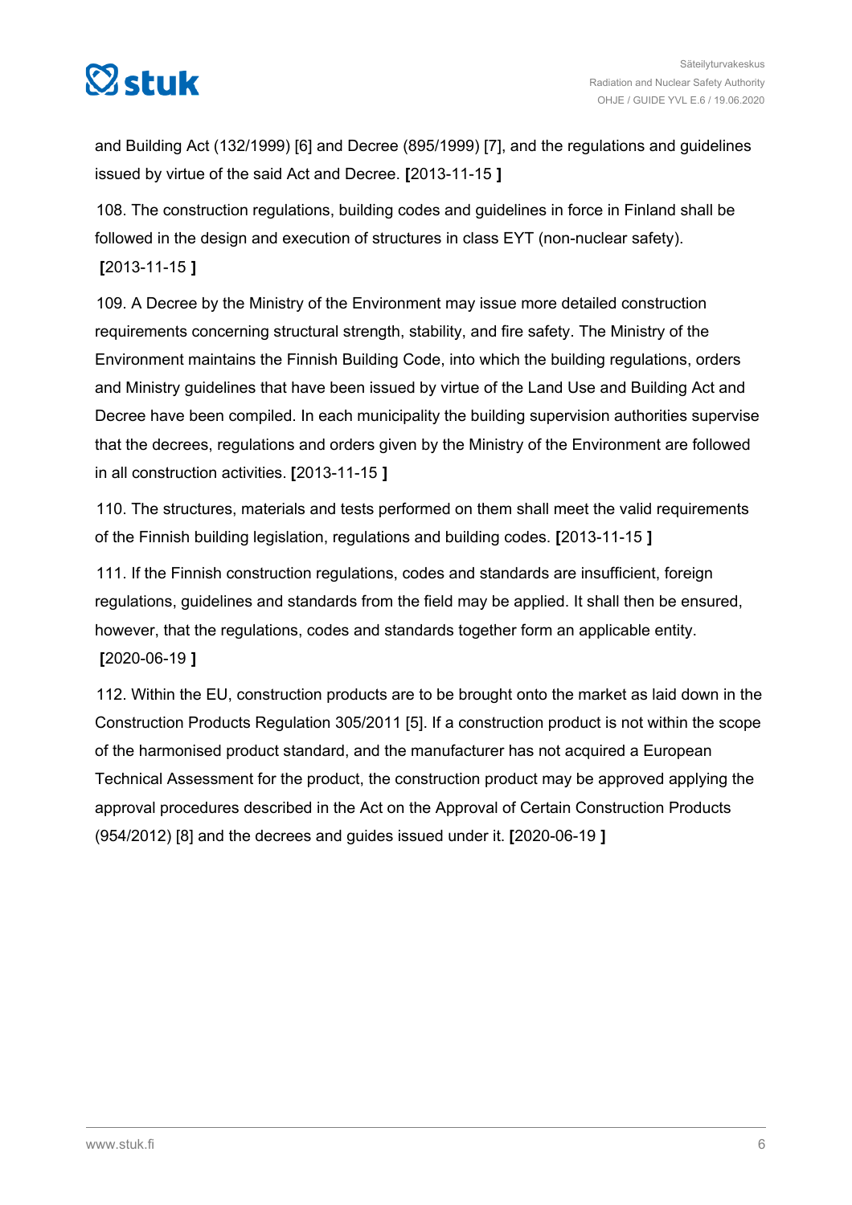and Building Act (132/1999) [6] and Decree (895/1999) [7], and the regulations and guidelines issued by virtue of the said Act and Decree. **[**2013-11-15 **]**

108. The construction regulations, building codes and guidelines in force in Finland shall be followed in the design and execution of structures in class EYT (non-nuclear safety). **[**2013-11-15 **]**

109. A Decree by the Ministry of the Environment may issue more detailed construction requirements concerning structural strength, stability, and fire safety. The Ministry of the Environment maintains the Finnish Building Code, into which the building regulations, orders and Ministry guidelines that have been issued by virtue of the Land Use and Building Act and Decree have been compiled. In each municipality the building supervision authorities supervise that the decrees, regulations and orders given by the Ministry of the Environment are followed in all construction activities. **[**2013-11-15 **]**

110. The structures, materials and tests performed on them shall meet the valid requirements of the Finnish building legislation, regulations and building codes. **[**2013-11-15 **]**

111. If the Finnish construction regulations, codes and standards are insufficient, foreign regulations, guidelines and standards from the field may be applied. It shall then be ensured, however, that the regulations, codes and standards together form an applicable entity. **[**2020-06-19 **]**

112. Within the EU, construction products are to be brought onto the market as laid down in the Construction Products Regulation 305/2011 [5]. If a construction product is not within the scope of the harmonised product standard, and the manufacturer has not acquired a European Technical Assessment for the product, the construction product may be approved applying the approval procedures described in the Act on the Approval of Certain Construction Products (954/2012) [8] and the decrees and guides issued under it. **[**2020-06-19 **]**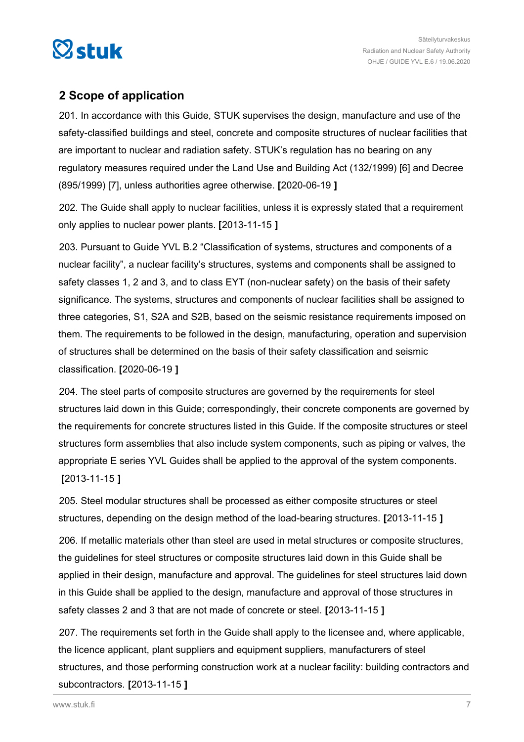## 2 Scope of application

201. In accordance with this Guide, STUK supervises the design, manufacture and use of the safety-classified buildings and steel, concrete and composite structures of nuclear facilities that are important to nuclear and radiation safety. STUK's regulation has no bearing on any regulatory measures required under the Land Use and Building Act (132/1999) [6] and Decree (895/1999) [7], unless authorities agree otherwise. **[**2020-06-19 **]**

202. The Guide shall apply to nuclear facilities, unless it is expressly stated that a requirement only applies to nuclear power plants. **[**2013-11-15 **]**

203. Pursuant to Guide YVL B.2 "Classification of systems, structures and components of a nuclear facility", a nuclear facility's structures, systems and components shall be assigned to safety classes 1, 2 and 3, and to class EYT (non-nuclear safety) on the basis of their safety significance. The systems, structures and components of nuclear facilities shall be assigned to three categories, S1, S2A and S2B, based on the seismic resistance requirements imposed on them. The requirements to be followed in the design, manufacturing, operation and supervision of structures shall be determined on the basis of their safety classification and seismic classification. **[**2020-06-19 **]**

204. The steel parts of composite structures are governed by the requirements for steel structures laid down in this Guide; correspondingly, their concrete components are governed by the requirements for concrete structures listed in this Guide. If the composite structures or steel structures form assemblies that also include system components, such as piping or valves, the appropriate E series YVL Guides shall be applied to the approval of the system components. **[**2013-11-15 **]**

205. Steel modular structures shall be processed as either composite structures or steel structures, depending on the design method of the load-bearing structures. **[**2013-11-15 **]**

206. If metallic materials other than steel are used in metal structures or composite structures, the guidelines for steel structures or composite structures laid down in this Guide shall be applied in their design, manufacture and approval. The guidelines for steel structures laid down in this Guide shall be applied to the design, manufacture and approval of those structures in safety classes 2 and 3 that are not made of concrete or steel. **[**2013-11-15 **]**

207. The requirements set forth in the Guide shall apply to the licensee and, where applicable, the licence applicant, plant suppliers and equipment suppliers, manufacturers of steel structures, and those performing construction work at a nuclear facility: building contractors and subcontractors. **[**2013-11-15 **]**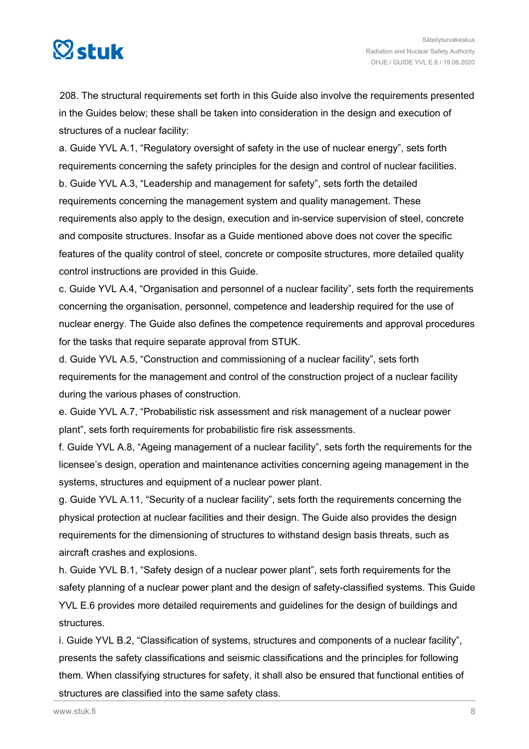208. The structural requirements set forth in this Guide also involve the requirements presented in the Guides below; these shall be taken into consideration in the design and execution of structures of a nuclear facility:

a. Guide YVL A.1, “Regulatory oversight of safety in the use of nuclear energy”, sets forth requirements concerning the safety principles for the design and control of nuclear facilities.

b. Guide YVL A.3, “Leadership and management for safety”, sets forth the detailed requirements concerning the management system and quality management. These requirements also apply to the design, execution and in-service supervision of steel, concrete and composite structures. Insofar as a Guide mentioned above does not cover the specific features of the quality control of steel, concrete or composite structures, more detailed quality control instructions are provided in this Guide.

c. Guide YVL A.4, “Organisation and personnel of a nuclear facility”, sets forth the requirements concerning the organisation, personnel, competence and leadership required for the use of nuclear energy. The Guide also defines the competence requirements and approval procedures for the tasks that require separate approval from STUK.

d. Guide YVL A.5, “Construction and commissioning of a nuclear facility”, sets forth requirements for the management and control of the construction project of a nuclear facility during the various phases of construction.

e. Guide YVL A.7, “Probabilistic risk assessment and risk management of a nuclear power plant”, sets forth requirements for probabilistic fire risk assessments.

f. Guide YVL A.8, “Ageing management of a nuclear facility”, sets forth the requirements for the licensee’s design, operation and maintenance activities concerning ageing management in the systems, structures and equipment of a nuclear power plant.

g. Guide YVL A.11, “Security of a nuclear facility”, sets forth the requirements concerning the physical protection at nuclear facilities and their design. The Guide also provides the design requirements for the dimensioning of structures to withstand design basis threats, such as aircraft crashes and explosions.

h. Guide YVL B.1, “Safety design of a nuclear power plant”, sets forth requirements for the safety planning of a nuclear power plant and the design of safety-classified systems. This Guide YVL E.6 provides more detailed requirements and guidelines for the design of buildings and structures.

i. Guide YVL B.2, “Classification of systems, structures and components of a nuclear facility”, presents the safety classifications and seismic classifications and the principles for following them. When classifying structures for safety, it shall also be ensured that functional entities of structures are classified into the same safety class.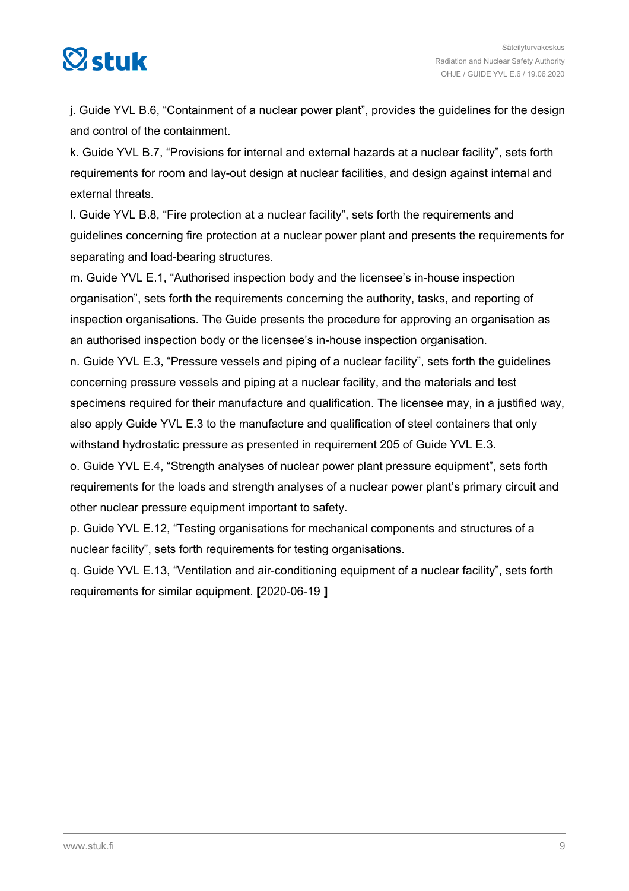j. Guide YVL B.6, “Containment of a nuclear power plant”, provides the guidelines for the design and control of the containment.

k. Guide YVL B.7, “Provisions for internal and external hazards at a nuclear facility”, sets forth requirements for room and lay-out design at nuclear facilities, and design against internal and external threats.

l. Guide YVL B.8, “Fire protection at a nuclear facility”, sets forth the requirements and guidelines concerning fire protection at a nuclear power plant and presents the requirements for separating and load-bearing structures.

m. Guide YVL E.1, “Authorised inspection body and the licensee’s in-house inspection organisation”, sets forth the requirements concerning the authority, tasks, and reporting of inspection organisations. The Guide presents the procedure for approving an organisation as an authorised inspection body or the licensee’s in-house inspection organisation.

n. Guide YVL E.3, “Pressure vessels and piping of a nuclear facility”, sets forth the guidelines concerning pressure vessels and piping at a nuclear facility, and the materials and test specimens required for their manufacture and qualification. The licensee may, in a justified way, also apply Guide YVL E.3 to the manufacture and qualification of steel containers that only withstand hydrostatic pressure as presented in requirement 205 of Guide YVL E.3.

o. Guide YVL E.4, “Strength analyses of nuclear power plant pressure equipment”, sets forth requirements for the loads and strength analyses of a nuclear power plant’s primary circuit and other nuclear pressure equipment important to safety.

p. Guide YVL E.12, “Testing organisations for mechanical components and structures of a nuclear facility”, sets forth requirements for testing organisations.

q. Guide YVL E.13, “Ventilation and air-conditioning equipment of a nuclear facility”, sets forth requirements for similar equipment. **[**2020-06-19 **]**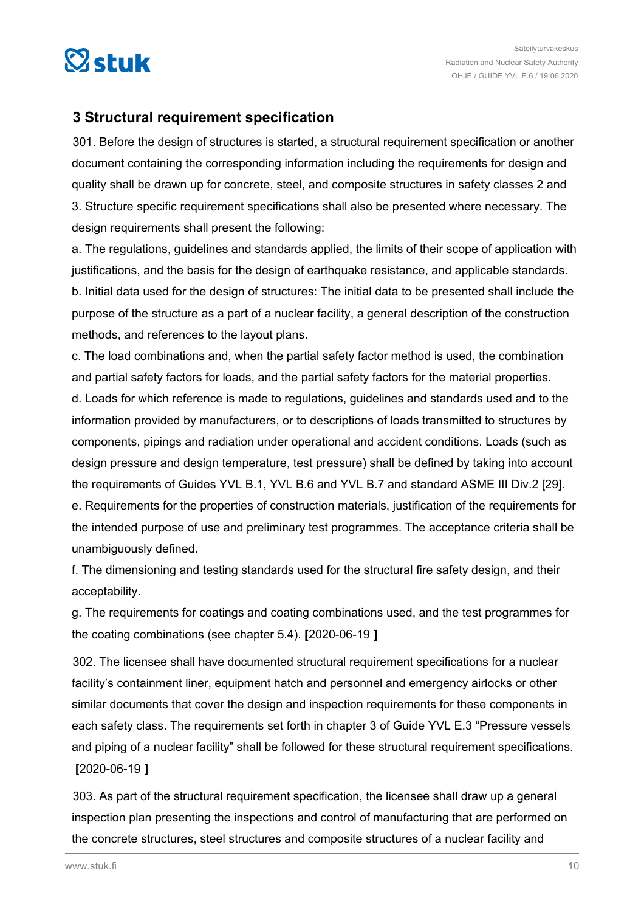## 3 Structural requirement specification

301. Before the design of structures is started, a structural requirement specification or another document containing the corresponding information including the requirements for design and quality shall be drawn up for concrete, steel, and composite structures in safety classes 2 and 3. Structure specific requirement specifications shall also be presented where necessary. The design requirements shall present the following:

a. The regulations, guidelines and standards applied, the limits of their scope of application with justifications, and the basis for the design of earthquake resistance, and applicable standards.

b. Initial data used for the design of structures: The initial data to be presented shall include the purpose of the structure as a part of a nuclear facility, a general description of the construction methods, and references to the layout plans.

c. The load combinations and, when the partial safety factor method is used, the combination and partial safety factors for loads, and the partial safety factors for the material properties.

d. Loads for which reference is made to regulations, guidelines and standards used and to the information provided by manufacturers, or to descriptions of loads transmitted to structures by components, pipings and radiation under operational and accident conditions. Loads (such as design pressure and design temperature, test pressure) shall be defined by taking into account the requirements of Guides YVL B.1, YVL B.6 and YVL B.7 and standard ASME III Div.2 [29].

e. Requirements for the properties of construction materials, justification of the requirements for the intended purpose of use and preliminary test programmes. The acceptance criteria shall be unambiguously defined.

f. The dimensioning and testing standards used for the structural fire safety design, and their acceptability.

g. The requirements for coatings and coating combinations used, and the test programmes for the coating combinations (see chapter 5.4). **[**2020-06-19 **]**

302. The licensee shall have documented structural requirement specifications for a nuclear facility's containment liner, equipment hatch and personnel and emergency airlocks or other similar documents that cover the design and inspection requirements for these components in each safety class. The requirements set forth in chapter 3 of Guide YVL E.3 "Pressure vessels and piping of a nuclear facility" shall be followed for these structural requirement specifications. **[**2020-06-19 **]**

303. As part of the structural requirement specification, the licensee shall draw up a general inspection plan presenting the inspections and control of manufacturing that are performed on the concrete structures, steel structures and composite structures of a nuclear facility and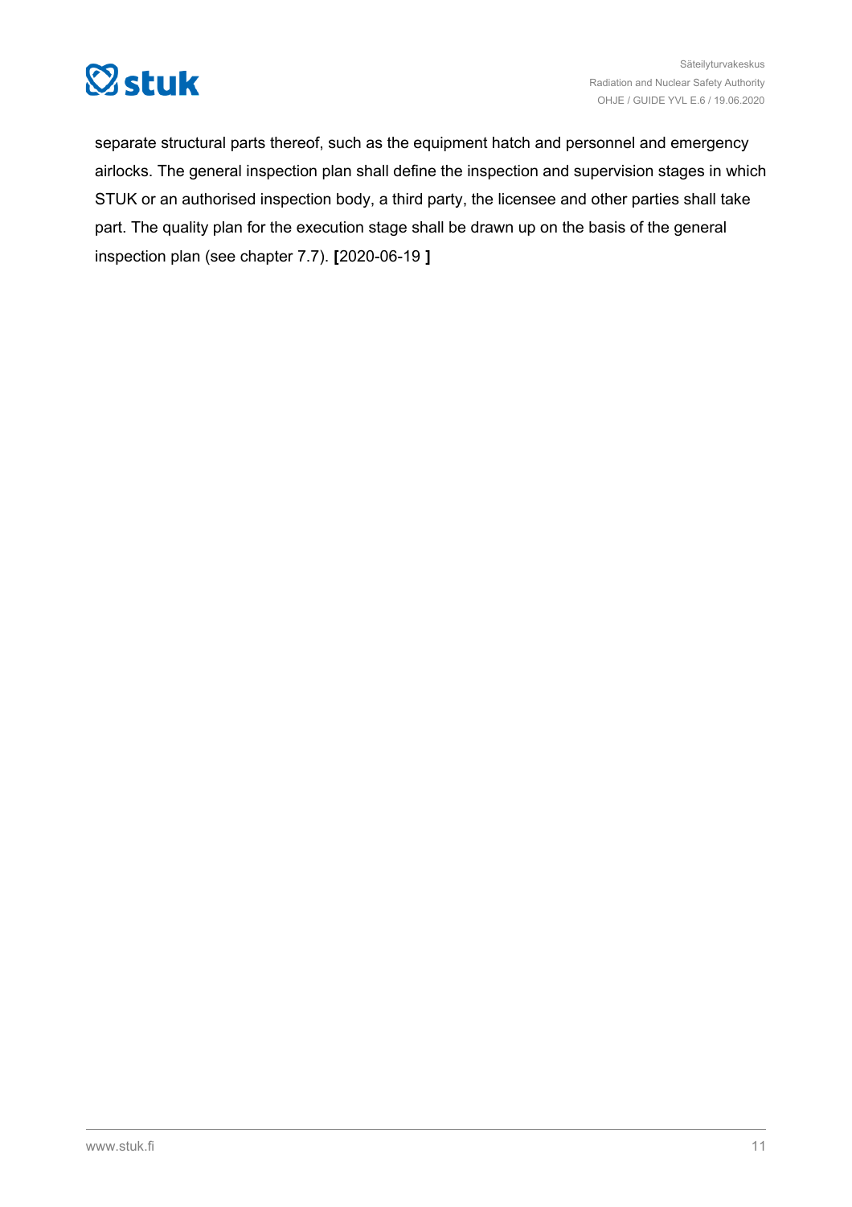separate structural parts thereof, such as the equipment hatch and personnel and emergency airlocks. The general inspection plan shall define the inspection and supervision stages in which STUK or an authorised inspection body, a third party, the licensee and other parties shall take part. The quality plan for the execution stage shall be drawn up on the basis of the general inspection plan (see chapter 7.7). **[**2020-06-19 **]**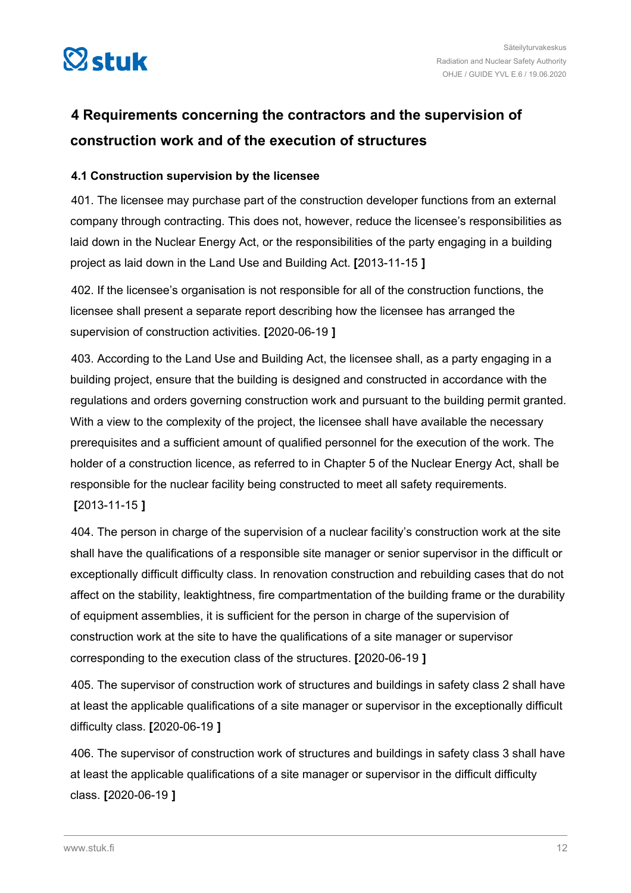## 4 Requirements concerning the contractors and the supervision of construction work and of the execution of structures

### 4.1 Construction supervision by the licensee

401. The licensee may purchase part of the construction developer functions from an external company through contracting. This does not, however, reduce the licensee's responsibilities as laid down in the Nuclear Energy Act, or the responsibilities of the party engaging in a building project as laid down in the Land Use and Building Act. **[**2013-11-15 **]**

402. If the licensee's organisation is not responsible for all of the construction functions, the licensee shall present a separate report describing how the licensee has arranged the supervision of construction activities. **[**2020-06-19 **]**

403. According to the Land Use and Building Act, the licensee shall, as a party engaging in a building project, ensure that the building is designed and constructed in accordance with the regulations and orders governing construction work and pursuant to the building permit granted. With a view to the complexity of the project, the licensee shall have available the necessary prerequisites and a sufficient amount of qualified personnel for the execution of the work. The holder of a construction licence, as referred to in Chapter 5 of the Nuclear Energy Act, shall be responsible for the nuclear facility being constructed to meet all safety requirements. **[**2013-11-15 **]**

404. The person in charge of the supervision of a nuclear facility's construction work at the site shall have the qualifications of a responsible site manager or senior supervisor in the difficult or exceptionally difficult difficulty class. In renovation construction and rebuilding cases that do not affect on the stability, leaktightness, fire compartmentation of the building frame or the durability of equipment assemblies, it is sufficient for the person in charge of the supervision of construction work at the site to have the qualifications of a site manager or supervisor corresponding to the execution class of the structures. **[**2020-06-19 **]**

405. The supervisor of construction work of structures and buildings in safety class 2 shall have at least the applicable qualifications of a site manager or supervisor in the exceptionally difficult difficulty class. **[**2020-06-19 **]**

406. The supervisor of construction work of structures and buildings in safety class 3 shall have at least the applicable qualifications of a site manager or supervisor in the difficult difficulty class. **[**2020-06-19 **]**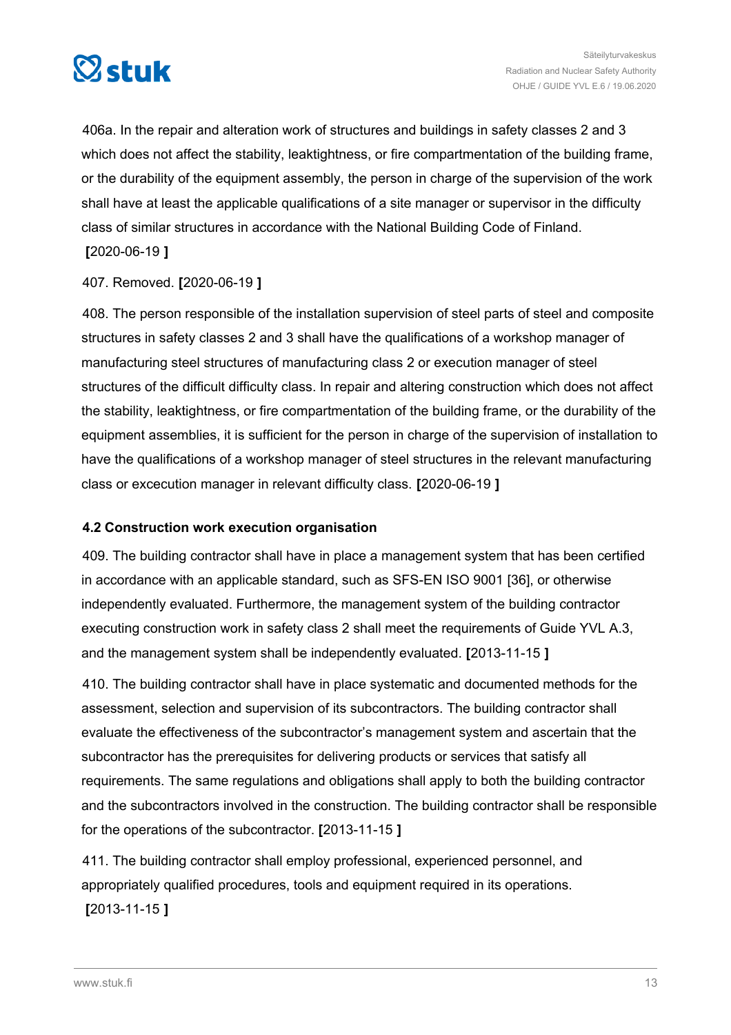406a. In the repair and alteration work of structures and buildings in safety classes 2 and 3 which does not affect the stability, leaktightness, or fire compartmentation of the building frame, or the durability of the equipment assembly, the person in charge of the supervision of the work shall have at least the applicable qualifications of a site manager or supervisor in the difficulty class of similar structures in accordance with the National Building Code of Finland. **[**2020-06-19 **]**

407. Removed. **[**2020-06-19 **]**

408. The person responsible of the installation supervision of steel parts of steel and composite structures in safety classes 2 and 3 shall have the qualifications of a workshop manager of manufacturing steel structures of manufacturing class 2 or execution manager of steel structures of the difficult difficulty class. In repair and altering construction which does not affect the stability, leaktightness, or fire compartmentation of the building frame, or the durability of the equipment assemblies, it is sufficient for the person in charge of the supervision of installation to have the qualifications of a workshop manager of steel structures in the relevant manufacturing class or excecution manager in relevant difficulty class. **[**2020-06-19 **]**

### 4.2 Construction work execution organisation

409. The building contractor shall have in place a management system that has been certified in accordance with an applicable standard, such as SFS-EN ISO 9001 [36], or otherwise independently evaluated. Furthermore, the management system of the building contractor executing construction work in safety class 2 shall meet the requirements of Guide YVL A.3, and the management system shall be independently evaluated. **[**2013-11-15 **]**

410. The building contractor shall have in place systematic and documented methods for the assessment, selection and supervision of its subcontractors. The building contractor shall evaluate the effectiveness of the subcontractor's management system and ascertain that the subcontractor has the prerequisites for delivering products or services that satisfy all requirements. The same regulations and obligations shall apply to both the building contractor and the subcontractors involved in the construction. The building contractor shall be responsible for the operations of the subcontractor. **[**2013-11-15 **]**

411. The building contractor shall employ professional, experienced personnel, and appropriately qualified procedures, tools and equipment required in its operations. **[**2013-11-15 **]**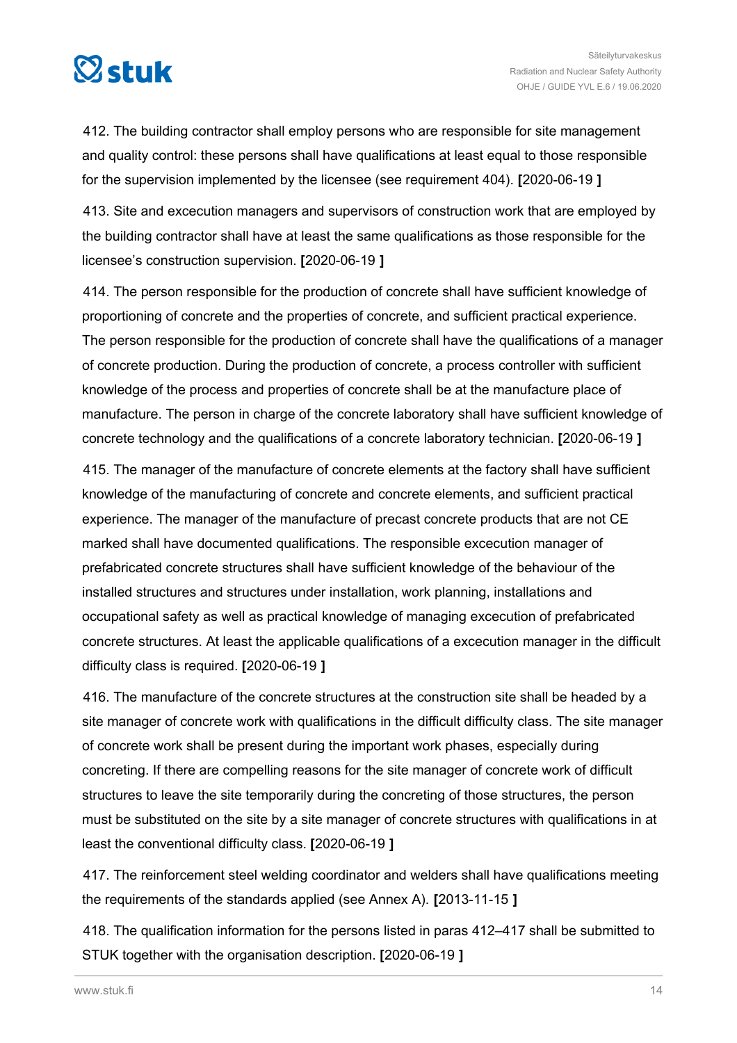412. The building contractor shall employ persons who are responsible for site management and quality control: these persons shall have qualifications at least equal to those responsible for the supervision implemented by the licensee (see requirement 404). **[**2020-06-19 **]**

413. Site and excecution managers and supervisors of construction work that are employed by the building contractor shall have at least the same qualifications as those responsible for the licensee's construction supervision. **[**2020-06-19 **]**

414. The person responsible for the production of concrete shall have sufficient knowledge of proportioning of concrete and the properties of concrete, and sufficient practical experience. The person responsible for the production of concrete shall have the qualifications of a manager of concrete production. During the production of concrete, a process controller with sufficient knowledge of the process and properties of concrete shall be at the manufacture place of manufacture. The person in charge of the concrete laboratory shall have sufficient knowledge of concrete technology and the qualifications of a concrete laboratory technician. **[**2020-06-19 **]**

415. The manager of the manufacture of concrete elements at the factory shall have sufficient knowledge of the manufacturing of concrete and concrete elements, and sufficient practical experience. The manager of the manufacture of precast concrete products that are not CE marked shall have documented qualifications. The responsible excecution manager of prefabricated concrete structures shall have sufficient knowledge of the behaviour of the installed structures and structures under installation, work planning, installations and occupational safety as well as practical knowledge of managing excecution of prefabricated concrete structures. At least the applicable qualifications of a excecution manager in the difficult difficulty class is required. **[**2020-06-19 **]**

416. The manufacture of the concrete structures at the construction site shall be headed by a site manager of concrete work with qualifications in the difficult difficulty class. The site manager of concrete work shall be present during the important work phases, especially during concreting. If there are compelling reasons for the site manager of concrete work of difficult structures to leave the site temporarily during the concreting of those structures, the person must be substituted on the site by a site manager of concrete structures with qualifications in at least the conventional difficulty class. **[**2020-06-19 **]**

417. The reinforcement steel welding coordinator and welders shall have qualifications meeting the requirements of the standards applied (see Annex A). **[**2013-11-15 **]**

418. The qualification information for the persons listed in paras 412–417 shall be submitted to STUK together with the organisation description. **[**2020-06-19 **]**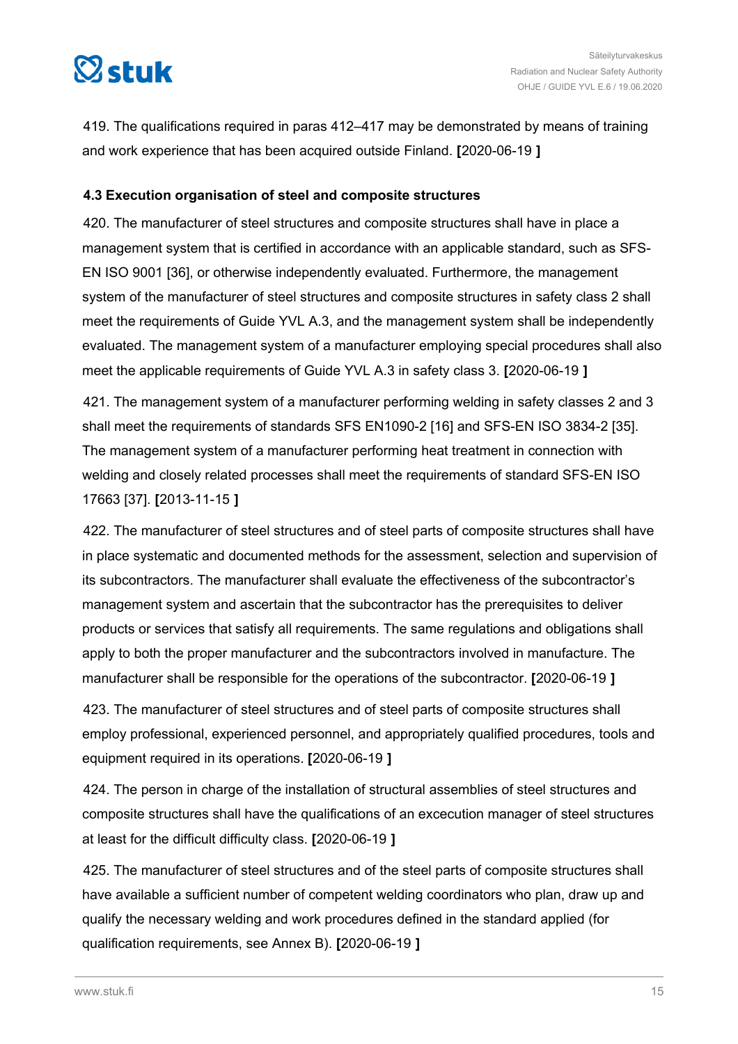419. The qualifications required in paras 412–417 may be demonstrated by means of training and work experience that has been acquired outside Finland. **[**2020-06-19 **]**

### 4.3 Execution organisation of steel and composite structures

420. The manufacturer of steel structures and composite structures shall have in place a management system that is certified in accordance with an applicable standard, such as SFS-EN ISO 9001 [36], or otherwise independently evaluated. Furthermore, the management system of the manufacturer of steel structures and composite structures in safety class 2 shall meet the requirements of Guide YVL A.3, and the management system shall be independently evaluated. The management system of a manufacturer employing special procedures shall also meet the applicable requirements of Guide YVL A.3 in safety class 3. **[**2020-06-19 **]**

421. The management system of a manufacturer performing welding in safety classes 2 and 3 shall meet the requirements of standards SFS EN1090-2 [16] and SFS-EN ISO 3834-2 [35]. The management system of a manufacturer performing heat treatment in connection with welding and closely related processes shall meet the requirements of standard SFS-EN ISO 17663 [37]. **[**2013-11-15 **]**

422. The manufacturer of steel structures and of steel parts of composite structures shall have in place systematic and documented methods for the assessment, selection and supervision of its subcontractors. The manufacturer shall evaluate the effectiveness of the subcontractor's management system and ascertain that the subcontractor has the prerequisites to deliver products or services that satisfy all requirements. The same regulations and obligations shall apply to both the proper manufacturer and the subcontractors involved in manufacture. The manufacturer shall be responsible for the operations of the subcontractor. **[**2020-06-19 **]**

423. The manufacturer of steel structures and of steel parts of composite structures shall employ professional, experienced personnel, and appropriately qualified procedures, tools and equipment required in its operations. **[**2020-06-19 **]**

424. The person in charge of the installation of structural assemblies of steel structures and composite structures shall have the qualifications of an excecution manager of steel structures at least for the difficult difficulty class. **[**2020-06-19 **]**

425. The manufacturer of steel structures and of the steel parts of composite structures shall have available a sufficient number of competent welding coordinators who plan, draw up and qualify the necessary welding and work procedures defined in the standard applied (for qualification requirements, see Annex B). **[**2020-06-19 **]**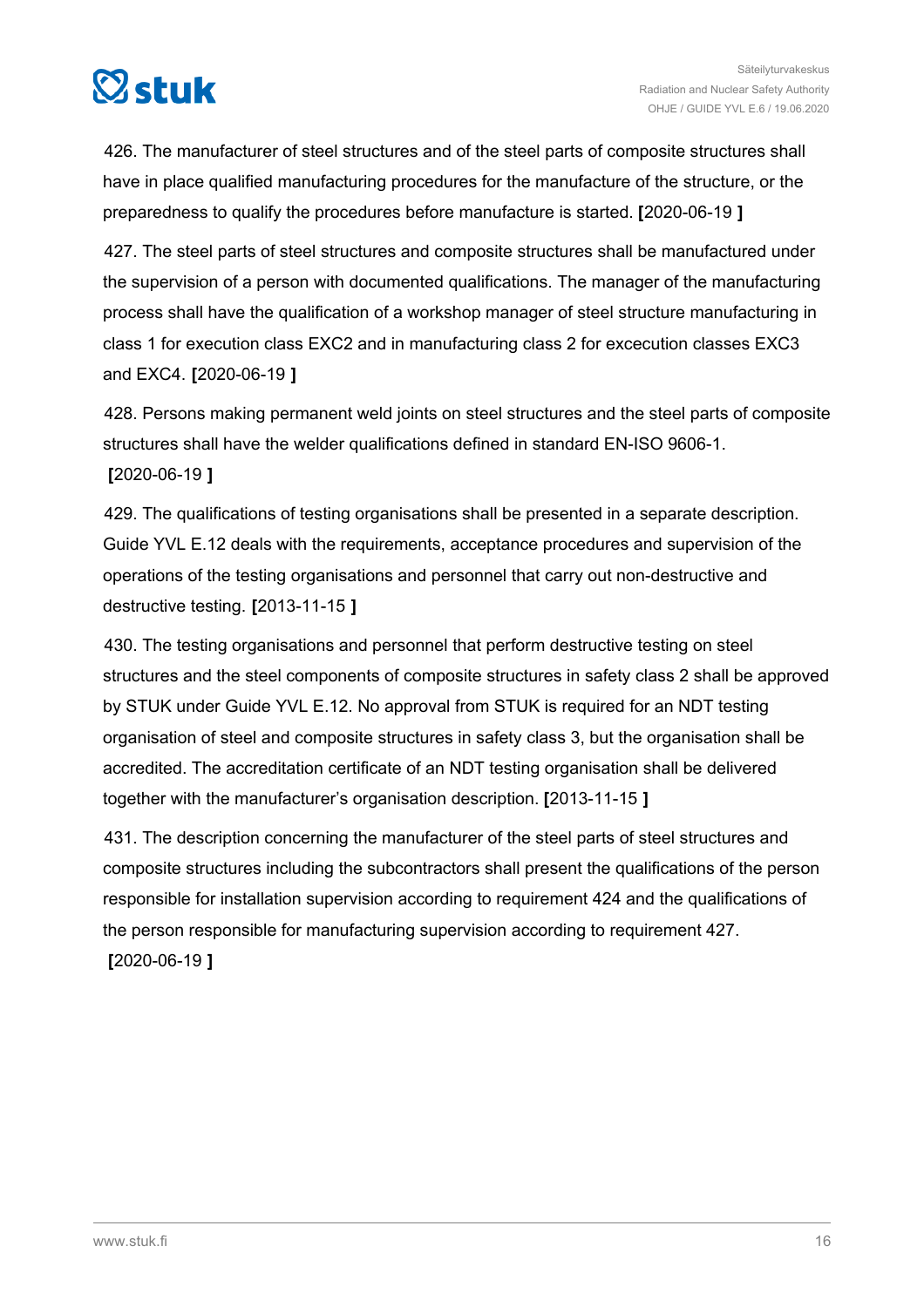426. The manufacturer of steel structures and of the steel parts of composite structures shall have in place qualified manufacturing procedures for the manufacture of the structure, or the preparedness to qualify the procedures before manufacture is started. **[**2020-06-19 **]**

427. The steel parts of steel structures and composite structures shall be manufactured under the supervision of a person with documented qualifications. The manager of the manufacturing process shall have the qualification of a workshop manager of steel structure manufacturing in class 1 for execution class EXC2 and in manufacturing class 2 for excecution classes EXC3 and EXC4. **[**2020-06-19 **]**

428. Persons making permanent weld joints on steel structures and the steel parts of composite structures shall have the welder qualifications defined in standard EN-ISO 9606-1. **[**2020-06-19 **]**

429. The qualifications of testing organisations shall be presented in a separate description. Guide YVL E.12 deals with the requirements, acceptance procedures and supervision of the operations of the testing organisations and personnel that carry out non-destructive and destructive testing. **[**2013-11-15 **]**

430. The testing organisations and personnel that perform destructive testing on steel structures and the steel components of composite structures in safety class 2 shall be approved by STUK under Guide YVL E.12. No approval from STUK is required for an NDT testing organisation of steel and composite structures in safety class 3, but the organisation shall be accredited. The accreditation certificate of an NDT testing organisation shall be delivered together with the manufacturer's organisation description. **[**2013-11-15 **]**

431. The description concerning the manufacturer of the steel parts of steel structures and composite structures including the subcontractors shall present the qualifications of the person responsible for installation supervision according to requirement 424 and the qualifications of the person responsible for manufacturing supervision according to requirement 427. **[**2020-06-19 **]**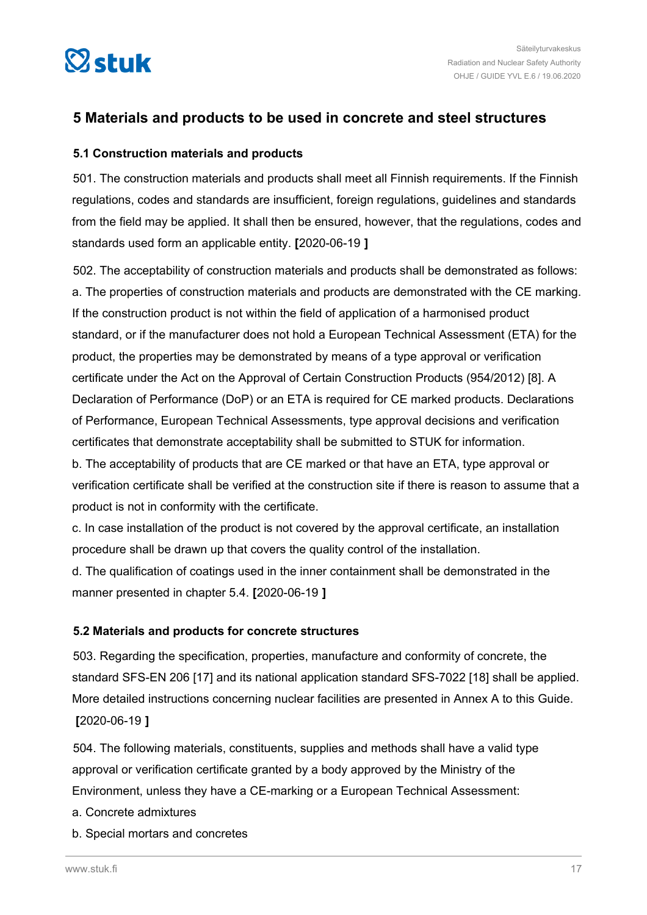## 5 Materials and products to be used in concrete and steel structures

### 5.1 Construction materials and products

501. The construction materials and products shall meet all Finnish requirements. If the Finnish regulations, codes and standards are insufficient, foreign regulations, guidelines and standards from the field may be applied. It shall then be ensured, however, that the regulations, codes and standards used form an applicable entity. **[**2020-06-19 **]**

502. The acceptability of construction materials and products shall be demonstrated as follows:
a. The properties of construction materials and products are demonstrated with the CE marking. If the construction product is not within the field of application of a harmonised product standard, or if the manufacturer does not hold a European Technical Assessment (ETA) for the product, the properties may be demonstrated by means of a type approval or verification certificate under the Act on the Approval of Certain Construction Products (954/2012) [8]. A Declaration of Performance (DoP) or an ETA is required for CE marked products. Declarations of Performance, European Technical Assessments, type approval decisions and verification certificates that demonstrate acceptability shall be submitted to STUK for information.
b. The acceptability of products that are CE marked or that have an ETA, type approval or verification certificate shall be verified at the construction site if there is reason to assume that a product is not in conformity with the certificate.
c. In case installation of the product is not covered by the approval certificate, an installation procedure shall be drawn up that covers the quality control of the installation.
d. The qualification of coatings used in the inner containment shall be demonstrated in the manner presented in chapter 5.4. **[**2020-06-19 **]**

### 5.2 Materials and products for concrete structures

503. Regarding the specification, properties, manufacture and conformity of concrete, the standard SFS-EN 206 [17] and its national application standard SFS-7022 [18] shall be applied. More detailed instructions concerning nuclear facilities are presented in Annex A to this Guide. **[**2020-06-19 **]**

504. The following materials, constituents, supplies and methods shall have a valid type approval or verification certificate granted by a body approved by the Ministry of the Environment, unless they have a CE-marking or a European Technical Assessment:

a. Concrete admixtures

b. Special mortars and concretes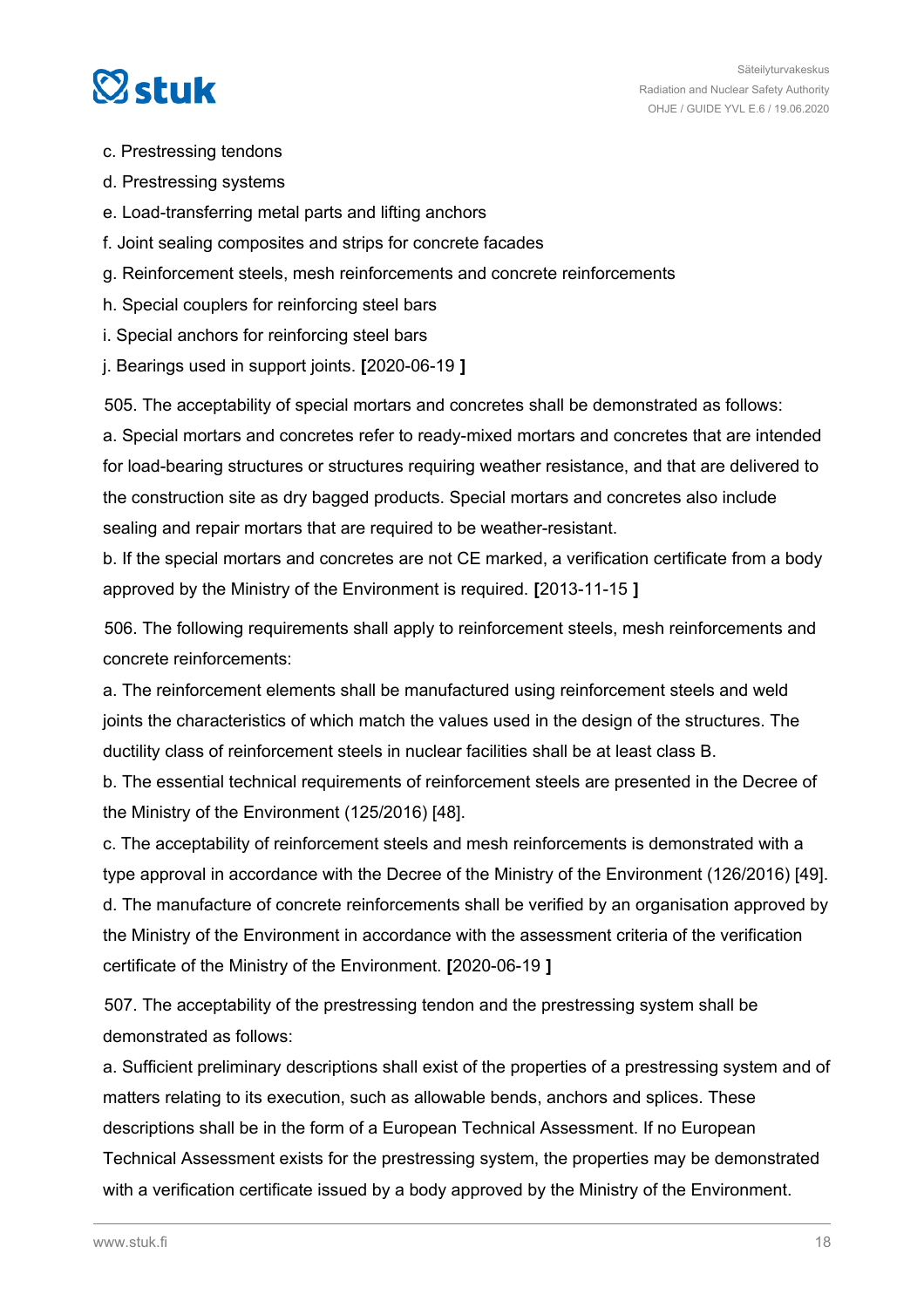c. Prestressing tendons

d. Prestressing systems

e. Load-transferring metal parts and lifting anchors

f. Joint sealing composites and strips for concrete facades

g. Reinforcement steels, mesh reinforcements and concrete reinforcements

h. Special couplers for reinforcing steel bars

i. Special anchors for reinforcing steel bars

j. Bearings used in support joints. **[**2020-06-19 **]**

505. The acceptability of special mortars and concretes shall be demonstrated as follows:

a. Special mortars and concretes refer to ready-mixed mortars and concretes that are intended for load-bearing structures or structures requiring weather resistance, and that are delivered to the construction site as dry bagged products. Special mortars and concretes also include sealing and repair mortars that are required to be weather-resistant.

b. If the special mortars and concretes are not CE marked, a verification certificate from a body approved by the Ministry of the Environment is required. **[**2013-11-15 **]**

506. The following requirements shall apply to reinforcement steels, mesh reinforcements and concrete reinforcements:

a. The reinforcement elements shall be manufactured using reinforcement steels and weld joints the characteristics of which match the values used in the design of the structures. The ductility class of reinforcement steels in nuclear facilities shall be at least class B.

b. The essential technical requirements of reinforcement steels are presented in the Decree of the Ministry of the Environment (125/2016) [48].

c. The acceptability of reinforcement steels and mesh reinforcements is demonstrated with a type approval in accordance with the Decree of the Ministry of the Environment (126/2016) [49].

d. The manufacture of concrete reinforcements shall be verified by an organisation approved by the Ministry of the Environment in accordance with the assessment criteria of the verification certificate of the Ministry of the Environment. **[**2020-06-19 **]**

507. The acceptability of the prestressing tendon and the prestressing system shall be demonstrated as follows:

a. Sufficient preliminary descriptions shall exist of the properties of a prestressing system and of matters relating to its execution, such as allowable bends, anchors and splices. These descriptions shall be in the form of a European Technical Assessment. If no European Technical Assessment exists for the prestressing system, the properties may be demonstrated with a verification certificate issued by a body approved by the Ministry of the Environment.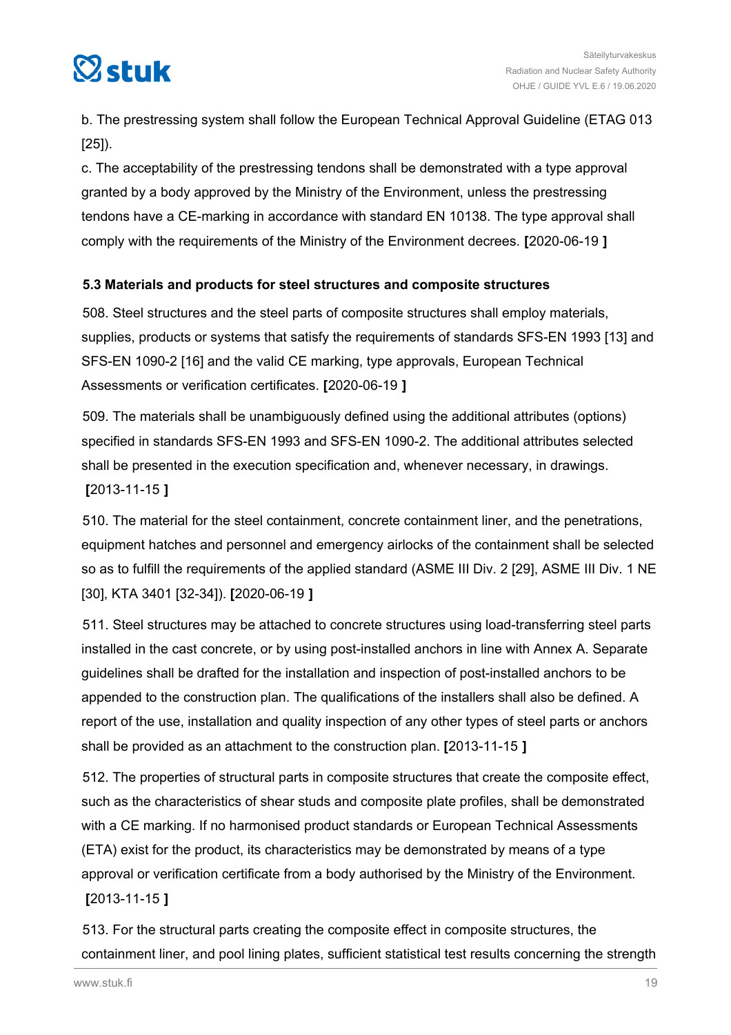b. The prestressing system shall follow the European Technical Approval Guideline (ETAG 013 [25]).

c. The acceptability of the prestressing tendons shall be demonstrated with a type approval granted by a body approved by the Ministry of the Environment, unless the prestressing tendons have a CE-marking in accordance with standard EN 10138. The type approval shall comply with the requirements of the Ministry of the Environment decrees. **[**2020-06-19 **]**

### 5.3 Materials and products for steel structures and composite structures

508. Steel structures and the steel parts of composite structures shall employ materials, supplies, products or systems that satisfy the requirements of standards SFS-EN 1993 [13] and SFS-EN 1090-2 [16] and the valid CE marking, type approvals, European Technical Assessments or verification certificates. **[**2020-06-19 **]**

509. The materials shall be unambiguously defined using the additional attributes (options) specified in standards SFS-EN 1993 and SFS-EN 1090-2. The additional attributes selected shall be presented in the execution specification and, whenever necessary, in drawings. **[**2013-11-15 **]**

510. The material for the steel containment, concrete containment liner, and the penetrations, equipment hatches and personnel and emergency airlocks of the containment shall be selected so as to fulfill the requirements of the applied standard (ASME III Div. 2 [29], ASME III Div. 1 NE [30], KTA 3401 [32-34]). **[**2020-06-19 **]**

511. Steel structures may be attached to concrete structures using load-transferring steel parts installed in the cast concrete, or by using post-installed anchors in line with Annex A. Separate guidelines shall be drafted for the installation and inspection of post-installed anchors to be appended to the construction plan. The qualifications of the installers shall also be defined. A report of the use, installation and quality inspection of any other types of steel parts or anchors shall be provided as an attachment to the construction plan. **[**2013-11-15 **]**

512. The properties of structural parts in composite structures that create the composite effect, such as the characteristics of shear studs and composite plate profiles, shall be demonstrated with a CE marking. If no harmonised product standards or European Technical Assessments (ETA) exist for the product, its characteristics may be demonstrated by means of a type approval or verification certificate from a body authorised by the Ministry of the Environment. **[**2013-11-15 **]**

513. For the structural parts creating the composite effect in composite structures, the containment liner, and pool lining plates, sufficient statistical test results concerning the strength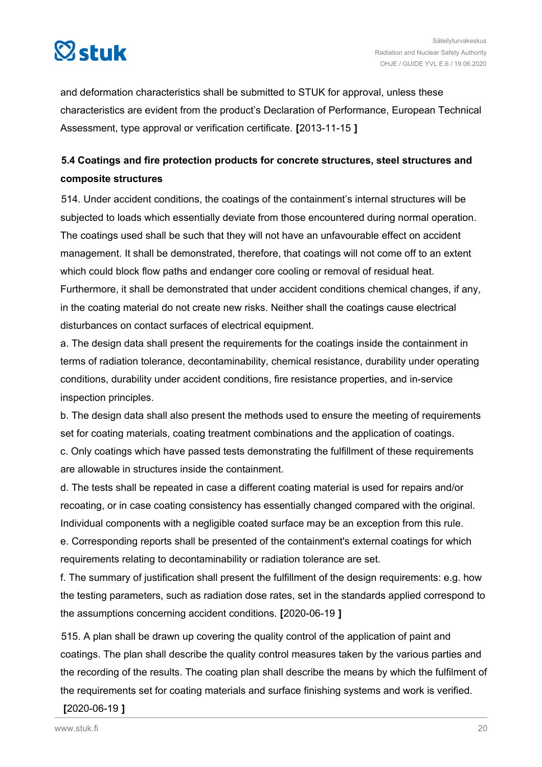and deformation characteristics shall be submitted to STUK for approval, unless these characteristics are evident from the product's Declaration of Performance, European Technical Assessment, type approval or verification certificate. **[**2013-11-15 **]**

### 5.4 Coatings and fire protection products for concrete structures, steel structures and composite structures

514. Under accident conditions, the coatings of the containment's internal structures will be subjected to loads which essentially deviate from those encountered during normal operation. The coatings used shall be such that they will not have an unfavourable effect on accident management. It shall be demonstrated, therefore, that coatings will not come off to an extent which could block flow paths and endanger core cooling or removal of residual heat. Furthermore, it shall be demonstrated that under accident conditions chemical changes, if any, in the coating material do not create new risks. Neither shall the coatings cause electrical disturbances on contact surfaces of electrical equipment.

a. The design data shall present the requirements for the coatings inside the containment in terms of radiation tolerance, decontaminability, chemical resistance, durability under operating conditions, durability under accident conditions, fire resistance properties, and in-service inspection principles.

b. The design data shall also present the methods used to ensure the meeting of requirements set for coating materials, coating treatment combinations and the application of coatings.

c. Only coatings which have passed tests demonstrating the fulfillment of these requirements are allowable in structures inside the containment.

d. The tests shall be repeated in case a different coating material is used for repairs and/or recoating, or in case coating consistency has essentially changed compared with the original. Individual components with a negligible coated surface may be an exception from this rule.

e. Corresponding reports shall be presented of the containment's external coatings for which requirements relating to decontaminability or radiation tolerance are set.

f. The summary of justification shall present the fulfillment of the design requirements: e.g. how the testing parameters, such as radiation dose rates, set in the standards applied correspond to the assumptions concerning accident conditions. **[**2020-06-19 **]**

515. A plan shall be drawn up covering the quality control of the application of paint and coatings. The plan shall describe the quality control measures taken by the various parties and the recording of the results. The coating plan shall describe the means by which the fulfilment of the requirements set for coating materials and surface finishing systems and work is verified. **[**2020-06-19 **]**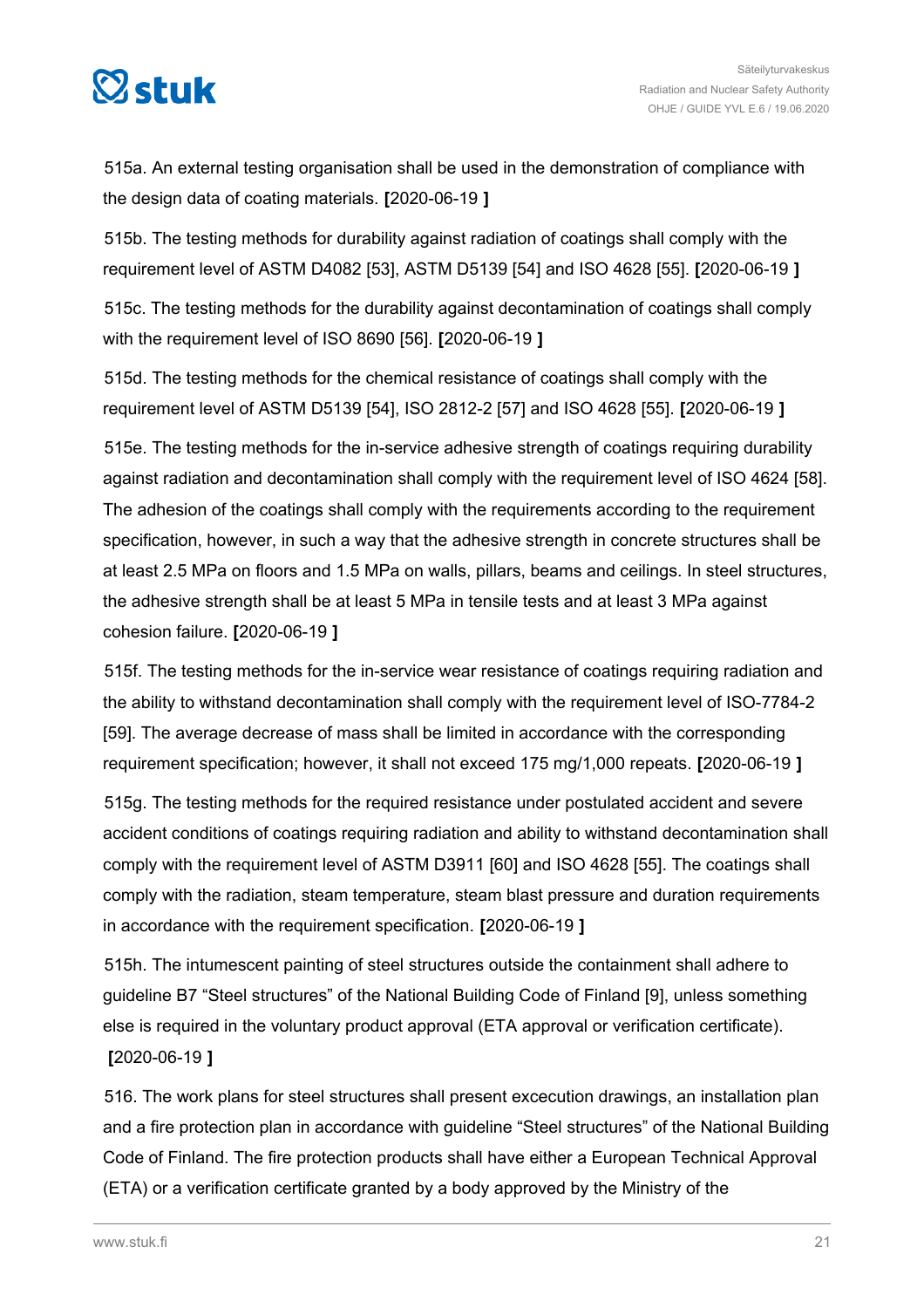515a. An external testing organisation shall be used in the demonstration of compliance with the design data of coating materials. **[**2020-06-19 **]**

515b. The testing methods for durability against radiation of coatings shall comply with the requirement level of ASTM D4082 [53], ASTM D5139 [54] and ISO 4628 [55]. **[**2020-06-19 **]**

515c. The testing methods for the durability against decontamination of coatings shall comply with the requirement level of ISO 8690 [56]. **[**2020-06-19 **]**

515d. The testing methods for the chemical resistance of coatings shall comply with the requirement level of ASTM D5139 [54], ISO 2812-2 [57] and ISO 4628 [55]. **[**2020-06-19 **]**

515e. The testing methods for the in-service adhesive strength of coatings requiring durability against radiation and decontamination shall comply with the requirement level of ISO 4624 [58]. The adhesion of the coatings shall comply with the requirements according to the requirement specification, however, in such a way that the adhesive strength in concrete structures shall be at least 2.5 MPa on floors and 1.5 MPa on walls, pillars, beams and ceilings. In steel structures, the adhesive strength shall be at least 5 MPa in tensile tests and at least 3 MPa against cohesion failure. **[**2020-06-19 **]**

515f. The testing methods for the in-service wear resistance of coatings requiring radiation and the ability to withstand decontamination shall comply with the requirement level of ISO-7784-2 [59]. The average decrease of mass shall be limited in accordance with the corresponding requirement specification; however, it shall not exceed 175 mg/1,000 repeats. **[**2020-06-19 **]**

515g. The testing methods for the required resistance under postulated accident and severe accident conditions of coatings requiring radiation and ability to withstand decontamination shall comply with the requirement level of ASTM D3911 [60] and ISO 4628 [55]. The coatings shall comply with the radiation, steam temperature, steam blast pressure and duration requirements in accordance with the requirement specification. **[**2020-06-19 **]**

515h. The intumescent painting of steel structures outside the containment shall adhere to guideline B7 "Steel structures" of the National Building Code of Finland [9], unless something else is required in the voluntary product approval (ETA approval or verification certificate). **[**2020-06-19 **]**

516. The work plans for steel structures shall present excecution drawings, an installation plan and a fire protection plan in accordance with guideline "Steel structures" of the National Building Code of Finland. The fire protection products shall have either a European Technical Approval (ETA) or a verification certificate granted by a body approved by the Ministry of the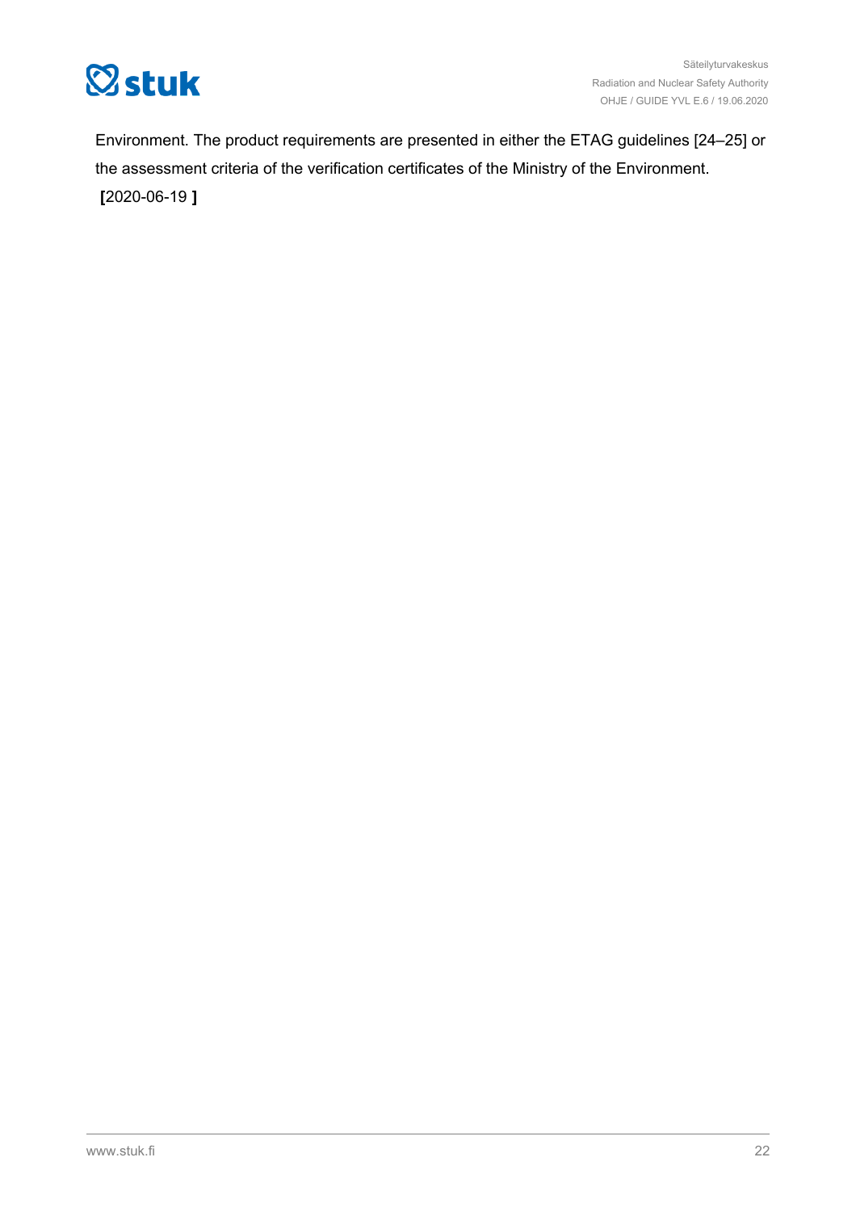Environment. The product requirements are presented in either the ETAG guidelines [24–25] or the assessment criteria of the verification certificates of the Ministry of the Environment. **[**2020-06-19 **]**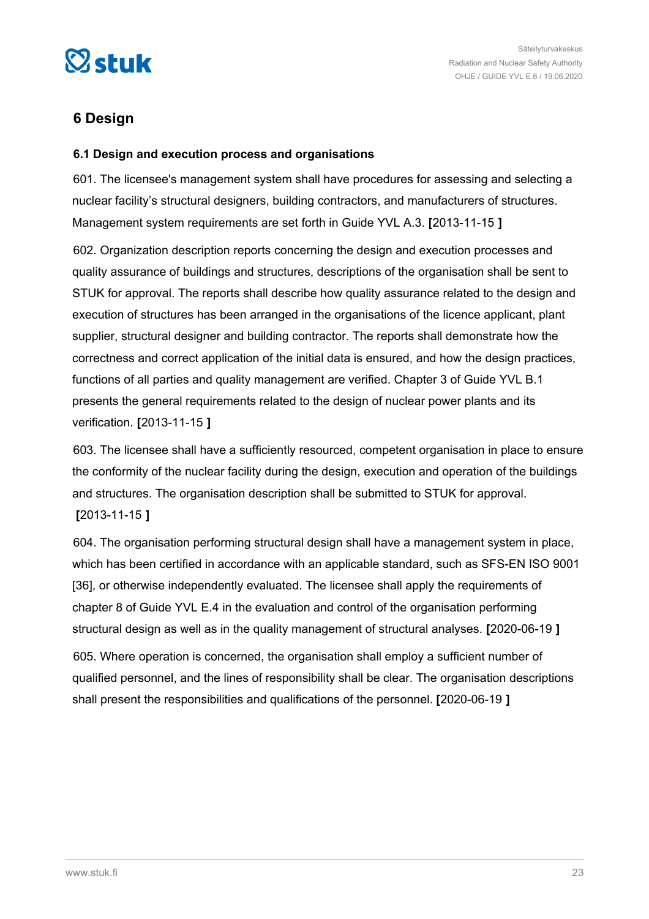## 6 Design

### 6.1 Design and execution process and organisations

601. The licensee's management system shall have procedures for assessing and selecting a nuclear facility's structural designers, building contractors, and manufacturers of structures. Management system requirements are set forth in Guide YVL A.3. **[**2013-11-15 **]**

602. Organization description reports concerning the design and execution processes and quality assurance of buildings and structures, descriptions of the organisation shall be sent to STUK for approval. The reports shall describe how quality assurance related to the design and execution of structures has been arranged in the organisations of the licence applicant, plant supplier, structural designer and building contractor. The reports shall demonstrate how the correctness and correct application of the initial data is ensured, and how the design practices, functions of all parties and quality management are verified. Chapter 3 of Guide YVL B.1 presents the general requirements related to the design of nuclear power plants and its verification. **[**2013-11-15 **]**

603. The licensee shall have a sufficiently resourced, competent organisation in place to ensure the conformity of the nuclear facility during the design, execution and operation of the buildings and structures. The organisation description shall be submitted to STUK for approval. **[**2013-11-15 **]**

604. The organisation performing structural design shall have a management system in place, which has been certified in accordance with an applicable standard, such as SFS-EN ISO 9001 [36], or otherwise independently evaluated. The licensee shall apply the requirements of chapter 8 of Guide YVL E.4 in the evaluation and control of the organisation performing structural design as well as in the quality management of structural analyses. **[**2020-06-19 **]**

605. Where operation is concerned, the organisation shall employ a sufficient number of qualified personnel, and the lines of responsibility shall be clear. The organisation descriptions shall present the responsibilities and qualifications of the personnel. **[**2020-06-19 **]**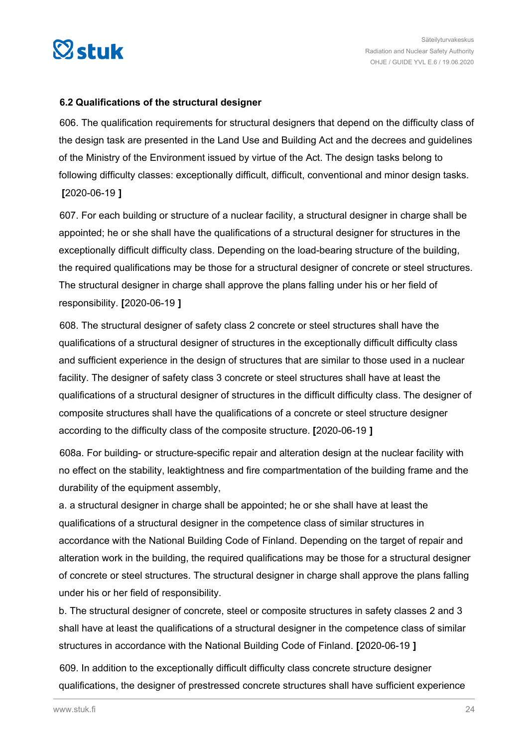### 6.2 Qualifications of the structural designer

606. The qualification requirements for structural designers that depend on the difficulty class of the design task are presented in the Land Use and Building Act and the decrees and guidelines of the Ministry of the Environment issued by virtue of the Act. The design tasks belong to following difficulty classes: exceptionally difficult, difficult, conventional and minor design tasks. **[**2020-06-19 **]**

607. For each building or structure of a nuclear facility, a structural designer in charge shall be appointed; he or she shall have the qualifications of a structural designer for structures in the exceptionally difficult difficulty class. Depending on the load-bearing structure of the building, the required qualifications may be those for a structural designer of concrete or steel structures. The structural designer in charge shall approve the plans falling under his or her field of responsibility. **[**2020-06-19 **]**

608. The structural designer of safety class 2 concrete or steel structures shall have the qualifications of a structural designer of structures in the exceptionally difficult difficulty class and sufficient experience in the design of structures that are similar to those used in a nuclear facility. The designer of safety class 3 concrete or steel structures shall have at least the qualifications of a structural designer of structures in the difficult difficulty class. The designer of composite structures shall have the qualifications of a concrete or steel structure designer according to the difficulty class of the composite structure. **[**2020-06-19 **]**

608a. For building- or structure-specific repair and alteration design at the nuclear facility with no effect on the stability, leaktightness and fire compartmentation of the building frame and the durability of the equipment assembly,

a. a structural designer in charge shall be appointed; he or she shall have at least the qualifications of a structural designer in the competence class of similar structures in accordance with the National Building Code of Finland. Depending on the target of repair and alteration work in the building, the required qualifications may be those for a structural designer of concrete or steel structures. The structural designer in charge shall approve the plans falling under his or her field of responsibility.

b. The structural designer of concrete, steel or composite structures in safety classes 2 and 3 shall have at least the qualifications of a structural designer in the competence class of similar structures in accordance with the National Building Code of Finland. **[**2020-06-19 **]**

609. In addition to the exceptionally difficult difficulty class concrete structure designer qualifications, the designer of prestressed concrete structures shall have sufficient experience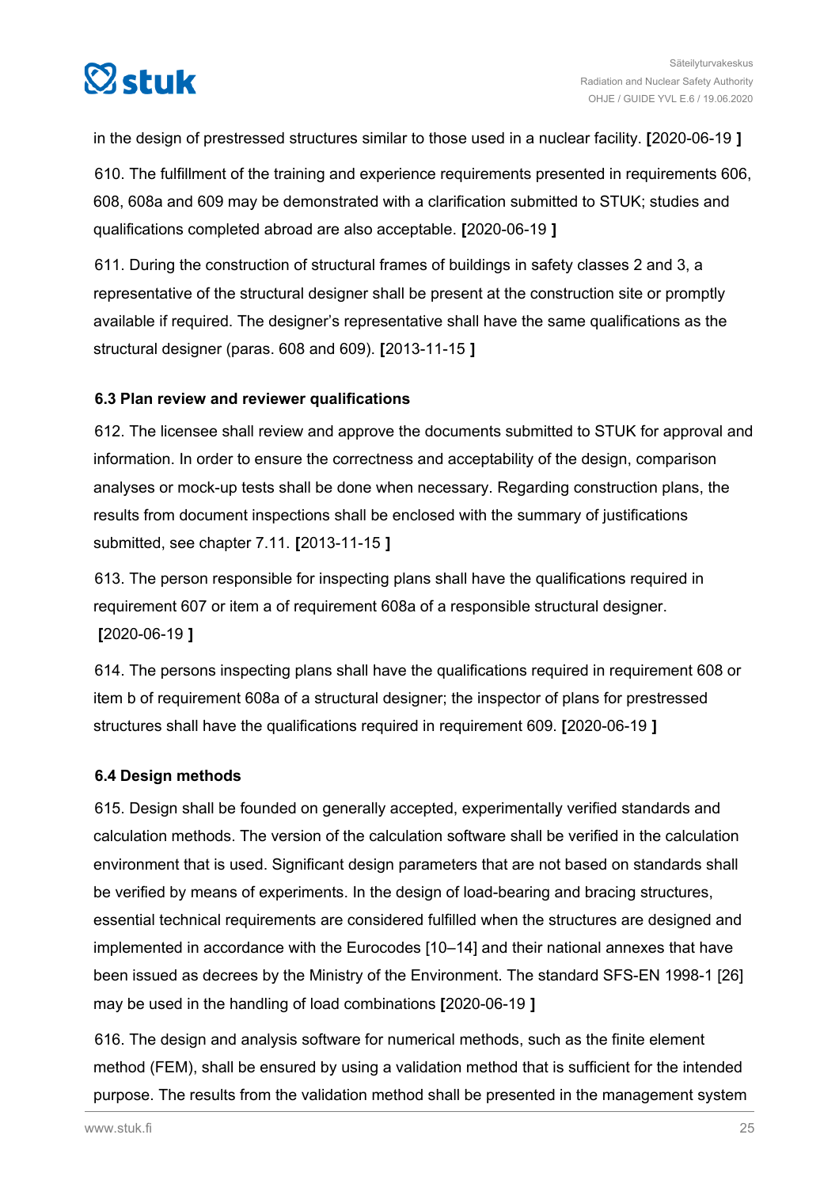in the design of prestressed structures similar to those used in a nuclear facility. **[**2020-06-19 **]**

610. The fulfillment of the training and experience requirements presented in requirements 606, 608, 608a and 609 may be demonstrated with a clarification submitted to STUK; studies and qualifications completed abroad are also acceptable. **[**2020-06-19 **]**

611. During the construction of structural frames of buildings in safety classes 2 and 3, a representative of the structural designer shall be present at the construction site or promptly available if required. The designer's representative shall have the same qualifications as the structural designer (paras. 608 and 609). **[**2013-11-15 **]**

### 6.3 Plan review and reviewer qualifications

612. The licensee shall review and approve the documents submitted to STUK for approval and information. In order to ensure the correctness and acceptability of the design, comparison analyses or mock-up tests shall be done when necessary. Regarding construction plans, the results from document inspections shall be enclosed with the summary of justifications submitted, see chapter 7.11. **[**2013-11-15 **]**

613. The person responsible for inspecting plans shall have the qualifications required in requirement 607 or item a of requirement 608a of a responsible structural designer. **[**2020-06-19 **]**

614. The persons inspecting plans shall have the qualifications required in requirement 608 or item b of requirement 608a of a structural designer; the inspector of plans for prestressed structures shall have the qualifications required in requirement 609. **[**2020-06-19 **]**

### 6.4 Design methods

615. Design shall be founded on generally accepted, experimentally verified standards and calculation methods. The version of the calculation software shall be verified in the calculation environment that is used. Significant design parameters that are not based on standards shall be verified by means of experiments. In the design of load-bearing and bracing structures, essential technical requirements are considered fulfilled when the structures are designed and implemented in accordance with the Eurocodes [10–14] and their national annexes that have been issued as decrees by the Ministry of the Environment. The standard SFS-EN 1998-1 [26] may be used in the handling of load combinations **[**2020-06-19 **]**

616. The design and analysis software for numerical methods, such as the finite element method (FEM), shall be ensured by using a validation method that is sufficient for the intended purpose. The results from the validation method shall be presented in the management system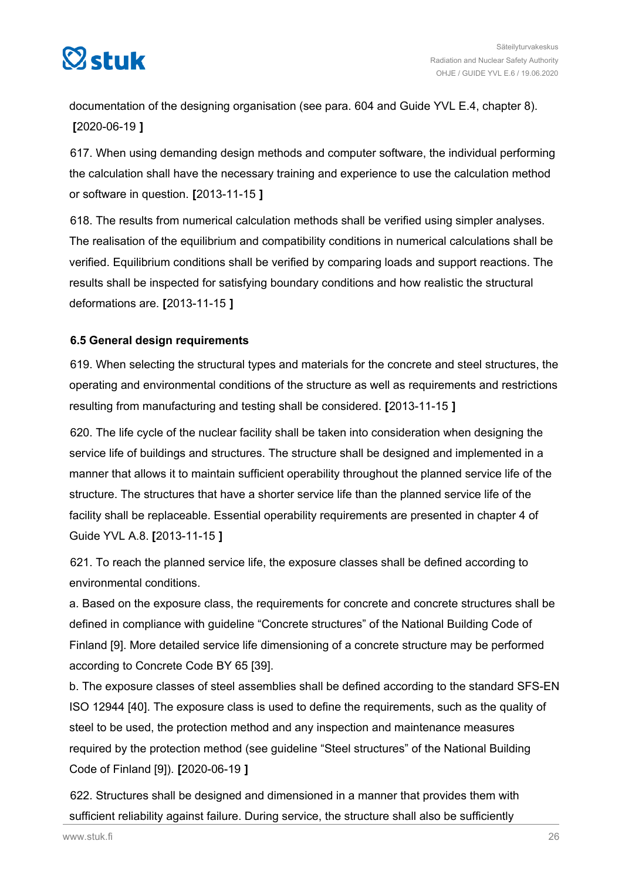documentation of the designing organisation (see para. 604 and Guide YVL E.4, chapter 8). **[**2020-06-19 **]**

617. When using demanding design methods and computer software, the individual performing the calculation shall have the necessary training and experience to use the calculation method or software in question. **[**2013-11-15 **]**

618. The results from numerical calculation methods shall be verified using simpler analyses. The realisation of the equilibrium and compatibility conditions in numerical calculations shall be verified. Equilibrium conditions shall be verified by comparing loads and support reactions. The results shall be inspected for satisfying boundary conditions and how realistic the structural deformations are. **[**2013-11-15 **]**

### 6.5 General design requirements

619. When selecting the structural types and materials for the concrete and steel structures, the operating and environmental conditions of the structure as well as requirements and restrictions resulting from manufacturing and testing shall be considered. **[**2013-11-15 **]**

620. The life cycle of the nuclear facility shall be taken into consideration when designing the service life of buildings and structures. The structure shall be designed and implemented in a manner that allows it to maintain sufficient operability throughout the planned service life of the structure. The structures that have a shorter service life than the planned service life of the facility shall be replaceable. Essential operability requirements are presented in chapter 4 of Guide YVL A.8. **[**2013-11-15 **]**

621. To reach the planned service life, the exposure classes shall be defined according to environmental conditions.

a. Based on the exposure class, the requirements for concrete and concrete structures shall be defined in compliance with guideline "Concrete structures" of the National Building Code of Finland [9]. More detailed service life dimensioning of a concrete structure may be performed according to Concrete Code BY 65 [39].

b. The exposure classes of steel assemblies shall be defined according to the standard SFS-EN ISO 12944 [40]. The exposure class is used to define the requirements, such as the quality of steel to be used, the protection method and any inspection and maintenance measures required by the protection method (see guideline "Steel structures" of the National Building Code of Finland [9]). **[**2020-06-19 **]**

622. Structures shall be designed and dimensioned in a manner that provides them with sufficient reliability against failure. During service, the structure shall also be sufficiently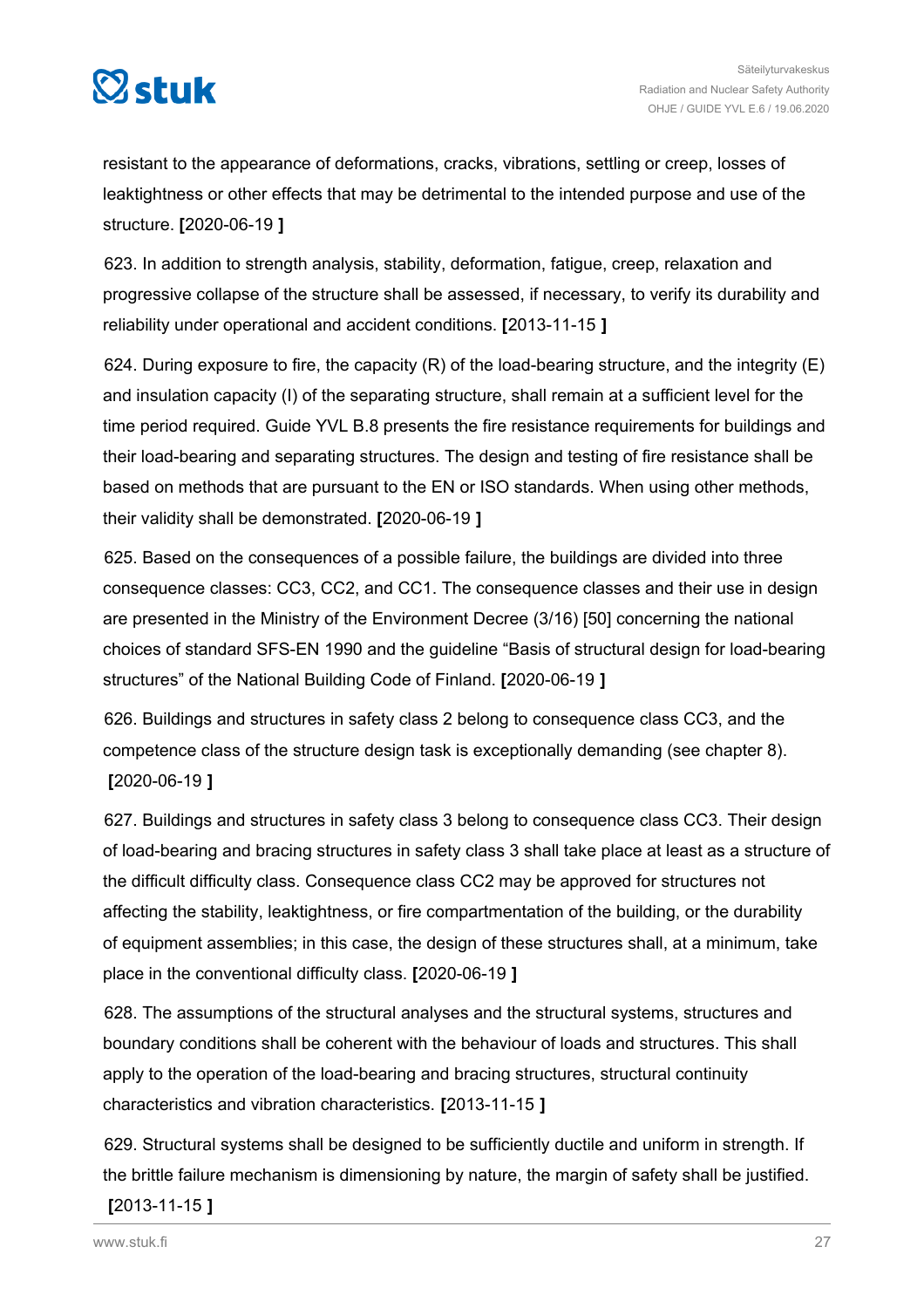resistant to the appearance of deformations, cracks, vibrations, settling or creep, losses of leaktightness or other effects that may be detrimental to the intended purpose and use of the structure. **[**2020-06-19 **]**

623. In addition to strength analysis, stability, deformation, fatigue, creep, relaxation and progressive collapse of the structure shall be assessed, if necessary, to verify its durability and reliability under operational and accident conditions. **[**2013-11-15 **]**

624. During exposure to fire, the capacity (R) of the load-bearing structure, and the integrity (E) and insulation capacity (I) of the separating structure, shall remain at a sufficient level for the time period required. Guide YVL B.8 presents the fire resistance requirements for buildings and their load-bearing and separating structures. The design and testing of fire resistance shall be based on methods that are pursuant to the EN or ISO standards. When using other methods, their validity shall be demonstrated. **[**2020-06-19 **]**

625. Based on the consequences of a possible failure, the buildings are divided into three consequence classes: CC3, CC2, and CC1. The consequence classes and their use in design are presented in the Ministry of the Environment Decree (3/16) [50] concerning the national choices of standard SFS-EN 1990 and the guideline "Basis of structural design for load-bearing structures" of the National Building Code of Finland. **[**2020-06-19 **]**

626. Buildings and structures in safety class 2 belong to consequence class CC3, and the competence class of the structure design task is exceptionally demanding (see chapter 8). **[**2020-06-19 **]**

627. Buildings and structures in safety class 3 belong to consequence class CC3. Their design of load-bearing and bracing structures in safety class 3 shall take place at least as a structure of the difficult difficulty class. Consequence class CC2 may be approved for structures not affecting the stability, leaktightness, or fire compartmentation of the building, or the durability of equipment assemblies; in this case, the design of these structures shall, at a minimum, take place in the conventional difficulty class. **[**2020-06-19 **]**

628. The assumptions of the structural analyses and the structural systems, structures and boundary conditions shall be coherent with the behaviour of loads and structures. This shall apply to the operation of the load-bearing and bracing structures, structural continuity characteristics and vibration characteristics. **[**2013-11-15 **]**

629. Structural systems shall be designed to be sufficiently ductile and uniform in strength. If the brittle failure mechanism is dimensioning by nature, the margin of safety shall be justified. **[**2013-11-15 **]**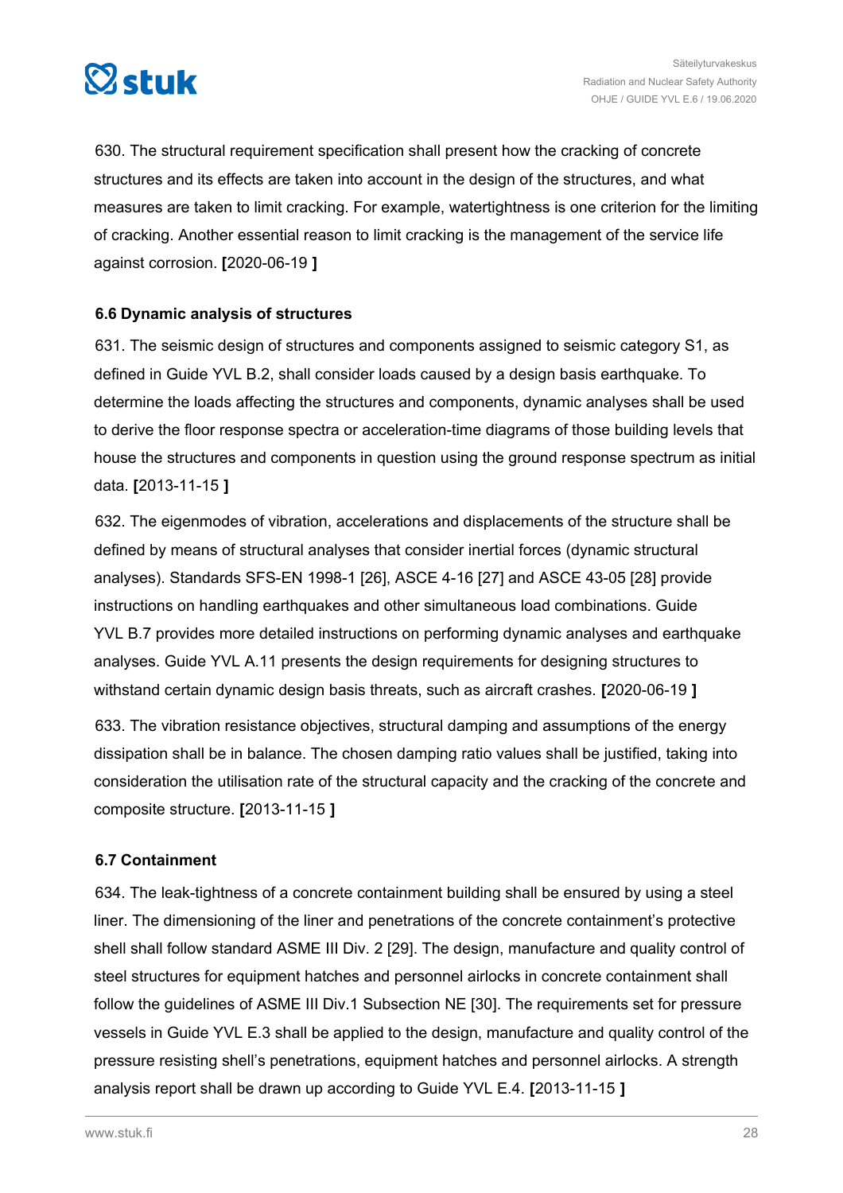630. The structural requirement specification shall present how the cracking of concrete structures and its effects are taken into account in the design of the structures, and what measures are taken to limit cracking. For example, watertightness is one criterion for the limiting of cracking. Another essential reason to limit cracking is the management of the service life against corrosion. **[**2020-06-19 **]**

### 6.6 Dynamic analysis of structures

631. The seismic design of structures and components assigned to seismic category S1, as defined in Guide YVL B.2, shall consider loads caused by a design basis earthquake. To determine the loads affecting the structures and components, dynamic analyses shall be used to derive the floor response spectra or acceleration-time diagrams of those building levels that house the structures and components in question using the ground response spectrum as initial data. **[**2013-11-15 **]**

632. The eigenmodes of vibration, accelerations and displacements of the structure shall be defined by means of structural analyses that consider inertial forces (dynamic structural analyses). Standards SFS-EN 1998-1 [26], ASCE 4-16 [27] and ASCE 43-05 [28] provide instructions on handling earthquakes and other simultaneous load combinations. Guide YVL B.7 provides more detailed instructions on performing dynamic analyses and earthquake analyses. Guide YVL A.11 presents the design requirements for designing structures to withstand certain dynamic design basis threats, such as aircraft crashes. **[**2020-06-19 **]**

633. The vibration resistance objectives, structural damping and assumptions of the energy dissipation shall be in balance. The chosen damping ratio values shall be justified, taking into consideration the utilisation rate of the structural capacity and the cracking of the concrete and composite structure. **[**2013-11-15 **]**

### 6.7 Containment

634. The leak-tightness of a concrete containment building shall be ensured by using a steel liner. The dimensioning of the liner and penetrations of the concrete containment's protective shell shall follow standard ASME III Div. 2 [29]. The design, manufacture and quality control of steel structures for equipment hatches and personnel airlocks in concrete containment shall follow the guidelines of ASME III Div.1 Subsection NE [30]. The requirements set for pressure vessels in Guide YVL E.3 shall be applied to the design, manufacture and quality control of the pressure resisting shell's penetrations, equipment hatches and personnel airlocks. A strength analysis report shall be drawn up according to Guide YVL E.4. **[**2013-11-15 **]**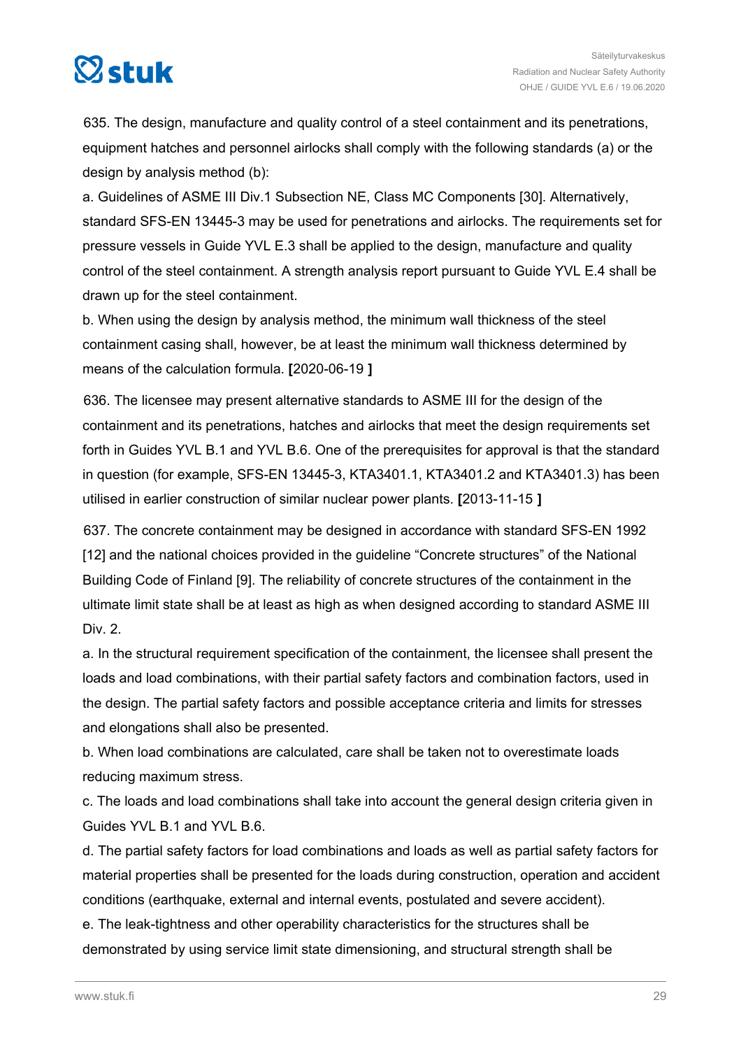635. The design, manufacture and quality control of a steel containment and its penetrations, equipment hatches and personnel airlocks shall comply with the following standards (a) or the design by analysis method (b):

a. Guidelines of ASME III Div.1 Subsection NE, Class MC Components [30]. Alternatively, standard SFS-EN 13445-3 may be used for penetrations and airlocks. The requirements set for pressure vessels in Guide YVL E.3 shall be applied to the design, manufacture and quality control of the steel containment. A strength analysis report pursuant to Guide YVL E.4 shall be drawn up for the steel containment.

b. When using the design by analysis method, the minimum wall thickness of the steel containment casing shall, however, be at least the minimum wall thickness determined by means of the calculation formula. **[**2020-06-19 **]**

636. The licensee may present alternative standards to ASME III for the design of the containment and its penetrations, hatches and airlocks that meet the design requirements set forth in Guides YVL B.1 and YVL B.6. One of the prerequisites for approval is that the standard in question (for example, SFS-EN 13445-3, KTA3401.1, KTA3401.2 and KTA3401.3) has been utilised in earlier construction of similar nuclear power plants. **[**2013-11-15 **]**

637. The concrete containment may be designed in accordance with standard SFS-EN 1992 [12] and the national choices provided in the guideline “Concrete structures” of the National Building Code of Finland [9]. The reliability of concrete structures of the containment in the ultimate limit state shall be at least as high as when designed according to standard ASME III Div. 2.

a. In the structural requirement specification of the containment, the licensee shall present the loads and load combinations, with their partial safety factors and combination factors, used in the design. The partial safety factors and possible acceptance criteria and limits for stresses and elongations shall also be presented.

b. When load combinations are calculated, care shall be taken not to overestimate loads reducing maximum stress.

c. The loads and load combinations shall take into account the general design criteria given in Guides YVL B.1 and YVL B.6.

d. The partial safety factors for load combinations and loads as well as partial safety factors for material properties shall be presented for the loads during construction, operation and accident conditions (earthquake, external and internal events, postulated and severe accident).

e. The leak-tightness and other operability characteristics for the structures shall be demonstrated by using service limit state dimensioning, and structural strength shall be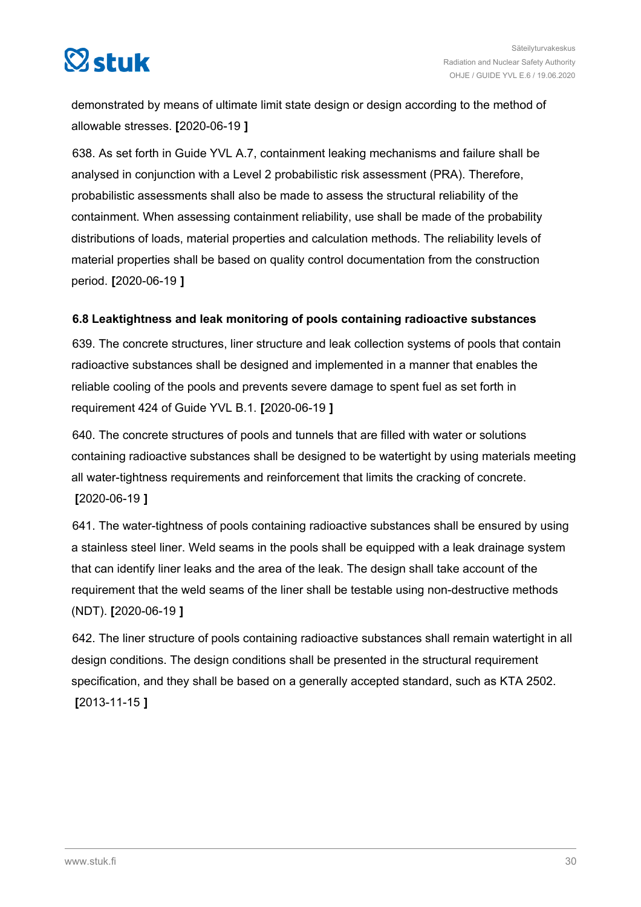demonstrated by means of ultimate limit state design or design according to the method of allowable stresses. **[**2020-06-19 **]**

638. As set forth in Guide YVL A.7, containment leaking mechanisms and failure shall be analysed in conjunction with a Level 2 probabilistic risk assessment (PRA). Therefore, probabilistic assessments shall also be made to assess the structural reliability of the containment. When assessing containment reliability, use shall be made of the probability distributions of loads, material properties and calculation methods. The reliability levels of material properties shall be based on quality control documentation from the construction period. **[**2020-06-19 **]**

### 6.8 Leaktightness and leak monitoring of pools containing radioactive substances

639. The concrete structures, liner structure and leak collection systems of pools that contain radioactive substances shall be designed and implemented in a manner that enables the reliable cooling of the pools and prevents severe damage to spent fuel as set forth in requirement 424 of Guide YVL B.1. **[**2020-06-19 **]**

640. The concrete structures of pools and tunnels that are filled with water or solutions containing radioactive substances shall be designed to be watertight by using materials meeting all water-tightness requirements and reinforcement that limits the cracking of concrete. **[**2020-06-19 **]**

641. The water-tightness of pools containing radioactive substances shall be ensured by using a stainless steel liner. Weld seams in the pools shall be equipped with a leak drainage system that can identify liner leaks and the area of the leak. The design shall take account of the requirement that the weld seams of the liner shall be testable using non-destructive methods (NDT). **[**2020-06-19 **]**

642. The liner structure of pools containing radioactive substances shall remain watertight in all design conditions. The design conditions shall be presented in the structural requirement specification, and they shall be based on a generally accepted standard, such as KTA 2502. **[**2013-11-15 **]**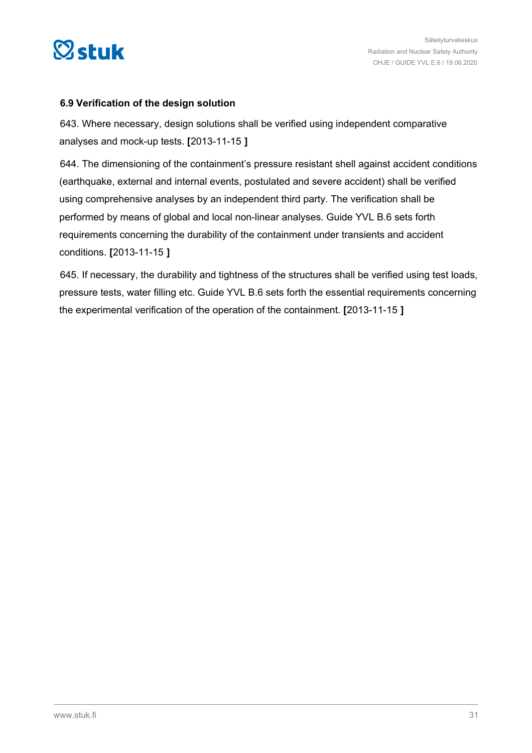### 6.9 Verification of the design solution

643. Where necessary, design solutions shall be verified using independent comparative analyses and mock-up tests. **[**2013-11-15 **]**

644. The dimensioning of the containment's pressure resistant shell against accident conditions (earthquake, external and internal events, postulated and severe accident) shall be verified using comprehensive analyses by an independent third party. The verification shall be performed by means of global and local non-linear analyses. Guide YVL B.6 sets forth requirements concerning the durability of the containment under transients and accident conditions. **[**2013-11-15 **]**

645. If necessary, the durability and tightness of the structures shall be verified using test loads, pressure tests, water filling etc. Guide YVL B.6 sets forth the essential requirements concerning the experimental verification of the operation of the containment. **[**2013-11-15 **]**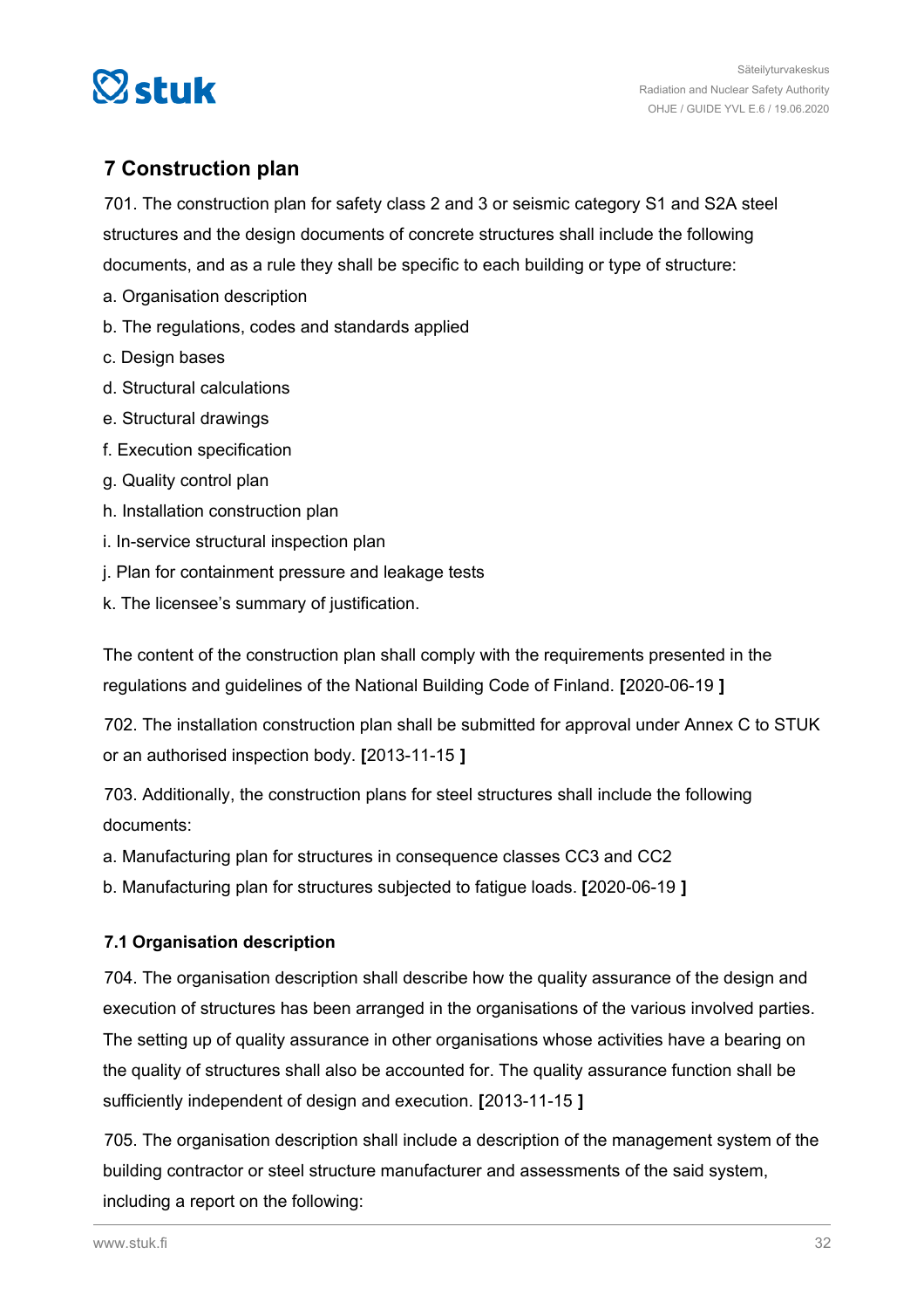## 7 Construction plan

701. The construction plan for safety class 2 and 3 or seismic category S1 and S2A steel structures and the design documents of concrete structures shall include the following documents, and as a rule they shall be specific to each building or type of structure:

a. Organisation description
b. The regulations, codes and standards applied
c. Design bases
d. Structural calculations
e. Structural drawings
f. Execution specification
g. Quality control plan
h. Installation construction plan
i. In-service structural inspection plan
j. Plan for containment pressure and leakage tests
k. The licensee's summary of justification.

The content of the construction plan shall comply with the requirements presented in the regulations and guidelines of the National Building Code of Finland. **[**2020-06-19 **]**

702. The installation construction plan shall be submitted for approval under Annex C to STUK or an authorised inspection body. **[**2013-11-15 **]**

703. Additionally, the construction plans for steel structures shall include the following documents:

a. Manufacturing plan for structures in consequence classes CC3 and CC2
b. Manufacturing plan for structures subjected to fatigue loads. **[**2020-06-19 **]**

### 7.1 Organisation description

704. The organisation description shall describe how the quality assurance of the design and execution of structures has been arranged in the organisations of the various involved parties. The setting up of quality assurance in other organisations whose activities have a bearing on the quality of structures shall also be accounted for. The quality assurance function shall be sufficiently independent of design and execution. **[**2013-11-15 **]**

705. The organisation description shall include a description of the management system of the building contractor or steel structure manufacturer and assessments of the said system, including a report on the following: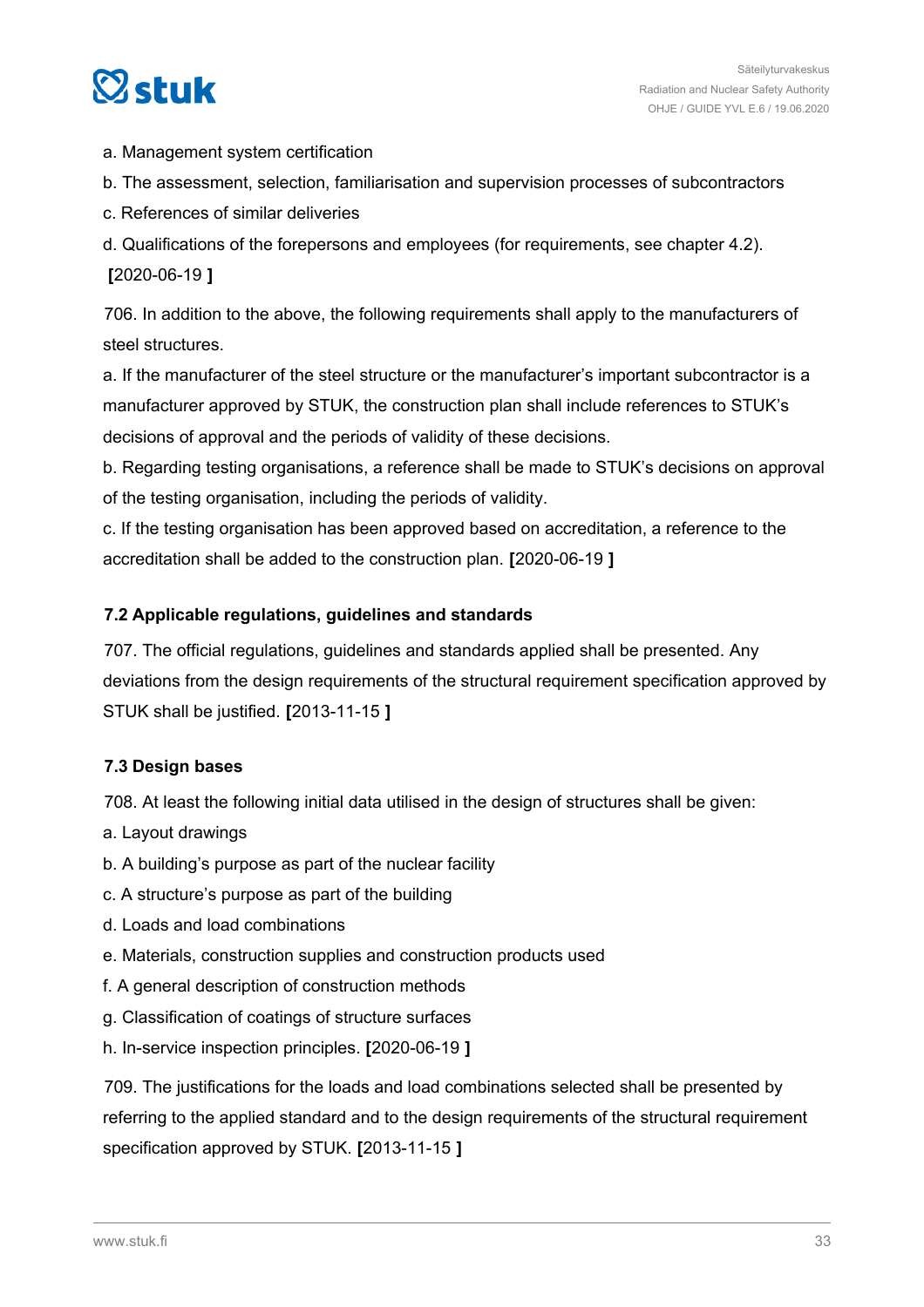a. Management system certification

b. The assessment, selection, familiarisation and supervision processes of subcontractors

c. References of similar deliveries

d. Qualifications of the forepersons and employees (for requirements, see chapter 4.2). **[**2020-06-19 **]**

706. In addition to the above, the following requirements shall apply to the manufacturers of steel structures.

a. If the manufacturer of the steel structure or the manufacturer's important subcontractor is a manufacturer approved by STUK, the construction plan shall include references to STUK's decisions of approval and the periods of validity of these decisions.

b. Regarding testing organisations, a reference shall be made to STUK's decisions on approval of the testing organisation, including the periods of validity.

c. If the testing organisation has been approved based on accreditation, a reference to the accreditation shall be added to the construction plan. **[**2020-06-19 **]**

### 7.2 Applicable regulations, guidelines and standards

707. The official regulations, guidelines and standards applied shall be presented. Any deviations from the design requirements of the structural requirement specification approved by STUK shall be justified. **[**2013-11-15 **]**

### 7.3 Design bases

708. At least the following initial data utilised in the design of structures shall be given:

a. Layout drawings

b. A building's purpose as part of the nuclear facility

c. A structure's purpose as part of the building

d. Loads and load combinations

e. Materials, construction supplies and construction products used

f. A general description of construction methods

g. Classification of coatings of structure surfaces

h. In-service inspection principles. **[**2020-06-19 **]**

709. The justifications for the loads and load combinations selected shall be presented by referring to the applied standard and to the design requirements of the structural requirement specification approved by STUK. **[**2013-11-15 **]**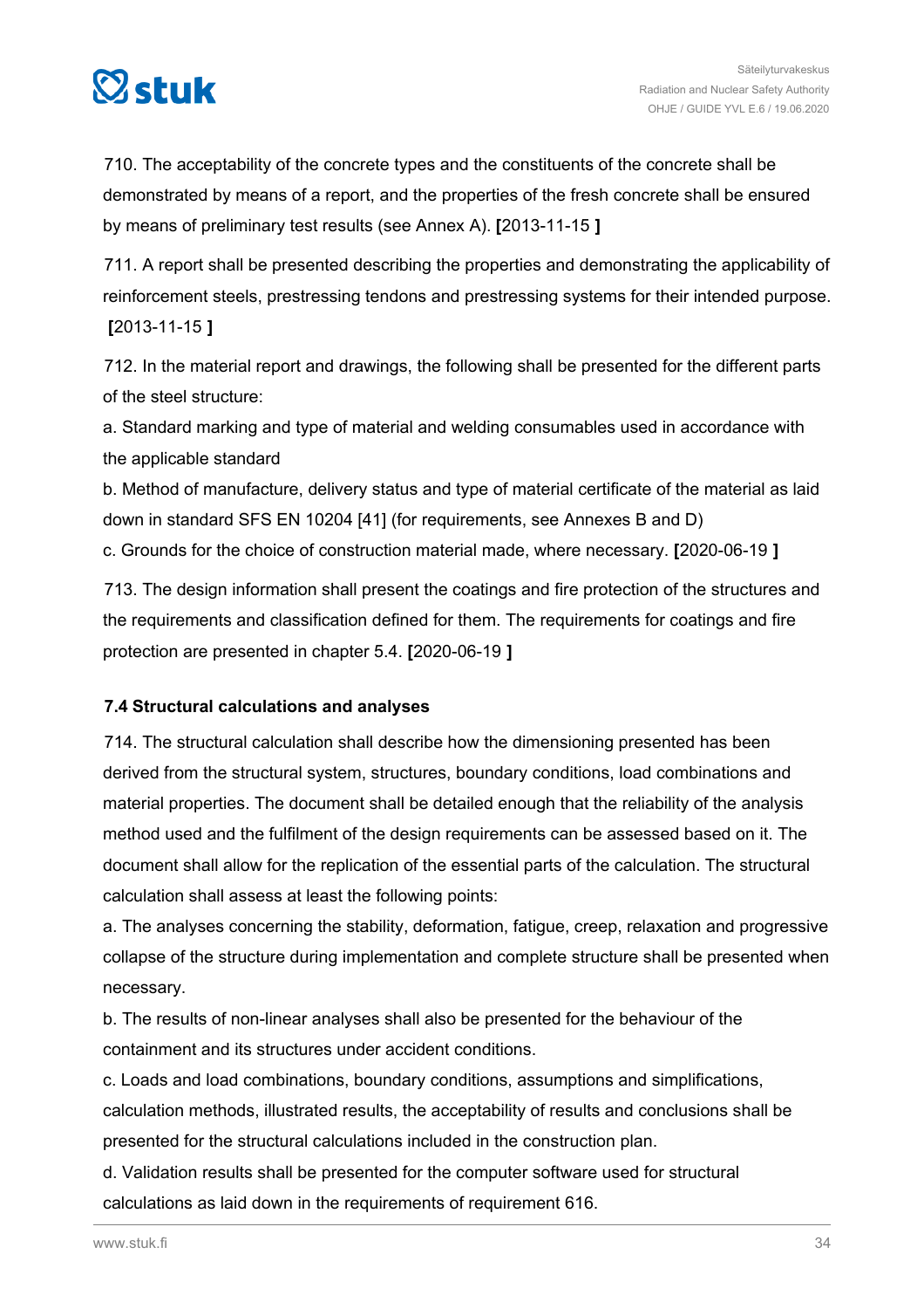710. The acceptability of the concrete types and the constituents of the concrete shall be demonstrated by means of a report, and the properties of the fresh concrete shall be ensured by means of preliminary test results (see Annex A). **[**2013-11-15 **]**

711. A report shall be presented describing the properties and demonstrating the applicability of reinforcement steels, prestressing tendons and prestressing systems for their intended purpose. **[**2013-11-15 **]**

712. In the material report and drawings, the following shall be presented for the different parts of the steel structure:

a. Standard marking and type of material and welding consumables used in accordance with the applicable standard

b. Method of manufacture, delivery status and type of material certificate of the material as laid down in standard SFS EN 10204 [41] (for requirements, see Annexes B and D)

c. Grounds for the choice of construction material made, where necessary. **[**2020-06-19 **]**

713. The design information shall present the coatings and fire protection of the structures and the requirements and classification defined for them. The requirements for coatings and fire protection are presented in chapter 5.4. **[**2020-06-19 **]**

### 7.4 Structural calculations and analyses

714. The structural calculation shall describe how the dimensioning presented has been derived from the structural system, structures, boundary conditions, load combinations and material properties. The document shall be detailed enough that the reliability of the analysis method used and the fulfilment of the design requirements can be assessed based on it. The document shall allow for the replication of the essential parts of the calculation. The structural calculation shall assess at least the following points:

a. The analyses concerning the stability, deformation, fatigue, creep, relaxation and progressive collapse of the structure during implementation and complete structure shall be presented when necessary.

b. The results of non-linear analyses shall also be presented for the behaviour of the containment and its structures under accident conditions.

c. Loads and load combinations, boundary conditions, assumptions and simplifications, calculation methods, illustrated results, the acceptability of results and conclusions shall be presented for the structural calculations included in the construction plan.

d. Validation results shall be presented for the computer software used for structural calculations as laid down in the requirements of requirement 616.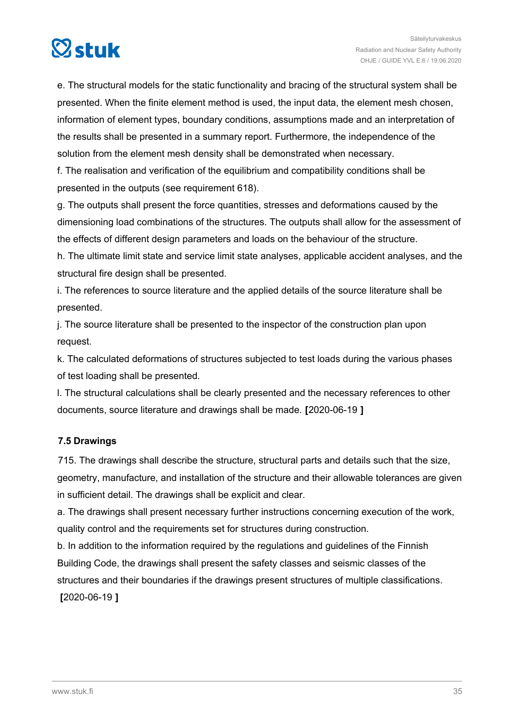e. The structural models for the static functionality and bracing of the structural system shall be presented. When the finite element method is used, the input data, the element mesh chosen, information of element types, boundary conditions, assumptions made and an interpretation of the results shall be presented in a summary report. Furthermore, the independence of the solution from the element mesh density shall be demonstrated when necessary.

f. The realisation and verification of the equilibrium and compatibility conditions shall be presented in the outputs (see requirement 618).

g. The outputs shall present the force quantities, stresses and deformations caused by the dimensioning load combinations of the structures. The outputs shall allow for the assessment of the effects of different design parameters and loads on the behaviour of the structure.

h. The ultimate limit state and service limit state analyses, applicable accident analyses, and the structural fire design shall be presented.

i. The references to source literature and the applied details of the source literature shall be presented.

j. The source literature shall be presented to the inspector of the construction plan upon request.

k. The calculated deformations of structures subjected to test loads during the various phases of test loading shall be presented.

l. The structural calculations shall be clearly presented and the necessary references to other documents, source literature and drawings shall be made. **[**2020-06-19 **]**

### 7.5 Drawings

715. The drawings shall describe the structure, structural parts and details such that the size, geometry, manufacture, and installation of the structure and their allowable tolerances are given in sufficient detail. The drawings shall be explicit and clear.

a. The drawings shall present necessary further instructions concerning execution of the work, quality control and the requirements set for structures during construction.

b. In addition to the information required by the regulations and guidelines of the Finnish Building Code, the drawings shall present the safety classes and seismic classes of the structures and their boundaries if the drawings present structures of multiple classifications. **[**2020-06-19 **]**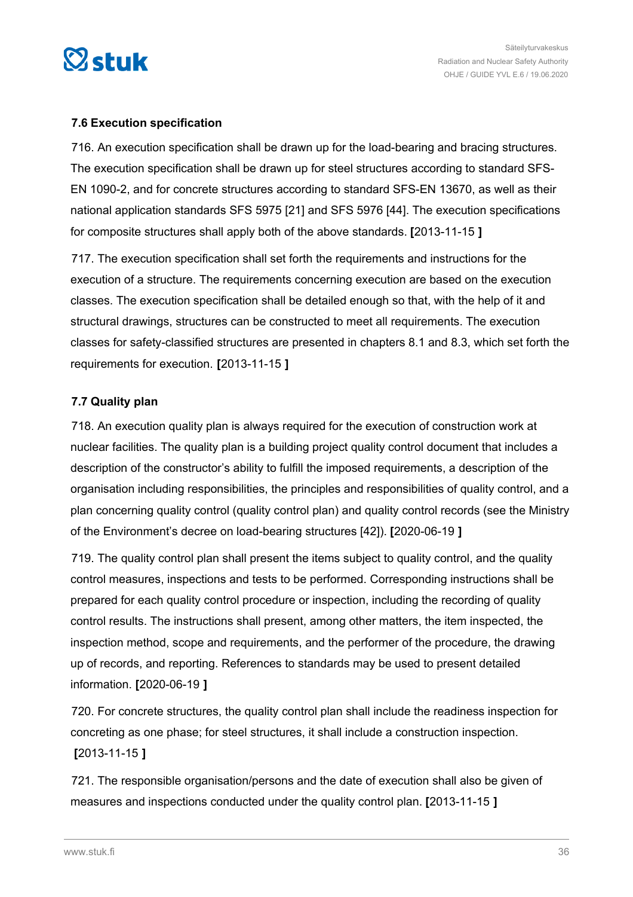### 7.6 Execution specification

716. An execution specification shall be drawn up for the load-bearing and bracing structures. The execution specification shall be drawn up for steel structures according to standard SFS-EN 1090-2, and for concrete structures according to standard SFS-EN 13670, as well as their national application standards SFS 5975 [21] and SFS 5976 [44]. The execution specifications for composite structures shall apply both of the above standards. **[**2013-11-15 **]**

717. The execution specification shall set forth the requirements and instructions for the execution of a structure. The requirements concerning execution are based on the execution classes. The execution specification shall be detailed enough so that, with the help of it and structural drawings, structures can be constructed to meet all requirements. The execution classes for safety-classified structures are presented in chapters 8.1 and 8.3, which set forth the requirements for execution. **[**2013-11-15 **]**

### 7.7 Quality plan

718. An execution quality plan is always required for the execution of construction work at nuclear facilities. The quality plan is a building project quality control document that includes a description of the constructor's ability to fulfill the imposed requirements, a description of the organisation including responsibilities, the principles and responsibilities of quality control, and a plan concerning quality control (quality control plan) and quality control records (see the Ministry of the Environment's decree on load-bearing structures [42]). **[**2020-06-19 **]**

719. The quality control plan shall present the items subject to quality control, and the quality control measures, inspections and tests to be performed. Corresponding instructions shall be prepared for each quality control procedure or inspection, including the recording of quality control results. The instructions shall present, among other matters, the item inspected, the inspection method, scope and requirements, and the performer of the procedure, the drawing up of records, and reporting. References to standards may be used to present detailed information. **[**2020-06-19 **]**

720. For concrete structures, the quality control plan shall include the readiness inspection for concreting as one phase; for steel structures, it shall include a construction inspection. **[**2013-11-15 **]**

721. The responsible organisation/persons and the date of execution shall also be given of measures and inspections conducted under the quality control plan. **[**2013-11-15 **]**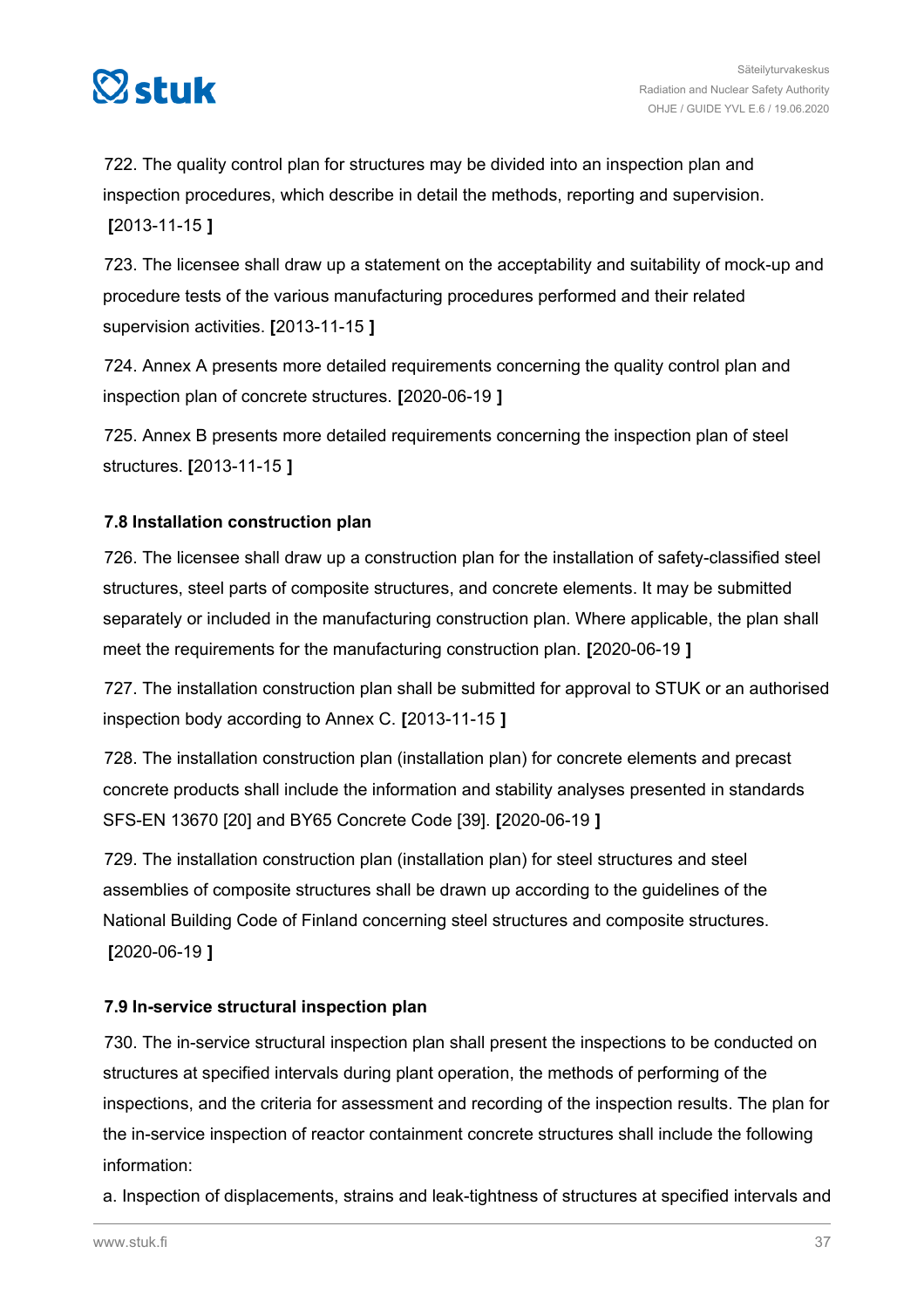722. The quality control plan for structures may be divided into an inspection plan and inspection procedures, which describe in detail the methods, reporting and supervision. **[**2013-11-15 **]**

723. The licensee shall draw up a statement on the acceptability and suitability of mock-up and procedure tests of the various manufacturing procedures performed and their related supervision activities. **[**2013-11-15 **]**

724. Annex A presents more detailed requirements concerning the quality control plan and inspection plan of concrete structures. **[**2020-06-19 **]**

725. Annex B presents more detailed requirements concerning the inspection plan of steel structures. **[**2013-11-15 **]**

### 7.8 Installation construction plan

726. The licensee shall draw up a construction plan for the installation of safety-classified steel structures, steel parts of composite structures, and concrete elements. It may be submitted separately or included in the manufacturing construction plan. Where applicable, the plan shall meet the requirements for the manufacturing construction plan. **[**2020-06-19 **]**

727. The installation construction plan shall be submitted for approval to STUK or an authorised inspection body according to Annex C. **[**2013-11-15 **]**

728. The installation construction plan (installation plan) for concrete elements and precast concrete products shall include the information and stability analyses presented in standards SFS-EN 13670 [20] and BY65 Concrete Code [39]. **[**2020-06-19 **]**

729. The installation construction plan (installation plan) for steel structures and steel assemblies of composite structures shall be drawn up according to the guidelines of the National Building Code of Finland concerning steel structures and composite structures. **[**2020-06-19 **]**

### 7.9 In-service structural inspection plan

730. The in-service structural inspection plan shall present the inspections to be conducted on structures at specified intervals during plant operation, the methods of performing of the inspections, and the criteria for assessment and recording of the inspection results. The plan for the in-service inspection of reactor containment concrete structures shall include the following information:

a. Inspection of displacements, strains and leak-tightness of structures at specified intervals and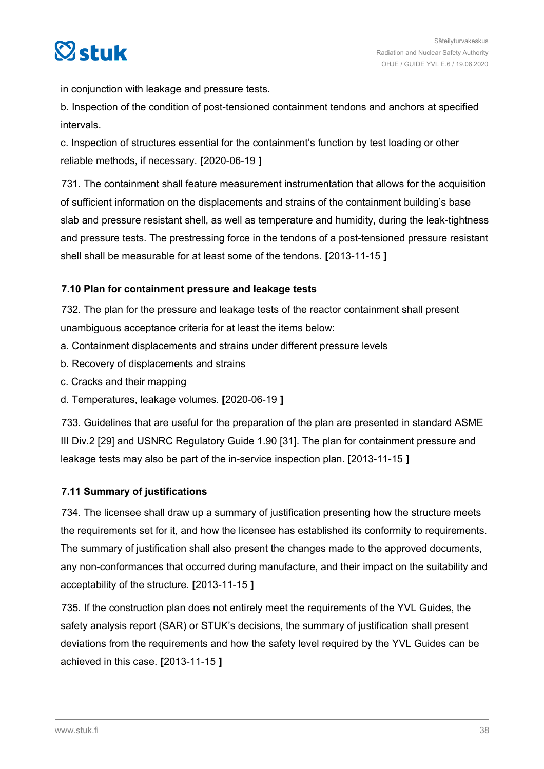in conjunction with leakage and pressure tests.

b. Inspection of the condition of post-tensioned containment tendons and anchors at specified intervals.

c. Inspection of structures essential for the containment's function by test loading or other reliable methods, if necessary. **[**2020-06-19 **]**

731. The containment shall feature measurement instrumentation that allows for the acquisition of sufficient information on the displacements and strains of the containment building's base slab and pressure resistant shell, as well as temperature and humidity, during the leak-tightness and pressure tests. The prestressing force in the tendons of a post-tensioned pressure resistant shell shall be measurable for at least some of the tendons. **[**2013-11-15 **]**

### 7.10 Plan for containment pressure and leakage tests

732. The plan for the pressure and leakage tests of the reactor containment shall present unambiguous acceptance criteria for at least the items below:

a. Containment displacements and strains under different pressure levels

b. Recovery of displacements and strains

c. Cracks and their mapping

d. Temperatures, leakage volumes. **[**2020-06-19 **]**

733. Guidelines that are useful for the preparation of the plan are presented in standard ASME III Div.2 [29] and USNRC Regulatory Guide 1.90 [31]. The plan for containment pressure and leakage tests may also be part of the in-service inspection plan. **[**2013-11-15 **]**

### 7.11 Summary of justifications

734. The licensee shall draw up a summary of justification presenting how the structure meets the requirements set for it, and how the licensee has established its conformity to requirements. The summary of justification shall also present the changes made to the approved documents, any non-conformances that occurred during manufacture, and their impact on the suitability and acceptability of the structure. **[**2013-11-15 **]**

735. If the construction plan does not entirely meet the requirements of the YVL Guides, the safety analysis report (SAR) or STUK's decisions, the summary of justification shall present deviations from the requirements and how the safety level required by the YVL Guides can be achieved in this case. **[**2013-11-15 **]**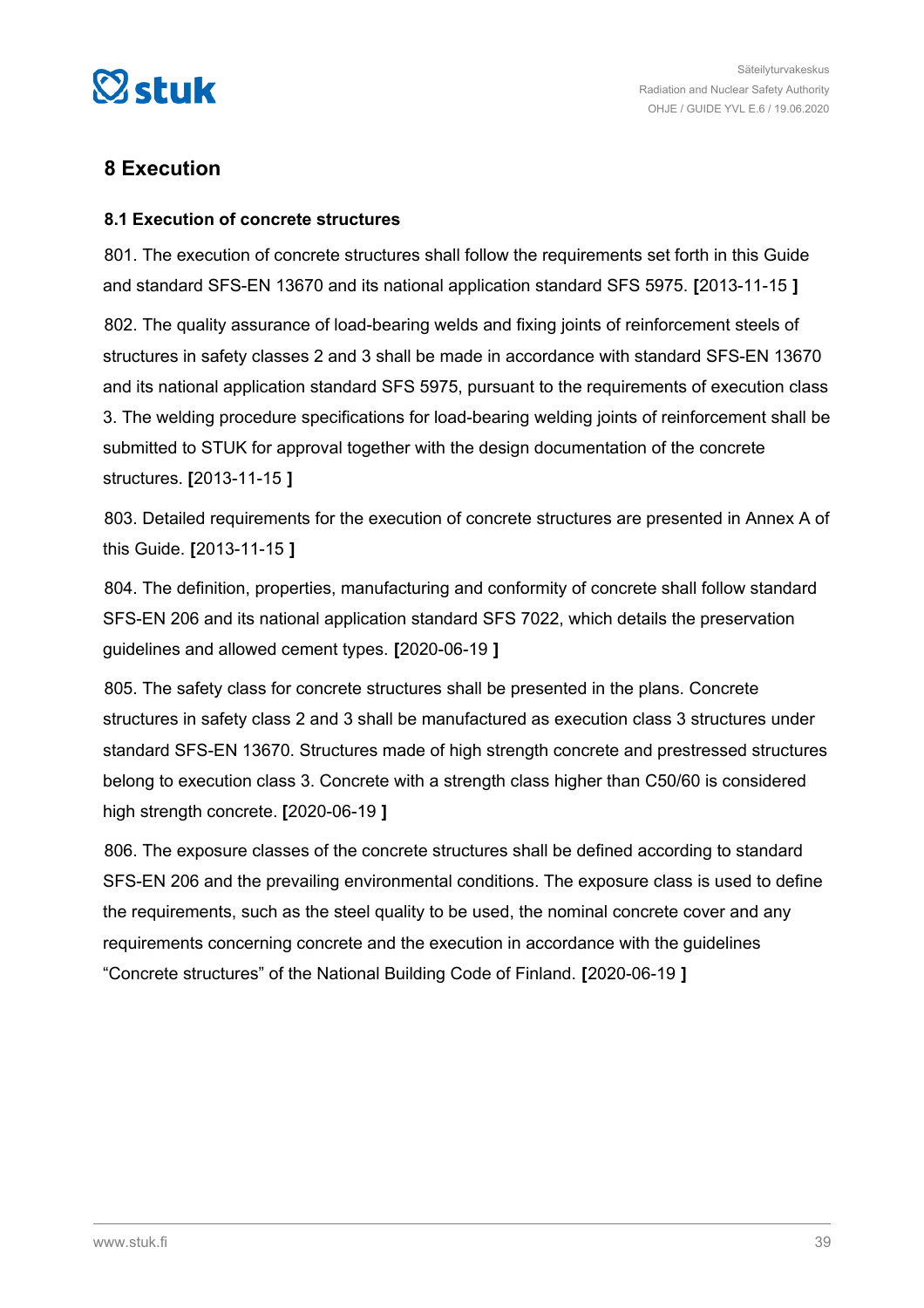## 8 Execution

### 8.1 Execution of concrete structures

801. The execution of concrete structures shall follow the requirements set forth in this Guide and standard SFS-EN 13670 and its national application standard SFS 5975. **[**2013-11-15 **]**

802. The quality assurance of load-bearing welds and fixing joints of reinforcement steels of structures in safety classes 2 and 3 shall be made in accordance with standard SFS-EN 13670 and its national application standard SFS 5975, pursuant to the requirements of execution class 3. The welding procedure specifications for load-bearing welding joints of reinforcement shall be submitted to STUK for approval together with the design documentation of the concrete structures. **[**2013-11-15 **]**

803. Detailed requirements for the execution of concrete structures are presented in Annex A of this Guide. **[**2013-11-15 **]**

804. The definition, properties, manufacturing and conformity of concrete shall follow standard SFS-EN 206 and its national application standard SFS 7022, which details the preservation guidelines and allowed cement types. **[**2020-06-19 **]**

805. The safety class for concrete structures shall be presented in the plans. Concrete structures in safety class 2 and 3 shall be manufactured as execution class 3 structures under standard SFS-EN 13670. Structures made of high strength concrete and prestressed structures belong to execution class 3. Concrete with a strength class higher than C50/60 is considered high strength concrete. **[**2020-06-19 **]**

806. The exposure classes of the concrete structures shall be defined according to standard SFS-EN 206 and the prevailing environmental conditions. The exposure class is used to define the requirements, such as the steel quality to be used, the nominal concrete cover and any requirements concerning concrete and the execution in accordance with the guidelines “Concrete structures” of the National Building Code of Finland. **[**2020-06-19 **]**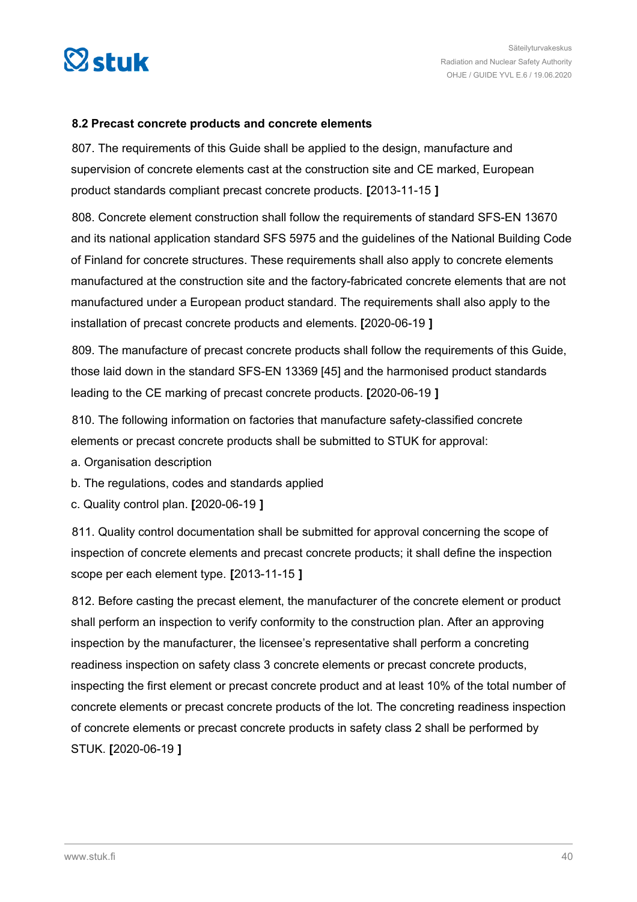### 8.2 Precast concrete products and concrete elements

807. The requirements of this Guide shall be applied to the design, manufacture and supervision of concrete elements cast at the construction site and CE marked, European product standards compliant precast concrete products. **[**2013-11-15 **]**

808. Concrete element construction shall follow the requirements of standard SFS-EN 13670 and its national application standard SFS 5975 and the guidelines of the National Building Code of Finland for concrete structures. These requirements shall also apply to concrete elements manufactured at the construction site and the factory-fabricated concrete elements that are not manufactured under a European product standard. The requirements shall also apply to the installation of precast concrete products and elements. **[**2020-06-19 **]**

809. The manufacture of precast concrete products shall follow the requirements of this Guide, those laid down in the standard SFS-EN 13369 [45] and the harmonised product standards leading to the CE marking of precast concrete products. **[**2020-06-19 **]**

810. The following information on factories that manufacture safety-classified concrete elements or precast concrete products shall be submitted to STUK for approval:

a. Organisation description

b. The regulations, codes and standards applied

c. Quality control plan. **[**2020-06-19 **]**

811. Quality control documentation shall be submitted for approval concerning the scope of inspection of concrete elements and precast concrete products; it shall define the inspection scope per each element type. **[**2013-11-15 **]**

812. Before casting the precast element, the manufacturer of the concrete element or product shall perform an inspection to verify conformity to the construction plan. After an approving inspection by the manufacturer, the licensee's representative shall perform a concreting readiness inspection on safety class 3 concrete elements or precast concrete products, inspecting the first element or precast concrete product and at least 10% of the total number of concrete elements or precast concrete products of the lot. The concreting readiness inspection of concrete elements or precast concrete products in safety class 2 shall be performed by STUK. **[**2020-06-19 **]**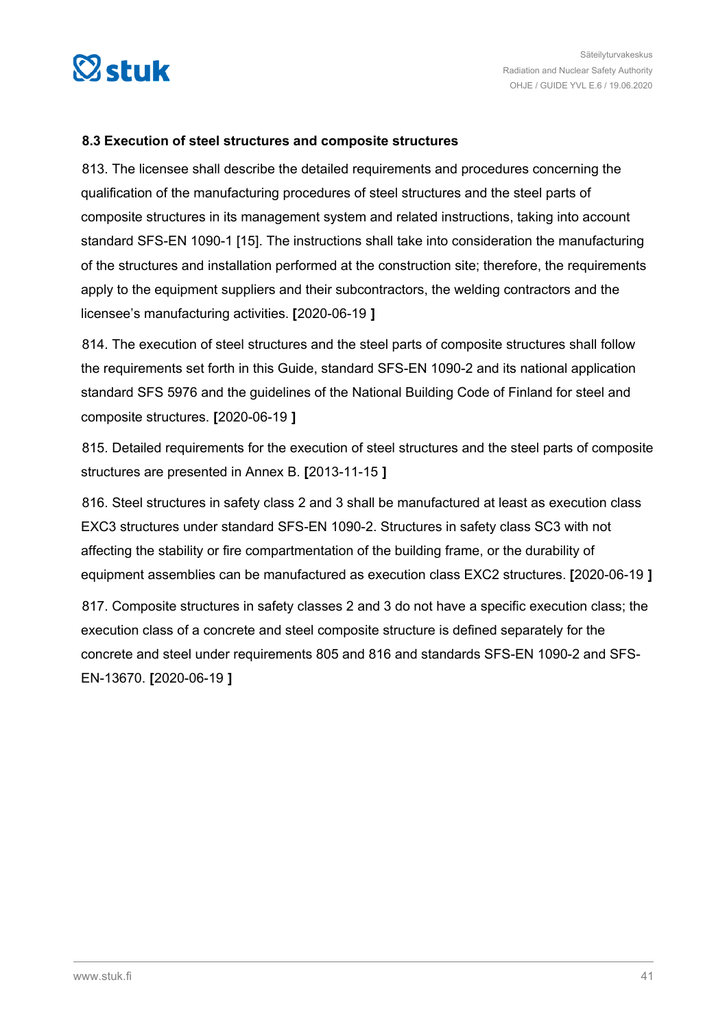### 8.3 Execution of steel structures and composite structures

813. The licensee shall describe the detailed requirements and procedures concerning the qualification of the manufacturing procedures of steel structures and the steel parts of composite structures in its management system and related instructions, taking into account standard SFS-EN 1090-1 [15]. The instructions shall take into consideration the manufacturing of the structures and installation performed at the construction site; therefore, the requirements apply to the equipment suppliers and their subcontractors, the welding contractors and the licensee's manufacturing activities. **[**2020-06-19 **]**

814. The execution of steel structures and the steel parts of composite structures shall follow the requirements set forth in this Guide, standard SFS-EN 1090-2 and its national application standard SFS 5976 and the guidelines of the National Building Code of Finland for steel and composite structures. **[**2020-06-19 **]**

815. Detailed requirements for the execution of steel structures and the steel parts of composite structures are presented in Annex B. **[**2013-11-15 **]**

816. Steel structures in safety class 2 and 3 shall be manufactured at least as execution class EXC3 structures under standard SFS-EN 1090-2. Structures in safety class SC3 with not affecting the stability or fire compartmentation of the building frame, or the durability of equipment assemblies can be manufactured as execution class EXC2 structures. **[**2020-06-19 **]**

817. Composite structures in safety classes 2 and 3 do not have a specific execution class; the execution class of a concrete and steel composite structure is defined separately for the concrete and steel under requirements 805 and 816 and standards SFS-EN 1090-2 and SFS-EN-13670. **[**2020-06-19 **]**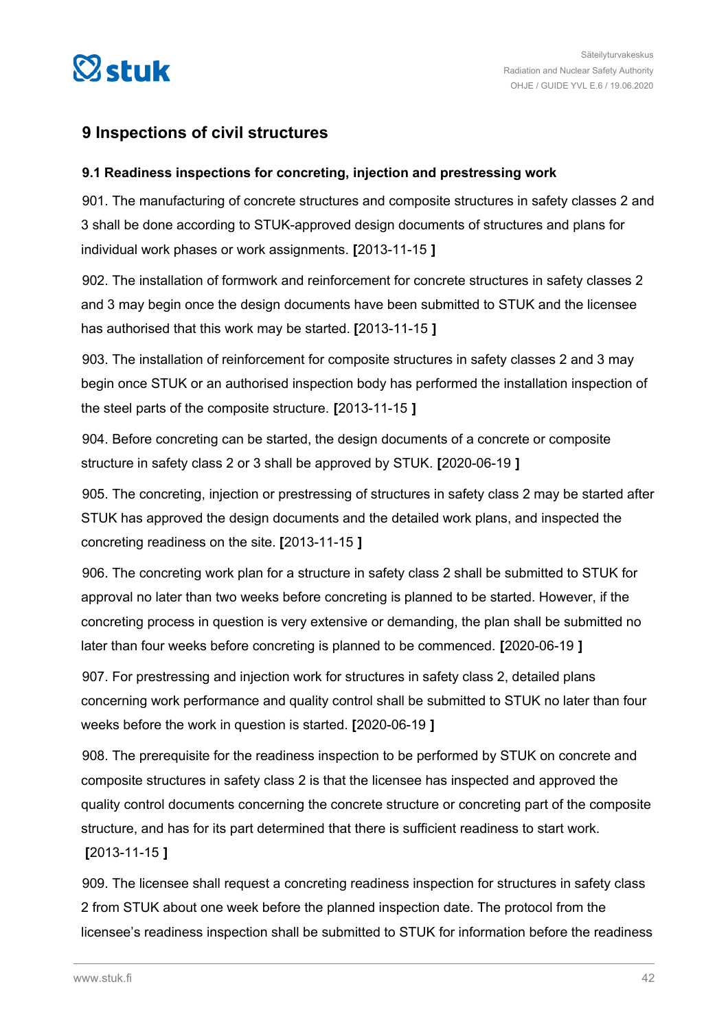## 9 Inspections of civil structures

### 9.1 Readiness inspections for concreting, injection and prestressing work

901. The manufacturing of concrete structures and composite structures in safety classes 2 and 3 shall be done according to STUK-approved design documents of structures and plans for individual work phases or work assignments. **[**2013-11-15 **]**

902. The installation of formwork and reinforcement for concrete structures in safety classes 2 and 3 may begin once the design documents have been submitted to STUK and the licensee has authorised that this work may be started. **[**2013-11-15 **]**

903. The installation of reinforcement for composite structures in safety classes 2 and 3 may begin once STUK or an authorised inspection body has performed the installation inspection of the steel parts of the composite structure. **[**2013-11-15 **]**

904. Before concreting can be started, the design documents of a concrete or composite structure in safety class 2 or 3 shall be approved by STUK. **[**2020-06-19 **]**

905. The concreting, injection or prestressing of structures in safety class 2 may be started after STUK has approved the design documents and the detailed work plans, and inspected the concreting readiness on the site. **[**2013-11-15 **]**

906. The concreting work plan for a structure in safety class 2 shall be submitted to STUK for approval no later than two weeks before concreting is planned to be started. However, if the concreting process in question is very extensive or demanding, the plan shall be submitted no later than four weeks before concreting is planned to be commenced. **[**2020-06-19 **]**

907. For prestressing and injection work for structures in safety class 2, detailed plans concerning work performance and quality control shall be submitted to STUK no later than four weeks before the work in question is started. **[**2020-06-19 **]**

908. The prerequisite for the readiness inspection to be performed by STUK on concrete and composite structures in safety class 2 is that the licensee has inspected and approved the quality control documents concerning the concrete structure or concreting part of the composite structure, and has for its part determined that there is sufficient readiness to start work. **[**2013-11-15 **]**

909. The licensee shall request a concreting readiness inspection for structures in safety class 2 from STUK about one week before the planned inspection date. The protocol from the licensee's readiness inspection shall be submitted to STUK for information before the readiness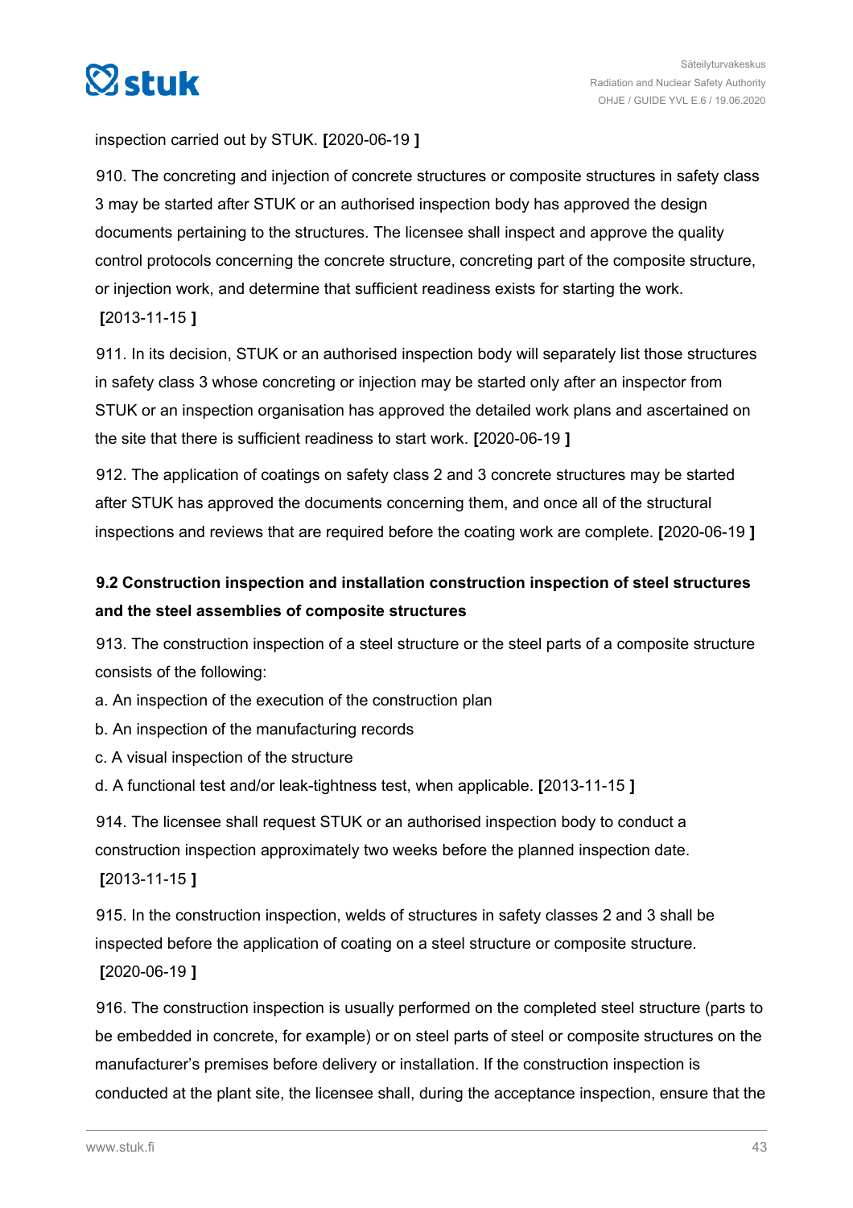inspection carried out by STUK. **[**2020-06-19 **]**

910. The concreting and injection of concrete structures or composite structures in safety class 3 may be started after STUK or an authorised inspection body has approved the design documents pertaining to the structures. The licensee shall inspect and approve the quality control protocols concerning the concrete structure, concreting part of the composite structure, or injection work, and determine that sufficient readiness exists for starting the work. **[**2013-11-15 **]**

911. In its decision, STUK or an authorised inspection body will separately list those structures in safety class 3 whose concreting or injection may be started only after an inspector from STUK or an inspection organisation has approved the detailed work plans and ascertained on the site that there is sufficient readiness to start work. **[**2020-06-19 **]**

912. The application of coatings on safety class 2 and 3 concrete structures may be started after STUK has approved the documents concerning them, and once all of the structural inspections and reviews that are required before the coating work are complete. **[**2020-06-19 **]**

### 9.2 Construction inspection and installation construction inspection of steel structures and the steel assemblies of composite structures

913. The construction inspection of a steel structure or the steel parts of a composite structure consists of the following:

a. An inspection of the execution of the construction plan

b. An inspection of the manufacturing records

c. A visual inspection of the structure

d. A functional test and/or leak-tightness test, when applicable. **[**2013-11-15 **]**

914. The licensee shall request STUK or an authorised inspection body to conduct a construction inspection approximately two weeks before the planned inspection date. **[**2013-11-15 **]**

915. In the construction inspection, welds of structures in safety classes 2 and 3 shall be inspected before the application of coating on a steel structure or composite structure. **[**2020-06-19 **]**

916. The construction inspection is usually performed on the completed steel structure (parts to be embedded in concrete, for example) or on steel parts of steel or composite structures on the manufacturer's premises before delivery or installation. If the construction inspection is conducted at the plant site, the licensee shall, during the acceptance inspection, ensure that the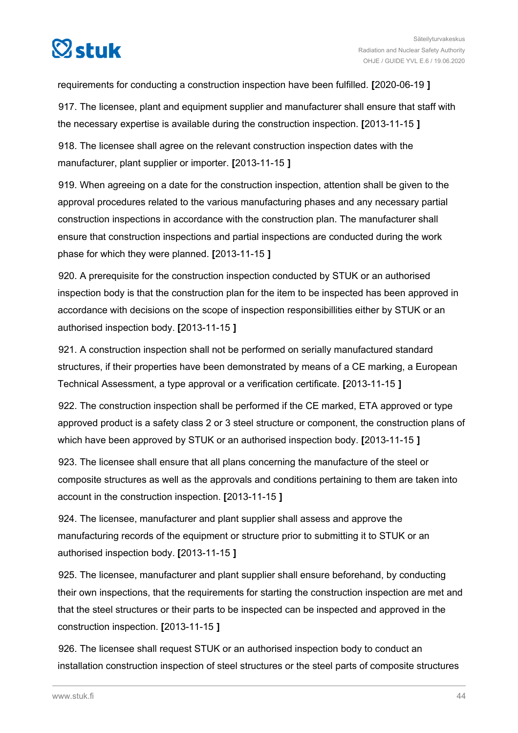requirements for conducting a construction inspection have been fulfilled. **[**2020-06-19 **]**

917. The licensee, plant and equipment supplier and manufacturer shall ensure that staff with the necessary expertise is available during the construction inspection. **[**2013-11-15 **]**

918. The licensee shall agree on the relevant construction inspection dates with the manufacturer, plant supplier or importer. **[**2013-11-15 **]**

919. When agreeing on a date for the construction inspection, attention shall be given to the approval procedures related to the various manufacturing phases and any necessary partial construction inspections in accordance with the construction plan. The manufacturer shall ensure that construction inspections and partial inspections are conducted during the work phase for which they were planned. **[**2013-11-15 **]**

920. A prerequisite for the construction inspection conducted by STUK or an authorised inspection body is that the construction plan for the item to be inspected has been approved in accordance with decisions on the scope of inspection responsibillities either by STUK or an authorised inspection body. **[**2013-11-15 **]**

921. A construction inspection shall not be performed on serially manufactured standard structures, if their properties have been demonstrated by means of a CE marking, a European Technical Assessment, a type approval or a verification certificate. **[**2013-11-15 **]**

922. The construction inspection shall be performed if the CE marked, ETA approved or type approved product is a safety class 2 or 3 steel structure or component, the construction plans of which have been approved by STUK or an authorised inspection body. **[**2013-11-15 **]**

923. The licensee shall ensure that all plans concerning the manufacture of the steel or composite structures as well as the approvals and conditions pertaining to them are taken into account in the construction inspection. **[**2013-11-15 **]**

924. The licensee, manufacturer and plant supplier shall assess and approve the manufacturing records of the equipment or structure prior to submitting it to STUK or an authorised inspection body. **[**2013-11-15 **]**

925. The licensee, manufacturer and plant supplier shall ensure beforehand, by conducting their own inspections, that the requirements for starting the construction inspection are met and that the steel structures or their parts to be inspected can be inspected and approved in the construction inspection. **[**2013-11-15 **]**

926. The licensee shall request STUK or an authorised inspection body to conduct an installation construction inspection of steel structures or the steel parts of composite structures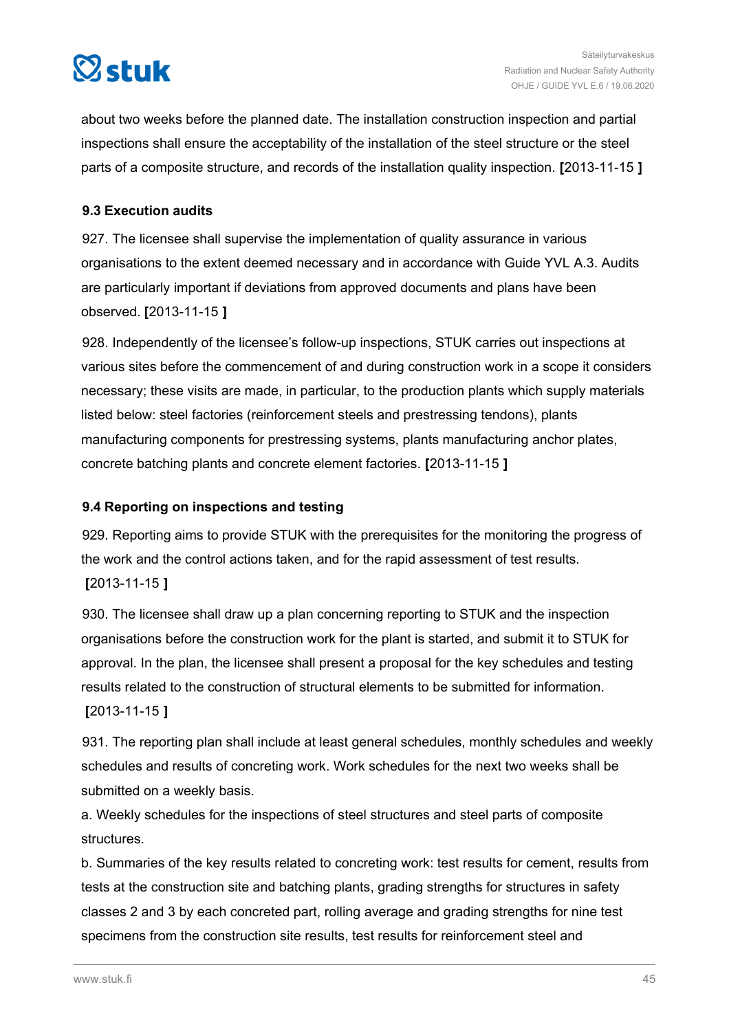about two weeks before the planned date. The installation construction inspection and partial inspections shall ensure the acceptability of the installation of the steel structure or the steel parts of a composite structure, and records of the installation quality inspection. **[**2013-11-15 **]**

### 9.3 Execution audits

927. The licensee shall supervise the implementation of quality assurance in various organisations to the extent deemed necessary and in accordance with Guide YVL A.3. Audits are particularly important if deviations from approved documents and plans have been observed. **[**2013-11-15 **]**

928. Independently of the licensee's follow-up inspections, STUK carries out inspections at various sites before the commencement of and during construction work in a scope it considers necessary; these visits are made, in particular, to the production plants which supply materials listed below: steel factories (reinforcement steels and prestressing tendons), plants manufacturing components for prestressing systems, plants manufacturing anchor plates, concrete batching plants and concrete element factories. **[**2013-11-15 **]**

### 9.4 Reporting on inspections and testing

929. Reporting aims to provide STUK with the prerequisites for the monitoring the progress of the work and the control actions taken, and for the rapid assessment of test results. **[**2013-11-15 **]**

930. The licensee shall draw up a plan concerning reporting to STUK and the inspection organisations before the construction work for the plant is started, and submit it to STUK for approval. In the plan, the licensee shall present a proposal for the key schedules and testing results related to the construction of structural elements to be submitted for information. **[**2013-11-15 **]**

931. The reporting plan shall include at least general schedules, monthly schedules and weekly schedules and results of concreting work. Work schedules for the next two weeks shall be submitted on a weekly basis.

a. Weekly schedules for the inspections of steel structures and steel parts of composite structures.

b. Summaries of the key results related to concreting work: test results for cement, results from tests at the construction site and batching plants, grading strengths for structures in safety classes 2 and 3 by each concreted part, rolling average and grading strengths for nine test specimens from the construction site results, test results for reinforcement steel and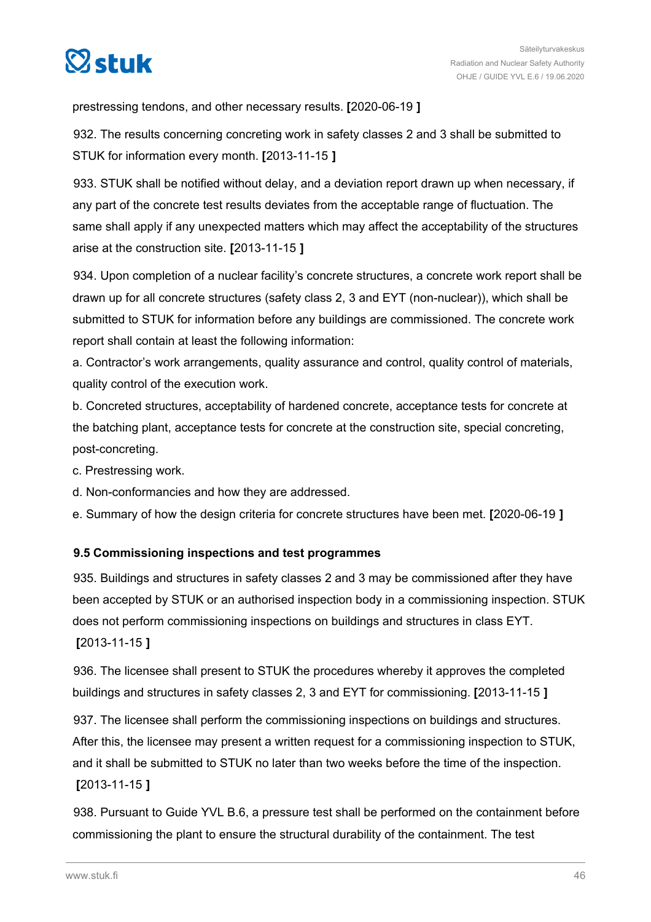prestressing tendons, and other necessary results. **[**2020-06-19 **]**

932. The results concerning concreting work in safety classes 2 and 3 shall be submitted to STUK for information every month. **[**2013-11-15 **]**

933. STUK shall be notified without delay, and a deviation report drawn up when necessary, if any part of the concrete test results deviates from the acceptable range of fluctuation. The same shall apply if any unexpected matters which may affect the acceptability of the structures arise at the construction site. **[**2013-11-15 **]**

934. Upon completion of a nuclear facility's concrete structures, a concrete work report shall be drawn up for all concrete structures (safety class 2, 3 and EYT (non-nuclear)), which shall be submitted to STUK for information before any buildings are commissioned. The concrete work report shall contain at least the following information:

a. Contractor's work arrangements, quality assurance and control, quality control of materials, quality control of the execution work.

b. Concreted structures, acceptability of hardened concrete, acceptance tests for concrete at the batching plant, acceptance tests for concrete at the construction site, special concreting, post-concreting.

c. Prestressing work.

d. Non-conformancies and how they are addressed.

e. Summary of how the design criteria for concrete structures have been met. **[**2020-06-19 **]**

### 9.5 Commissioning inspections and test programmes

935. Buildings and structures in safety classes 2 and 3 may be commissioned after they have been accepted by STUK or an authorised inspection body in a commissioning inspection. STUK does not perform commissioning inspections on buildings and structures in class EYT. **[**2013-11-15 **]**

936. The licensee shall present to STUK the procedures whereby it approves the completed buildings and structures in safety classes 2, 3 and EYT for commissioning. **[**2013-11-15 **]**

937. The licensee shall perform the commissioning inspections on buildings and structures. After this, the licensee may present a written request for a commissioning inspection to STUK, and it shall be submitted to STUK no later than two weeks before the time of the inspection. **[**2013-11-15 **]**

938. Pursuant to Guide YVL B.6, a pressure test shall be performed on the containment before commissioning the plant to ensure the structural durability of the containment. The test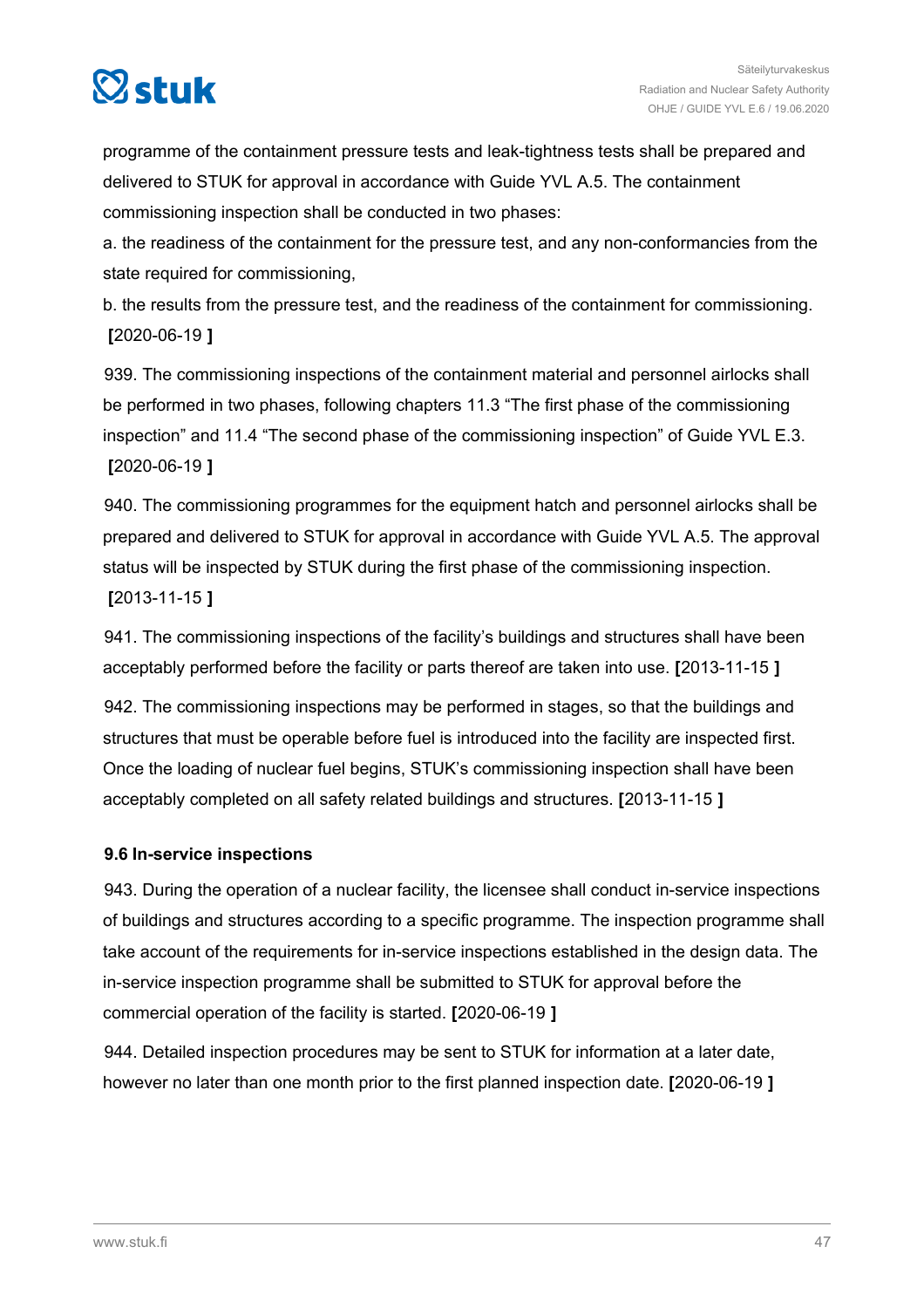programme of the containment pressure tests and leak-tightness tests shall be prepared and delivered to STUK for approval in accordance with Guide YVL A.5. The containment commissioning inspection shall be conducted in two phases:

a. the readiness of the containment for the pressure test, and any non-conformancies from the state required for commissioning,

b. the results from the pressure test, and the readiness of the containment for commissioning. **[**2020-06-19 **]**

939. The commissioning inspections of the containment material and personnel airlocks shall be performed in two phases, following chapters 11.3 "The first phase of the commissioning inspection" and 11.4 "The second phase of the commissioning inspection" of Guide YVL E.3. **[**2020-06-19 **]**

940. The commissioning programmes for the equipment hatch and personnel airlocks shall be prepared and delivered to STUK for approval in accordance with Guide YVL A.5. The approval status will be inspected by STUK during the first phase of the commissioning inspection. **[**2013-11-15 **]**

941. The commissioning inspections of the facility's buildings and structures shall have been acceptably performed before the facility or parts thereof are taken into use. **[**2013-11-15 **]**

942. The commissioning inspections may be performed in stages, so that the buildings and structures that must be operable before fuel is introduced into the facility are inspected first. Once the loading of nuclear fuel begins, STUK's commissioning inspection shall have been acceptably completed on all safety related buildings and structures. **[**2013-11-15 **]**

### 9.6 In-service inspections

943. During the operation of a nuclear facility, the licensee shall conduct in-service inspections of buildings and structures according to a specific programme. The inspection programme shall take account of the requirements for in-service inspections established in the design data. The in-service inspection programme shall be submitted to STUK for approval before the commercial operation of the facility is started. **[**2020-06-19 **]**

944. Detailed inspection procedures may be sent to STUK for information at a later date, however no later than one month prior to the first planned inspection date. **[**2020-06-19 **]**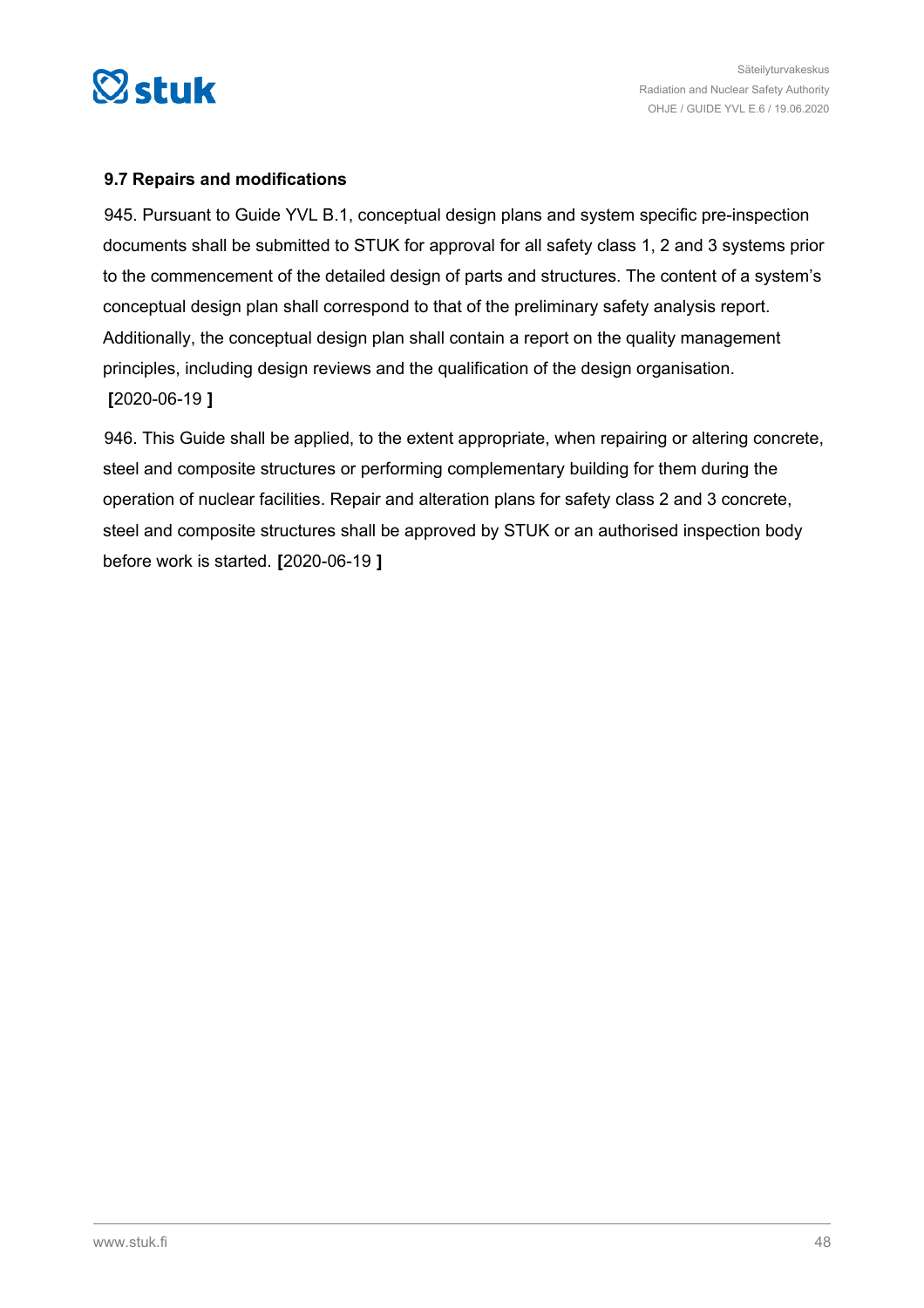### 9.7 Repairs and modifications

945. Pursuant to Guide YVL B.1, conceptual design plans and system specific pre-inspection documents shall be submitted to STUK for approval for all safety class 1, 2 and 3 systems prior to the commencement of the detailed design of parts and structures. The content of a system's conceptual design plan shall correspond to that of the preliminary safety analysis report. Additionally, the conceptual design plan shall contain a report on the quality management principles, including design reviews and the qualification of the design organisation. **[**2020-06-19 **]**

946. This Guide shall be applied, to the extent appropriate, when repairing or altering concrete, steel and composite structures or performing complementary building for them during the operation of nuclear facilities. Repair and alteration plans for safety class 2 and 3 concrete, steel and composite structures shall be approved by STUK or an authorised inspection body before work is started. **[**2020-06-19 **]**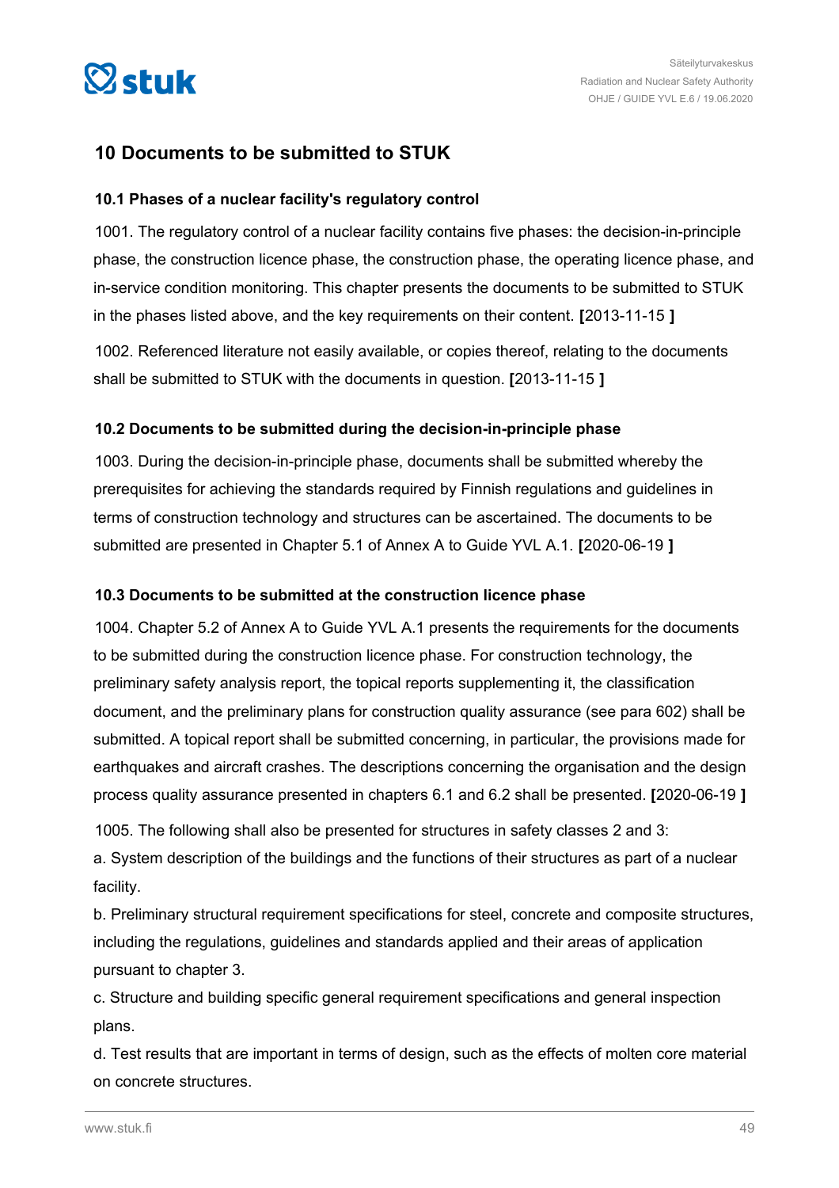## 10 Documents to be submitted to STUK

### 10.1 Phases of a nuclear facility's regulatory control

1001. The regulatory control of a nuclear facility contains five phases: the decision-in-principle phase, the construction licence phase, the construction phase, the operating licence phase, and in-service condition monitoring. This chapter presents the documents to be submitted to STUK in the phases listed above, and the key requirements on their content. **[**2013-11-15 **]**

1002. Referenced literature not easily available, or copies thereof, relating to the documents shall be submitted to STUK with the documents in question. **[**2013-11-15 **]**

### 10.2 Documents to be submitted during the decision-in-principle phase

1003. During the decision-in-principle phase, documents shall be submitted whereby the prerequisites for achieving the standards required by Finnish regulations and guidelines in terms of construction technology and structures can be ascertained. The documents to be submitted are presented in Chapter 5.1 of Annex A to Guide YVL A.1. **[**2020-06-19 **]**

### 10.3 Documents to be submitted at the construction licence phase

1004. Chapter 5.2 of Annex A to Guide YVL A.1 presents the requirements for the documents to be submitted during the construction licence phase. For construction technology, the preliminary safety analysis report, the topical reports supplementing it, the classification document, and the preliminary plans for construction quality assurance (see para 602) shall be submitted. A topical report shall be submitted concerning, in particular, the provisions made for earthquakes and aircraft crashes. The descriptions concerning the organisation and the design process quality assurance presented in chapters 6.1 and 6.2 shall be presented. **[**2020-06-19 **]**

1005. The following shall also be presented for structures in safety classes 2 and 3:

a. System description of the buildings and the functions of their structures as part of a nuclear facility.

b. Preliminary structural requirement specifications for steel, concrete and composite structures, including the regulations, guidelines and standards applied and their areas of application pursuant to chapter 3.

c. Structure and building specific general requirement specifications and general inspection plans.

d. Test results that are important in terms of design, such as the effects of molten core material on concrete structures.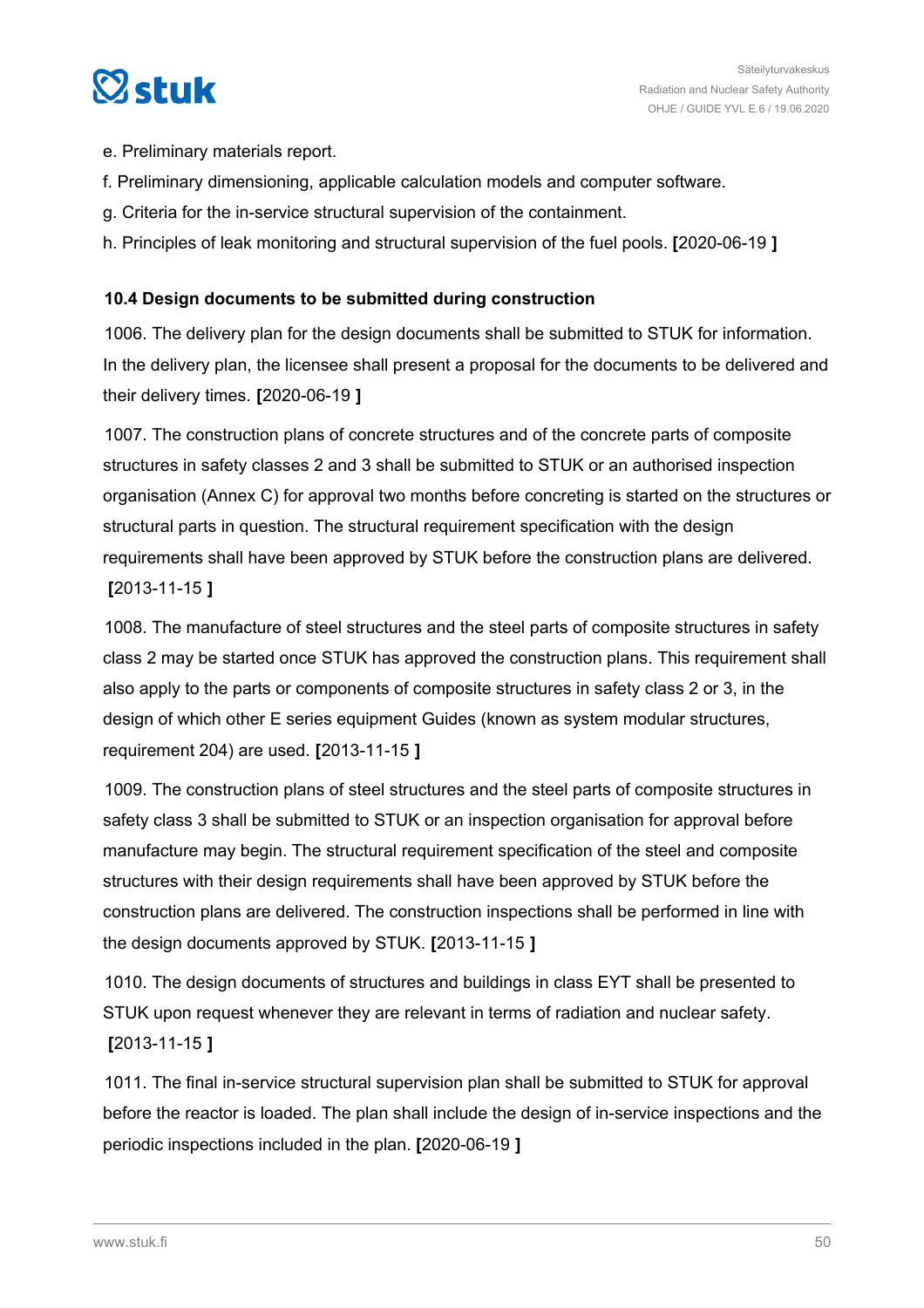e. Preliminary materials report.

f. Preliminary dimensioning, applicable calculation models and computer software.

g. Criteria for the in-service structural supervision of the containment.

h. Principles of leak monitoring and structural supervision of the fuel pools. **[**2020-06-19 **]**

**10.4 Design documents to be submitted during construction**

1006. The delivery plan for the design documents shall be submitted to STUK for information. In the delivery plan, the licensee shall present a proposal for the documents to be delivered and their delivery times. **[**2020-06-19 **]**

1007. The construction plans of concrete structures and of the concrete parts of composite structures in safety classes 2 and 3 shall be submitted to STUK or an authorised inspection organisation (Annex C) for approval two months before concreting is started on the structures or structural parts in question. The structural requirement specification with the design requirements shall have been approved by STUK before the construction plans are delivered. **[**2013-11-15 **]**

1008. The manufacture of steel structures and the steel parts of composite structures in safety class 2 may be started once STUK has approved the construction plans. This requirement shall also apply to the parts or components of composite structures in safety class 2 or 3, in the design of which other E series equipment Guides (known as system modular structures, requirement 204) are used. **[**2013-11-15 **]**

1009. The construction plans of steel structures and the steel parts of composite structures in safety class 3 shall be submitted to STUK or an inspection organisation for approval before manufacture may begin. The structural requirement specification of the steel and composite structures with their design requirements shall have been approved by STUK before the construction plans are delivered. The construction inspections shall be performed in line with the design documents approved by STUK. **[**2013-11-15 **]**

1010. The design documents of structures and buildings in class EYT shall be presented to STUK upon request whenever they are relevant in terms of radiation and nuclear safety. **[**2013-11-15 **]**

1011. The final in-service structural supervision plan shall be submitted to STUK for approval before the reactor is loaded. The plan shall include the design of in-service inspections and the periodic inspections included in the plan. **[**2020-06-19 **]**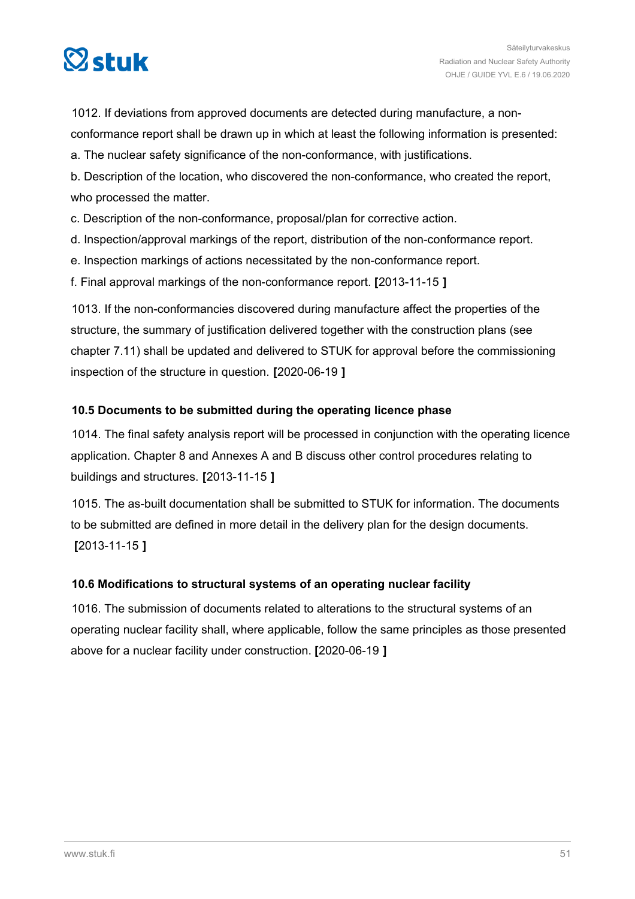1012. If deviations from approved documents are detected during manufacture, a non-conformance report shall be drawn up in which at least the following information is presented:

a. The nuclear safety significance of the non-conformance, with justifications.

b. Description of the location, who discovered the non-conformance, who created the report, who processed the matter.

c. Description of the non-conformance, proposal/plan for corrective action.

d. Inspection/approval markings of the report, distribution of the non-conformance report.

e. Inspection markings of actions necessitated by the non-conformance report.

f. Final approval markings of the non-conformance report. **[**2013-11-15 **]**

1013. If the non-conformancies discovered during manufacture affect the properties of the structure, the summary of justification delivered together with the construction plans (see chapter 7.11) shall be updated and delivered to STUK for approval before the commissioning inspection of the structure in question. **[**2020-06-19 **]**

### 10.5 Documents to be submitted during the operating licence phase

1014. The final safety analysis report will be processed in conjunction with the operating licence application. Chapter 8 and Annexes A and B discuss other control procedures relating to buildings and structures. **[**2013-11-15 **]**

1015. The as-built documentation shall be submitted to STUK for information. The documents to be submitted are defined in more detail in the delivery plan for the design documents. **[**2013-11-15 **]**

### 10.6 Modifications to structural systems of an operating nuclear facility

1016. The submission of documents related to alterations to the structural systems of an operating nuclear facility shall, where applicable, follow the same principles as those presented above for a nuclear facility under construction. **[**2020-06-19 **]**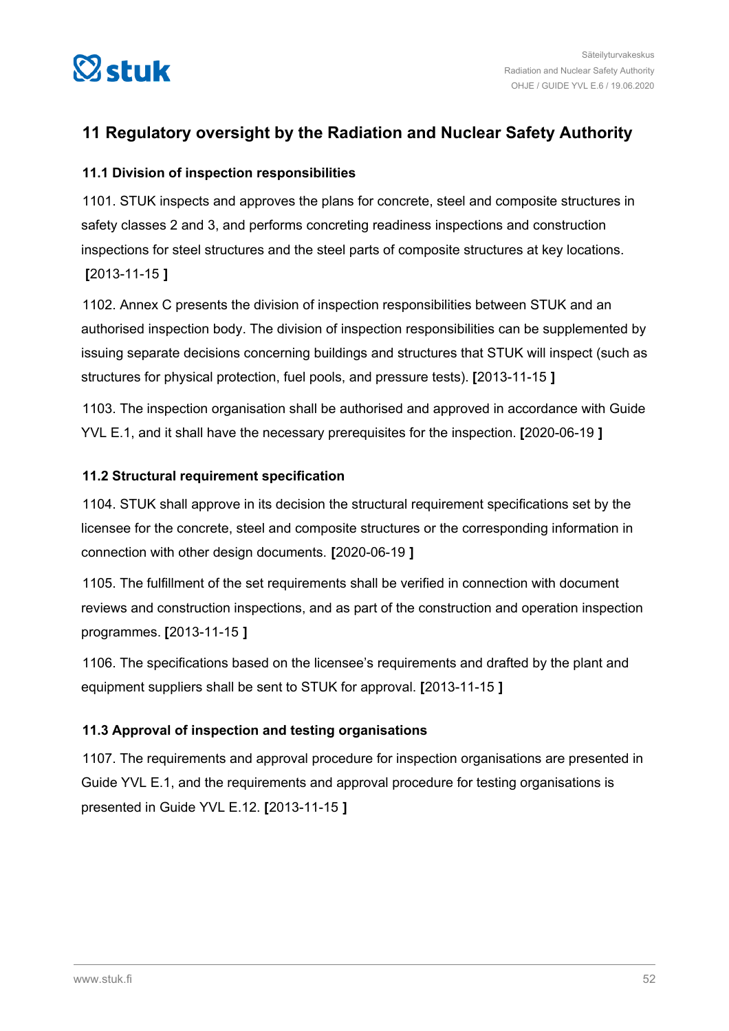## 11 Regulatory oversight by the Radiation and Nuclear Safety Authority

### 11.1 Division of inspection responsibilities

1101. STUK inspects and approves the plans for concrete, steel and composite structures in safety classes 2 and 3, and performs concreting readiness inspections and construction inspections for steel structures and the steel parts of composite structures at key locations. **[**2013-11-15 **]**

1102. Annex C presents the division of inspection responsibilities between STUK and an authorised inspection body. The division of inspection responsibilities can be supplemented by issuing separate decisions concerning buildings and structures that STUK will inspect (such as structures for physical protection, fuel pools, and pressure tests). **[**2013-11-15 **]**

1103. The inspection organisation shall be authorised and approved in accordance with Guide YVL E.1, and it shall have the necessary prerequisites for the inspection. **[**2020-06-19 **]**

### 11.2 Structural requirement specification

1104. STUK shall approve in its decision the structural requirement specifications set by the licensee for the concrete, steel and composite structures or the corresponding information in connection with other design documents. **[**2020-06-19 **]**

1105. The fulfillment of the set requirements shall be verified in connection with document reviews and construction inspections, and as part of the construction and operation inspection programmes. **[**2013-11-15 **]**

1106. The specifications based on the licensee's requirements and drafted by the plant and equipment suppliers shall be sent to STUK for approval. **[**2013-11-15 **]**

### 11.3 Approval of inspection and testing organisations

1107. The requirements and approval procedure for inspection organisations are presented in Guide YVL E.1, and the requirements and approval procedure for testing organisations is presented in Guide YVL E.12. **[**2013-11-15 **]**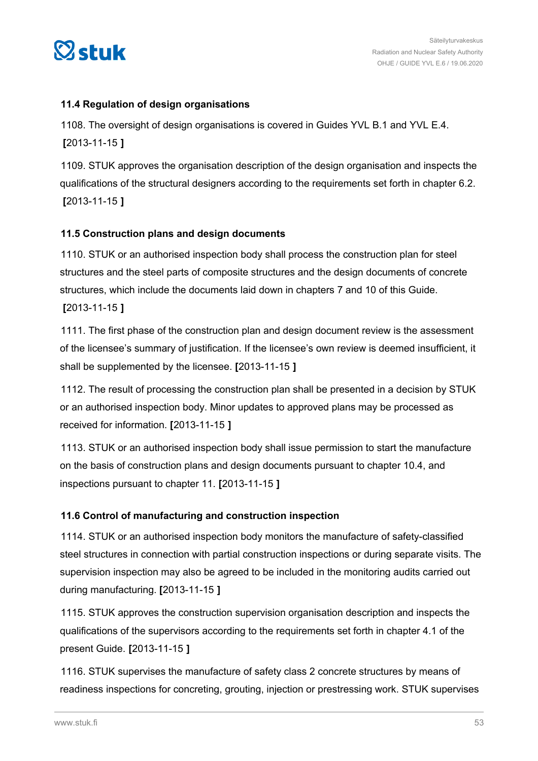### 11.4 Regulation of design organisations

1108. The oversight of design organisations is covered in Guides YVL B.1 and YVL E.4. **[**2013-11-15 **]**

1109. STUK approves the organisation description of the design organisation and inspects the qualifications of the structural designers according to the requirements set forth in chapter 6.2. **[**2013-11-15 **]**

### 11.5 Construction plans and design documents

1110. STUK or an authorised inspection body shall process the construction plan for steel structures and the steel parts of composite structures and the design documents of concrete structures, which include the documents laid down in chapters 7 and 10 of this Guide. **[**2013-11-15 **]**

1111. The first phase of the construction plan and design document review is the assessment of the licensee's summary of justification. If the licensee's own review is deemed insufficient, it shall be supplemented by the licensee. **[**2013-11-15 **]**

1112. The result of processing the construction plan shall be presented in a decision by STUK or an authorised inspection body. Minor updates to approved plans may be processed as received for information. **[**2013-11-15 **]**

1113. STUK or an authorised inspection body shall issue permission to start the manufacture on the basis of construction plans and design documents pursuant to chapter 10.4, and inspections pursuant to chapter 11. **[**2013-11-15 **]**

### 11.6 Control of manufacturing and construction inspection

1114. STUK or an authorised inspection body monitors the manufacture of safety-classified steel structures in connection with partial construction inspections or during separate visits. The supervision inspection may also be agreed to be included in the monitoring audits carried out during manufacturing. **[**2013-11-15 **]**

1115. STUK approves the construction supervision organisation description and inspects the qualifications of the supervisors according to the requirements set forth in chapter 4.1 of the present Guide. **[**2013-11-15 **]**

1116. STUK supervises the manufacture of safety class 2 concrete structures by means of readiness inspections for concreting, grouting, injection or prestressing work. STUK supervises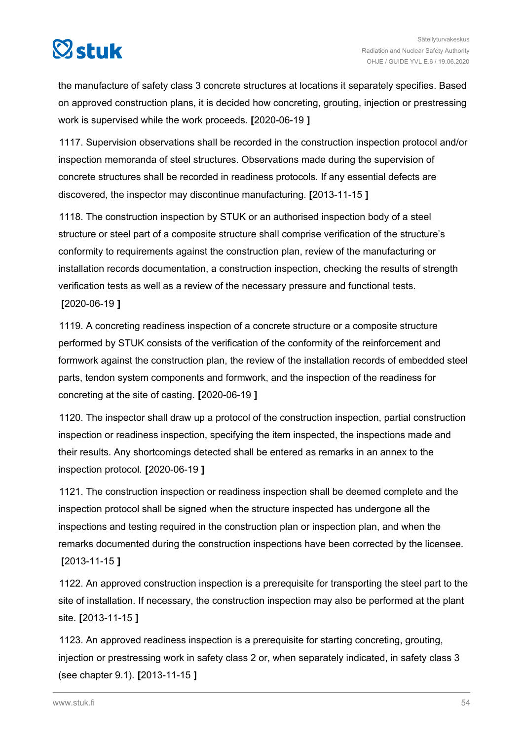the manufacture of safety class 3 concrete structures at locations it separately specifies. Based on approved construction plans, it is decided how concreting, grouting, injection or prestressing work is supervised while the work proceeds. **[**2020-06-19 **]**

1117. Supervision observations shall be recorded in the construction inspection protocol and/or inspection memoranda of steel structures. Observations made during the supervision of concrete structures shall be recorded in readiness protocols. If any essential defects are discovered, the inspector may discontinue manufacturing. **[**2013-11-15 **]**

1118. The construction inspection by STUK or an authorised inspection body of a steel structure or steel part of a composite structure shall comprise verification of the structure's conformity to requirements against the construction plan, review of the manufacturing or installation records documentation, a construction inspection, checking the results of strength verification tests as well as a review of the necessary pressure and functional tests. **[**2020-06-19 **]**

1119. A concreting readiness inspection of a concrete structure or a composite structure performed by STUK consists of the verification of the conformity of the reinforcement and formwork against the construction plan, the review of the installation records of embedded steel parts, tendon system components and formwork, and the inspection of the readiness for concreting at the site of casting. **[**2020-06-19 **]**

1120. The inspector shall draw up a protocol of the construction inspection, partial construction inspection or readiness inspection, specifying the item inspected, the inspections made and their results. Any shortcomings detected shall be entered as remarks in an annex to the inspection protocol. **[**2020-06-19 **]**

1121. The construction inspection or readiness inspection shall be deemed complete and the inspection protocol shall be signed when the structure inspected has undergone all the inspections and testing required in the construction plan or inspection plan, and when the remarks documented during the construction inspections have been corrected by the licensee. **[**2013-11-15 **]**

1122. An approved construction inspection is a prerequisite for transporting the steel part to the site of installation. If necessary, the construction inspection may also be performed at the plant site. **[**2013-11-15 **]**

1123. An approved readiness inspection is a prerequisite for starting concreting, grouting, injection or prestressing work in safety class 2 or, when separately indicated, in safety class 3 (see chapter 9.1). **[**2013-11-15 **]**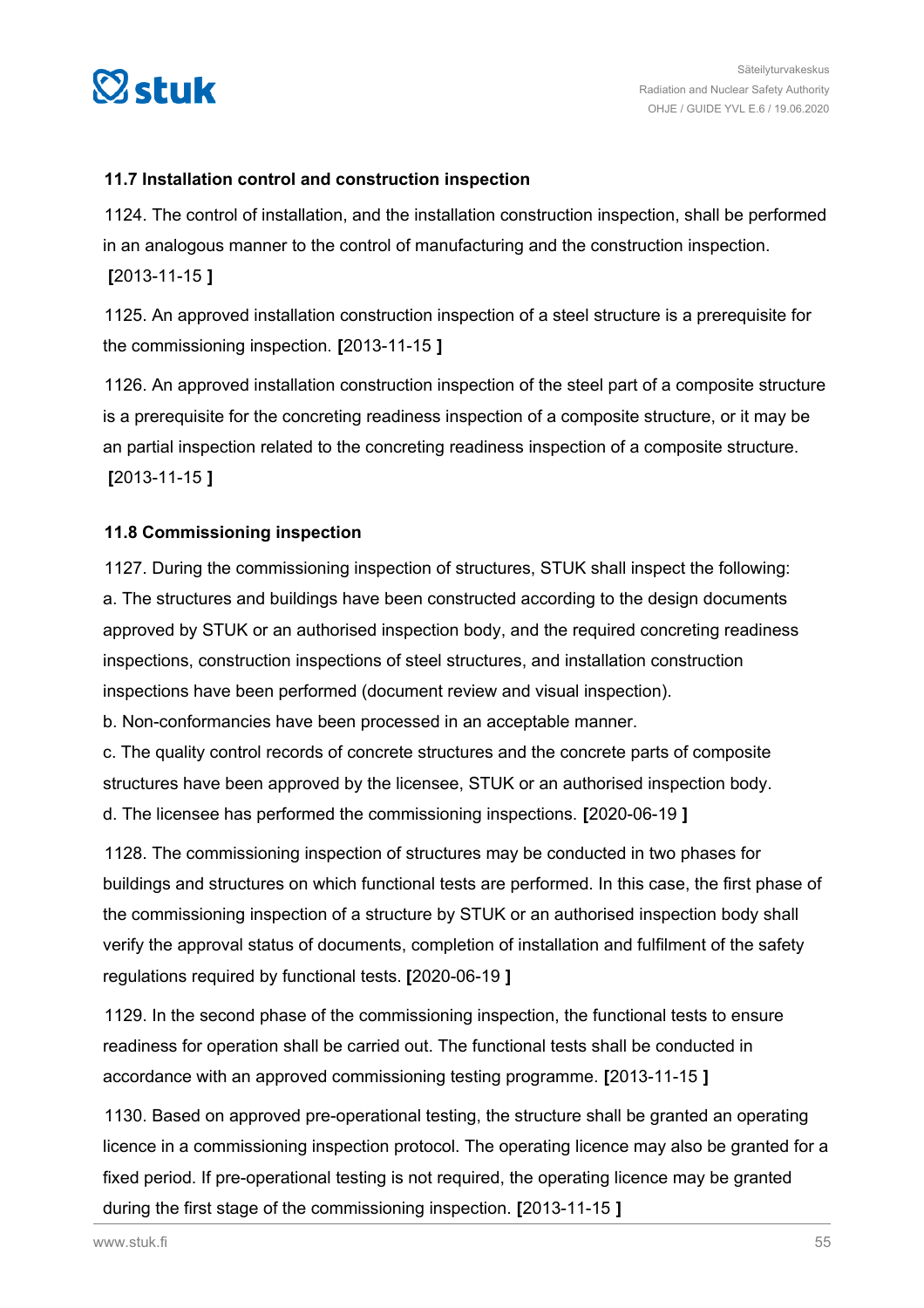### 11.7 Installation control and construction inspection

1124. The control of installation, and the installation construction inspection, shall be performed in an analogous manner to the control of manufacturing and the construction inspection. **[**2013-11-15 **]**

1125. An approved installation construction inspection of a steel structure is a prerequisite for the commissioning inspection. **[**2013-11-15 **]**

1126. An approved installation construction inspection of the steel part of a composite structure is a prerequisite for the concreting readiness inspection of a composite structure, or it may be an partial inspection related to the concreting readiness inspection of a composite structure. **[**2013-11-15 **]**

### 11.8 Commissioning inspection

1127. During the commissioning inspection of structures, STUK shall inspect the following:
a. The structures and buildings have been constructed according to the design documents approved by STUK or an authorised inspection body, and the required concreting readiness inspections, construction inspections of steel structures, and installation construction inspections have been performed (document review and visual inspection).
b. Non-conformancies have been processed in an acceptable manner.
c. The quality control records of concrete structures and the concrete parts of composite structures have been approved by the licensee, STUK or an authorised inspection body.
d. The licensee has performed the commissioning inspections. **[**2020-06-19 **]**

1128. The commissioning inspection of structures may be conducted in two phases for buildings and structures on which functional tests are performed. In this case, the first phase of the commissioning inspection of a structure by STUK or an authorised inspection body shall verify the approval status of documents, completion of installation and fulfilment of the safety regulations required by functional tests. **[**2020-06-19 **]**

1129. In the second phase of the commissioning inspection, the functional tests to ensure readiness for operation shall be carried out. The functional tests shall be conducted in accordance with an approved commissioning testing programme. **[**2013-11-15 **]**

1130. Based on approved pre-operational testing, the structure shall be granted an operating licence in a commissioning inspection protocol. The operating licence may also be granted for a fixed period. If pre-operational testing is not required, the operating licence may be granted during the first stage of the commissioning inspection. **[**2013-11-15 **]**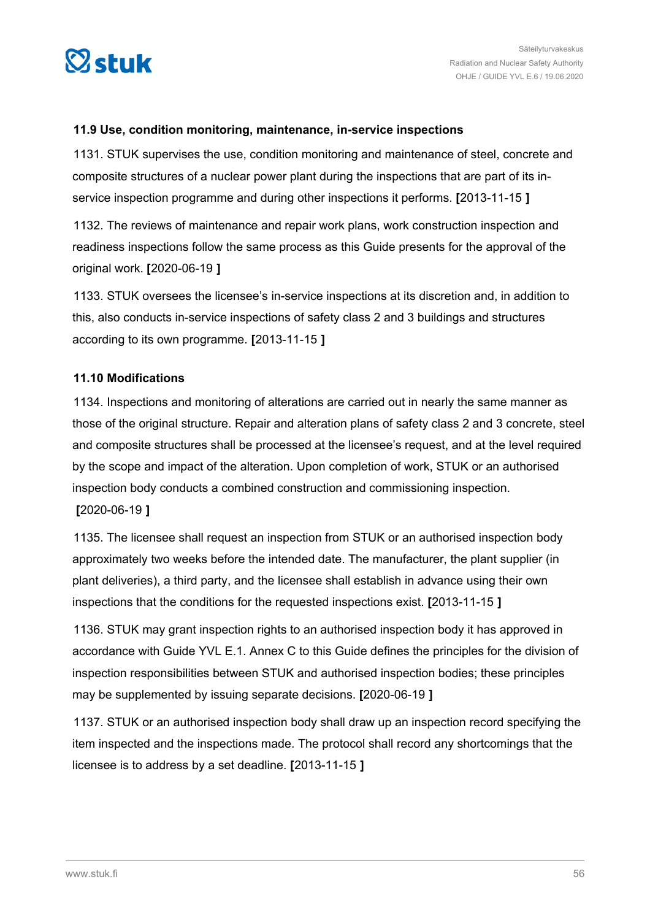### 11.9 Use, condition monitoring, maintenance, in-service inspections

1131. STUK supervises the use, condition monitoring and maintenance of steel, concrete and composite structures of a nuclear power plant during the inspections that are part of its in-service inspection programme and during other inspections it performs. **[**2013-11-15 **]**

1132. The reviews of maintenance and repair work plans, work construction inspection and readiness inspections follow the same process as this Guide presents for the approval of the original work. **[**2020-06-19 **]**

1133. STUK oversees the licensee's in-service inspections at its discretion and, in addition to this, also conducts in-service inspections of safety class 2 and 3 buildings and structures according to its own programme. **[**2013-11-15 **]**

### 11.10 Modifications

1134. Inspections and monitoring of alterations are carried out in nearly the same manner as those of the original structure. Repair and alteration plans of safety class 2 and 3 concrete, steel and composite structures shall be processed at the licensee's request, and at the level required by the scope and impact of the alteration. Upon completion of work, STUK or an authorised inspection body conducts a combined construction and commissioning inspection. **[**2020-06-19 **]**

1135. The licensee shall request an inspection from STUK or an authorised inspection body approximately two weeks before the intended date. The manufacturer, the plant supplier (in plant deliveries), a third party, and the licensee shall establish in advance using their own inspections that the conditions for the requested inspections exist. **[**2013-11-15 **]**

1136. STUK may grant inspection rights to an authorised inspection body it has approved in accordance with Guide YVL E.1. Annex C to this Guide defines the principles for the division of inspection responsibilities between STUK and authorised inspection bodies; these principles may be supplemented by issuing separate decisions. **[**2020-06-19 **]**

1137. STUK or an authorised inspection body shall draw up an inspection record specifying the item inspected and the inspections made. The protocol shall record any shortcomings that the licensee is to address by a set deadline. **[**2013-11-15 **]**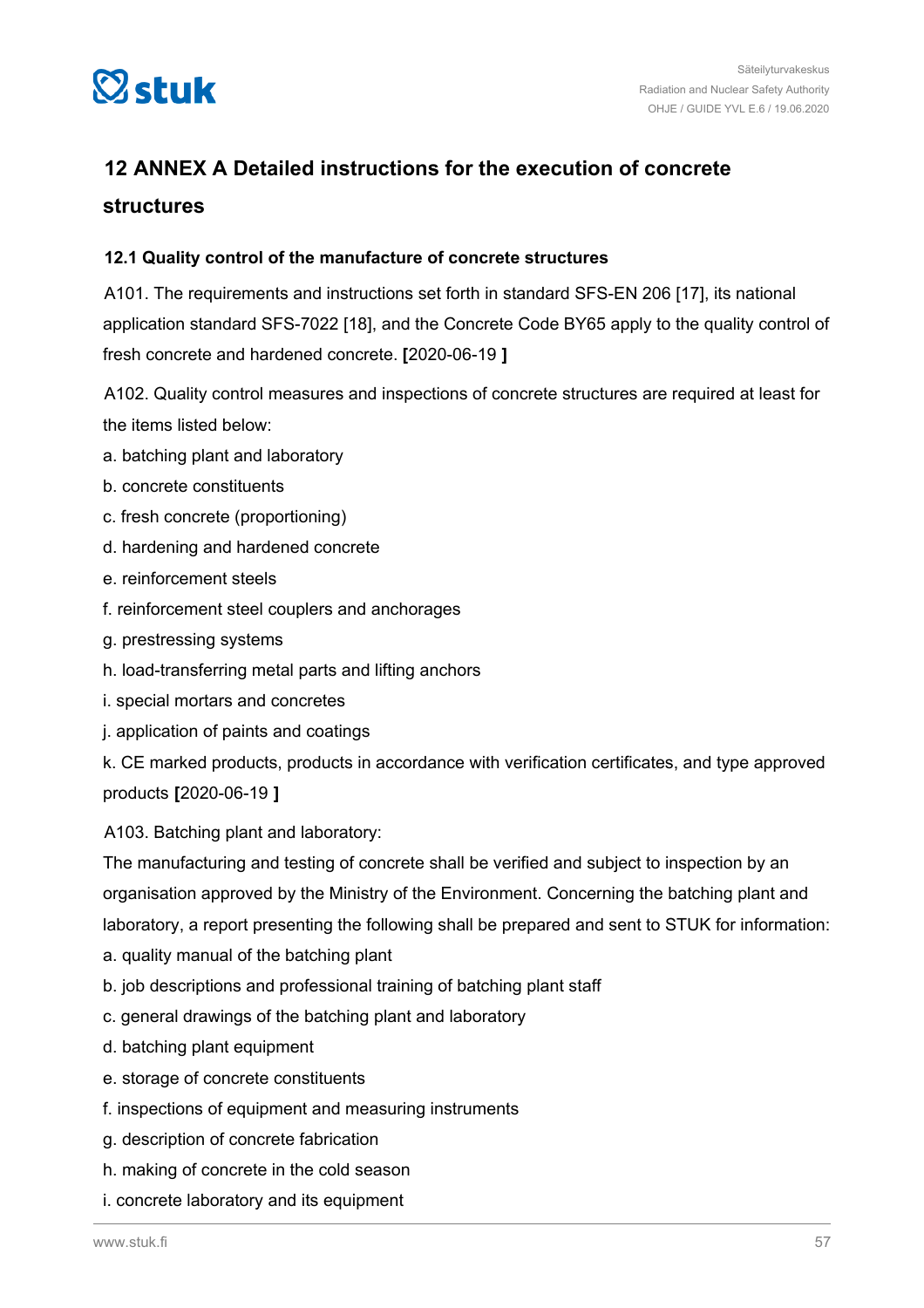# 12 ANNEX A Detailed instructions for the execution of concrete structures

## 12.1 Quality control of the manufacture of concrete structures

A101. The requirements and instructions set forth in standard SFS-EN 206 [17], its national application standard SFS-7022 [18], and the Concrete Code BY65 apply to the quality control of fresh concrete and hardened concrete. **[**2020-06-19 **]**

A102. Quality control measures and inspections of concrete structures are required at least for the items listed below:

a. batching plant and laboratory
b. concrete constituents
c. fresh concrete (proportioning)
d. hardening and hardened concrete
e. reinforcement steels
f. reinforcement steel couplers and anchorages
g. prestressing systems
h. load-transferring metal parts and lifting anchors
i. special mortars and concretes
j. application of paints and coatings
k. CE marked products, products in accordance with verification certificates, and type approved products **[**2020-06-19 **]**

A103. Batching plant and laboratory:

The manufacturing and testing of concrete shall be verified and subject to inspection by an organisation approved by the Ministry of the Environment. Concerning the batching plant and laboratory, a report presenting the following shall be prepared and sent to STUK for information:

a. quality manual of the batching plant
b. job descriptions and professional training of batching plant staff
c. general drawings of the batching plant and laboratory
d. batching plant equipment
e. storage of concrete constituents
f. inspections of equipment and measuring instruments
g. description of concrete fabrication
h. making of concrete in the cold season
i. concrete laboratory and its equipment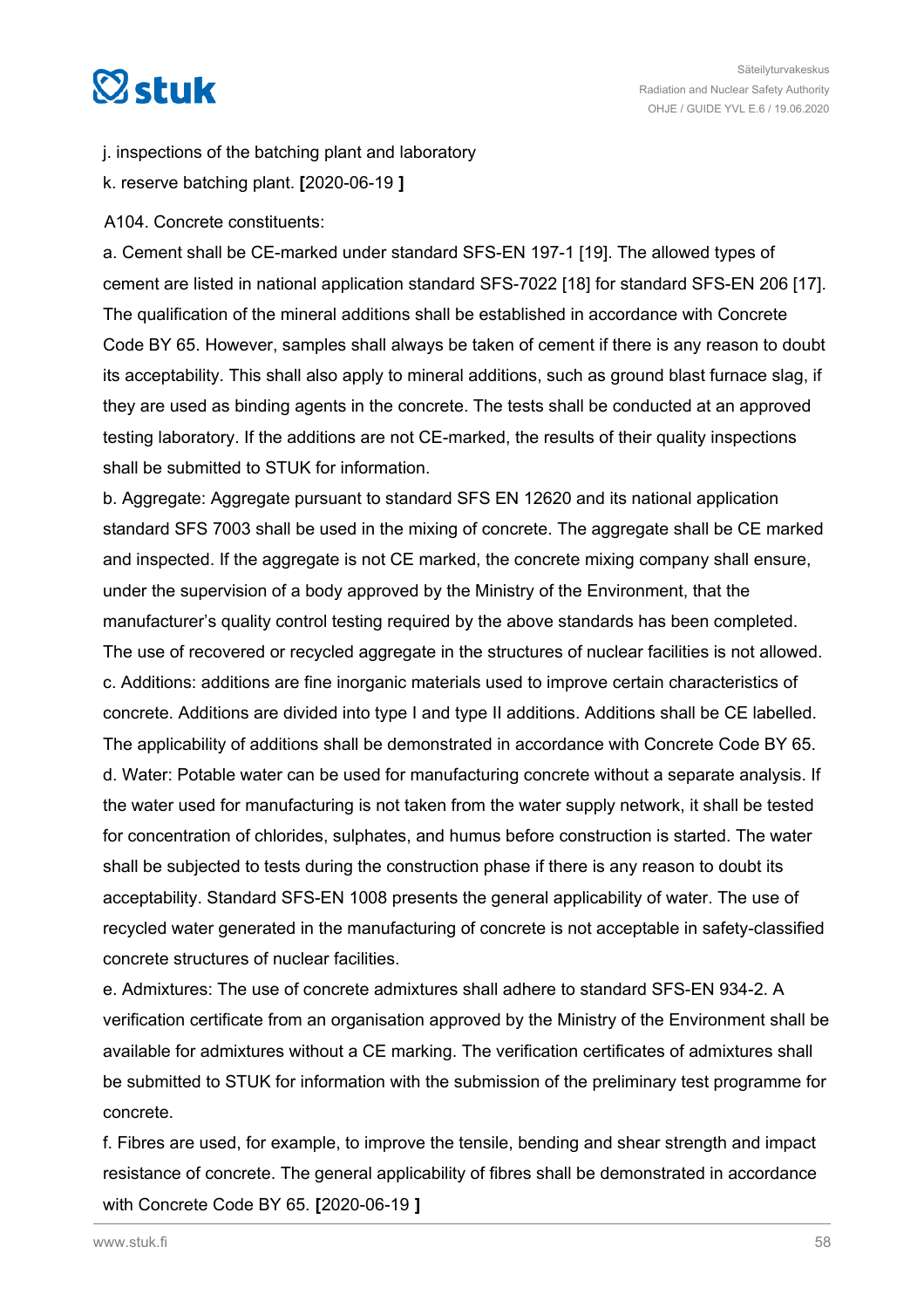j. inspections of the batching plant and laboratory

k. reserve batching plant. **[**2020-06-19 **]**

A104. Concrete constituents:

a. Cement shall be CE-marked under standard SFS-EN 197-1 [19]. The allowed types of cement are listed in national application standard SFS-7022 [18] for standard SFS-EN 206 [17]. The qualification of the mineral additions shall be established in accordance with Concrete Code BY 65. However, samples shall always be taken of cement if there is any reason to doubt its acceptability. This shall also apply to mineral additions, such as ground blast furnace slag, if they are used as binding agents in the concrete. The tests shall be conducted at an approved testing laboratory. If the additions are not CE-marked, the results of their quality inspections shall be submitted to STUK for information.

b. Aggregate: Aggregate pursuant to standard SFS EN 12620 and its national application standard SFS 7003 shall be used in the mixing of concrete. The aggregate shall be CE marked and inspected. If the aggregate is not CE marked, the concrete mixing company shall ensure, under the supervision of a body approved by the Ministry of the Environment, that the manufacturer's quality control testing required by the above standards has been completed. The use of recovered or recycled aggregate in the structures of nuclear facilities is not allowed.

c. Additions: additions are fine inorganic materials used to improve certain characteristics of concrete. Additions are divided into type I and type II additions. Additions shall be CE labelled. The applicability of additions shall be demonstrated in accordance with Concrete Code BY 65.

d. Water: Potable water can be used for manufacturing concrete without a separate analysis. If the water used for manufacturing is not taken from the water supply network, it shall be tested for concentration of chlorides, sulphates, and humus before construction is started. The water shall be subjected to tests during the construction phase if there is any reason to doubt its acceptability. Standard SFS-EN 1008 presents the general applicability of water. The use of recycled water generated in the manufacturing of concrete is not acceptable in safety-classified concrete structures of nuclear facilities.

e. Admixtures: The use of concrete admixtures shall adhere to standard SFS-EN 934-2. A verification certificate from an organisation approved by the Ministry of the Environment shall be available for admixtures without a CE marking. The verification certificates of admixtures shall be submitted to STUK for information with the submission of the preliminary test programme for concrete.

f. Fibres are used, for example, to improve the tensile, bending and shear strength and impact resistance of concrete. The general applicability of fibres shall be demonstrated in accordance with Concrete Code BY 65. **[**2020-06-19 **]**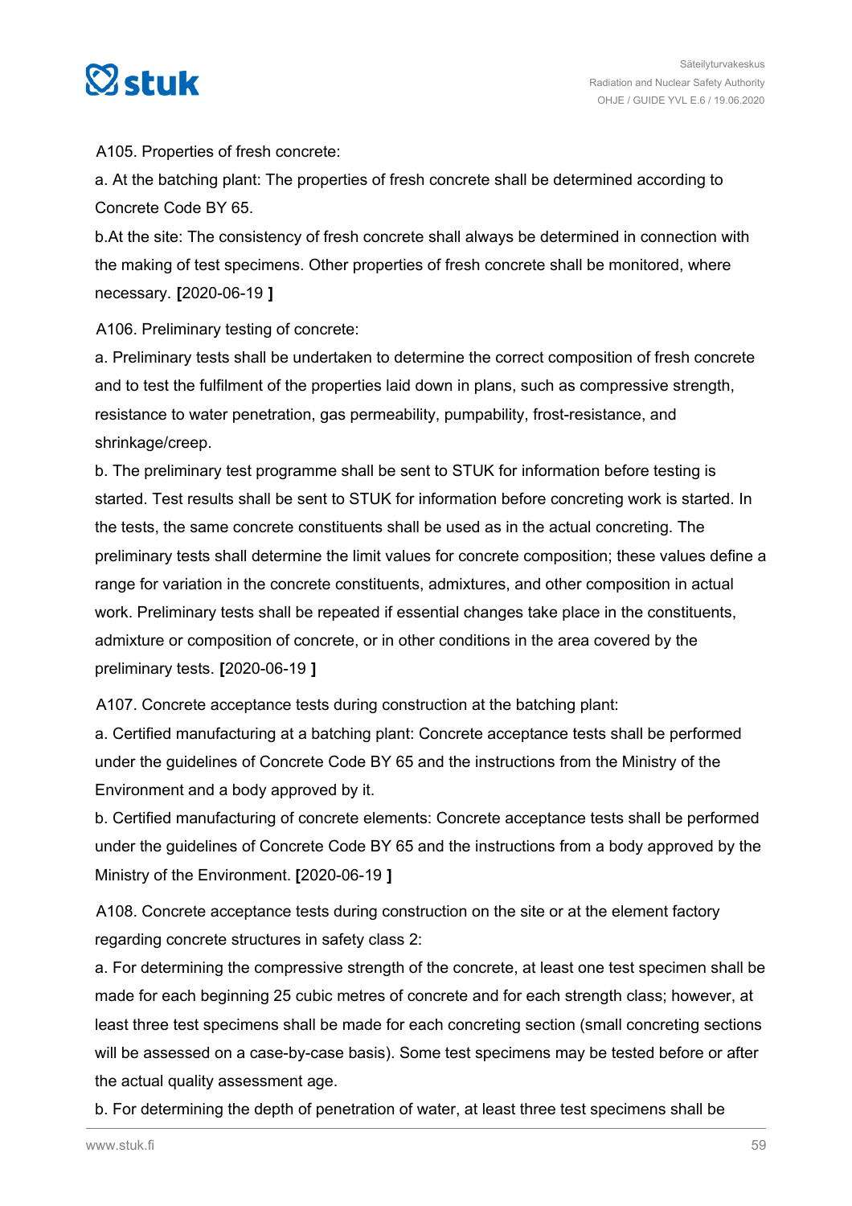A105. Properties of fresh concrete:

a. At the batching plant: The properties of fresh concrete shall be determined according to Concrete Code BY 65.

b.At the site: The consistency of fresh concrete shall always be determined in connection with the making of test specimens. Other properties of fresh concrete shall be monitored, where necessary. **[**2020-06-19 **]**

A106. Preliminary testing of concrete:

a. Preliminary tests shall be undertaken to determine the correct composition of fresh concrete and to test the fulfilment of the properties laid down in plans, such as compressive strength, resistance to water penetration, gas permeability, pumpability, frost-resistance, and shrinkage/creep.

b. The preliminary test programme shall be sent to STUK for information before testing is started. Test results shall be sent to STUK for information before concreting work is started. In the tests, the same concrete constituents shall be used as in the actual concreting. The preliminary tests shall determine the limit values for concrete composition; these values define a range for variation in the concrete constituents, admixtures, and other composition in actual work. Preliminary tests shall be repeated if essential changes take place in the constituents, admixture or composition of concrete, or in other conditions in the area covered by the preliminary tests. **[**2020-06-19 **]**

A107. Concrete acceptance tests during construction at the batching plant:

a. Certified manufacturing at a batching plant: Concrete acceptance tests shall be performed under the guidelines of Concrete Code BY 65 and the instructions from the Ministry of the Environment and a body approved by it.

b. Certified manufacturing of concrete elements: Concrete acceptance tests shall be performed under the guidelines of Concrete Code BY 65 and the instructions from a body approved by the Ministry of the Environment. **[**2020-06-19 **]**

A108. Concrete acceptance tests during construction on the site or at the element factory regarding concrete structures in safety class 2:

a. For determining the compressive strength of the concrete, at least one test specimen shall be made for each beginning 25 cubic metres of concrete and for each strength class; however, at least three test specimens shall be made for each concreting section (small concreting sections will be assessed on a case-by-case basis). Some test specimens may be tested before or after the actual quality assessment age.

b. For determining the depth of penetration of water, at least three test specimens shall be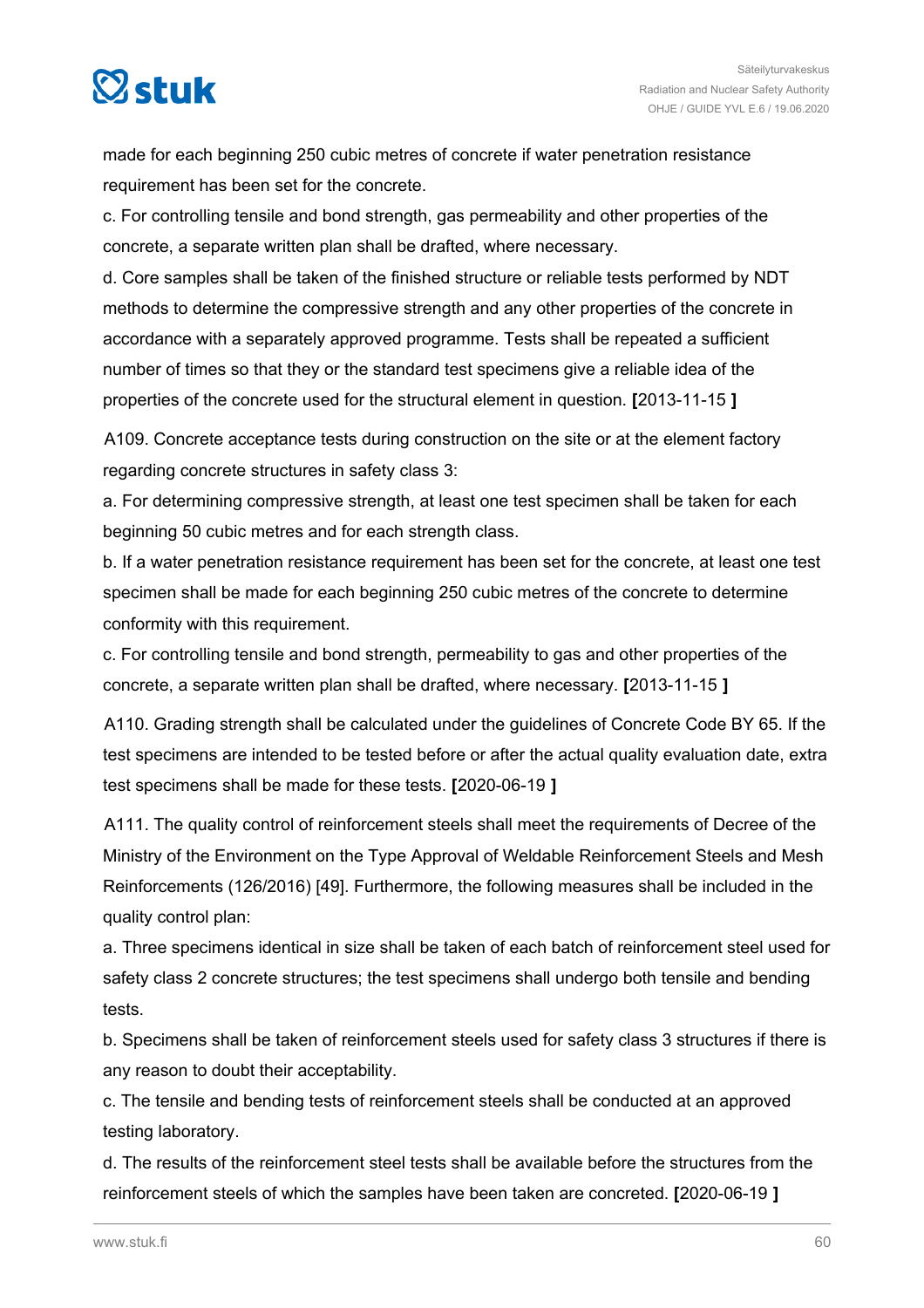made for each beginning 250 cubic metres of concrete if water penetration resistance requirement has been set for the concrete.

c. For controlling tensile and bond strength, gas permeability and other properties of the concrete, a separate written plan shall be drafted, where necessary.

d. Core samples shall be taken of the finished structure or reliable tests performed by NDT methods to determine the compressive strength and any other properties of the concrete in accordance with a separately approved programme. Tests shall be repeated a sufficient number of times so that they or the standard test specimens give a reliable idea of the properties of the concrete used for the structural element in question. **[**2013-11-15 **]**

A109. Concrete acceptance tests during construction on the site or at the element factory regarding concrete structures in safety class 3:

a. For determining compressive strength, at least one test specimen shall be taken for each beginning 50 cubic metres and for each strength class.

b. If a water penetration resistance requirement has been set for the concrete, at least one test specimen shall be made for each beginning 250 cubic metres of the concrete to determine conformity with this requirement.

c. For controlling tensile and bond strength, permeability to gas and other properties of the concrete, a separate written plan shall be drafted, where necessary. **[**2013-11-15 **]**

A110. Grading strength shall be calculated under the guidelines of Concrete Code BY 65. If the test specimens are intended to be tested before or after the actual quality evaluation date, extra test specimens shall be made for these tests. **[**2020-06-19 **]**

A111. The quality control of reinforcement steels shall meet the requirements of Decree of the Ministry of the Environment on the Type Approval of Weldable Reinforcement Steels and Mesh Reinforcements (126/2016) [49]. Furthermore, the following measures shall be included in the quality control plan:

a. Three specimens identical in size shall be taken of each batch of reinforcement steel used for safety class 2 concrete structures; the test specimens shall undergo both tensile and bending tests.

b. Specimens shall be taken of reinforcement steels used for safety class 3 structures if there is any reason to doubt their acceptability.

c. The tensile and bending tests of reinforcement steels shall be conducted at an approved testing laboratory.

d. The results of the reinforcement steel tests shall be available before the structures from the reinforcement steels of which the samples have been taken are concreted. **[**2020-06-19 **]**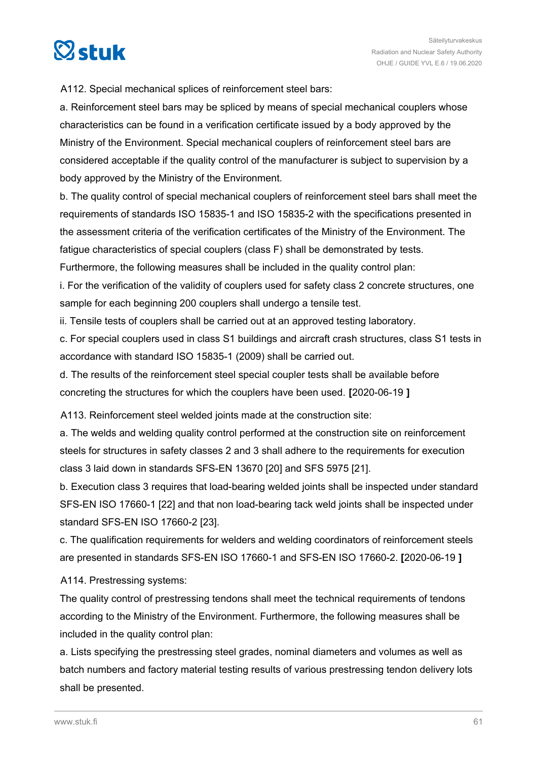A112. Special mechanical splices of reinforcement steel bars:

a. Reinforcement steel bars may be spliced by means of special mechanical couplers whose characteristics can be found in a verification certificate issued by a body approved by the Ministry of the Environment. Special mechanical couplers of reinforcement steel bars are considered acceptable if the quality control of the manufacturer is subject to supervision by a body approved by the Ministry of the Environment.

b. The quality control of special mechanical couplers of reinforcement steel bars shall meet the requirements of standards ISO 15835-1 and ISO 15835-2 with the specifications presented in the assessment criteria of the verification certificates of the Ministry of the Environment. The fatigue characteristics of special couplers (class F) shall be demonstrated by tests. Furthermore, the following measures shall be included in the quality control plan:

i. For the verification of the validity of couplers used for safety class 2 concrete structures, one sample for each beginning 200 couplers shall undergo a tensile test.

ii. Tensile tests of couplers shall be carried out at an approved testing laboratory.

c. For special couplers used in class S1 buildings and aircraft crash structures, class S1 tests in accordance with standard ISO 15835-1 (2009) shall be carried out.

d. The results of the reinforcement steel special coupler tests shall be available before concreting the structures for which the couplers have been used. **[**2020-06-19 **]**

A113. Reinforcement steel welded joints made at the construction site:

a. The welds and welding quality control performed at the construction site on reinforcement steels for structures in safety classes 2 and 3 shall adhere to the requirements for execution class 3 laid down in standards SFS-EN 13670 [20] and SFS 5975 [21].

b. Execution class 3 requires that load-bearing welded joints shall be inspected under standard SFS-EN ISO 17660-1 [22] and that non load-bearing tack weld joints shall be inspected under standard SFS-EN ISO 17660-2 [23].

c. The qualification requirements for welders and welding coordinators of reinforcement steels are presented in standards SFS-EN ISO 17660-1 and SFS-EN ISO 17660-2. **[**2020-06-19 **]**

A114. Prestressing systems:

The quality control of prestressing tendons shall meet the technical requirements of tendons according to the Ministry of the Environment. Furthermore, the following measures shall be included in the quality control plan:

a. Lists specifying the prestressing steel grades, nominal diameters and volumes as well as batch numbers and factory material testing results of various prestressing tendon delivery lots shall be presented.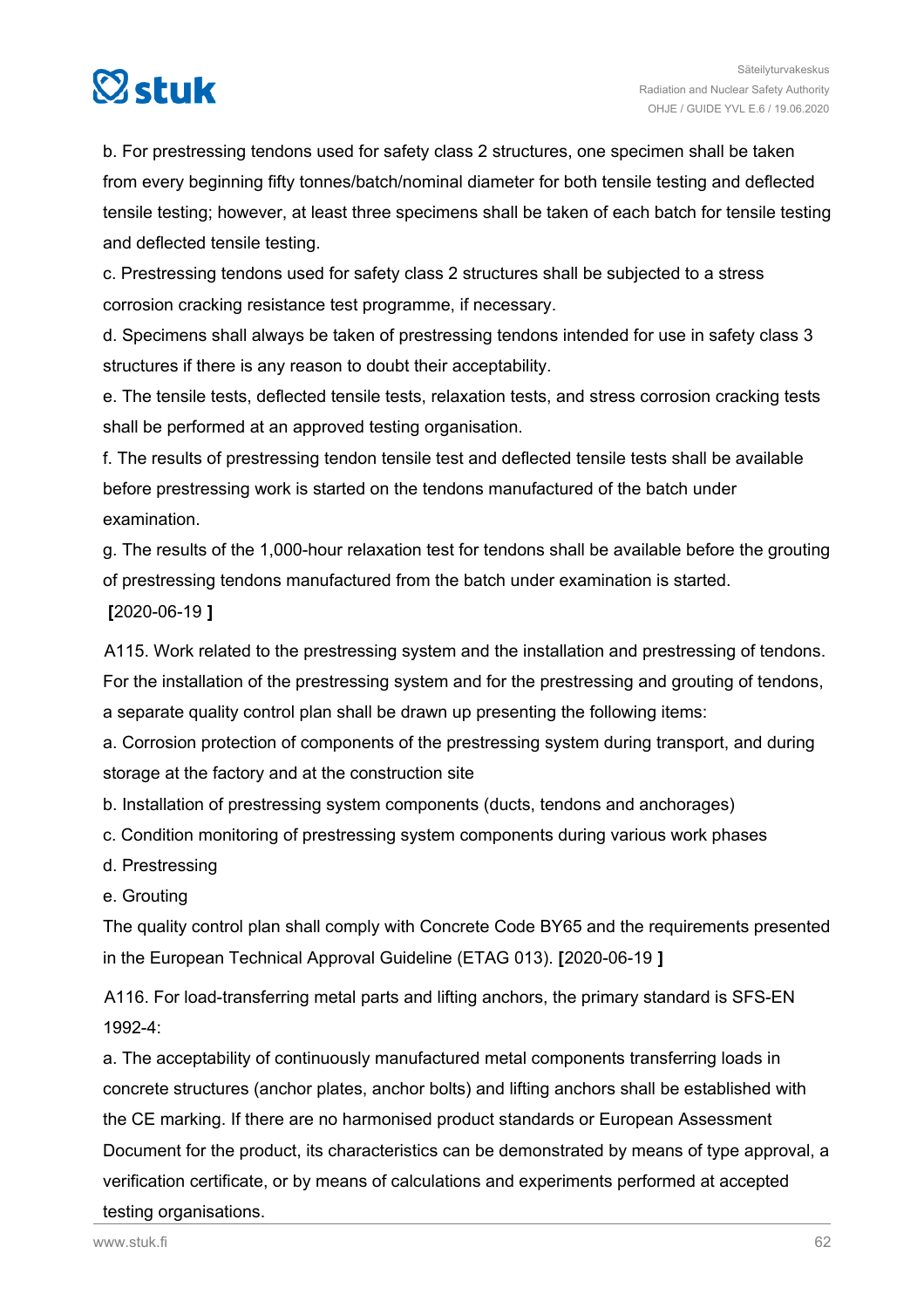b. For prestressing tendons used for safety class 2 structures, one specimen shall be taken from every beginning fifty tonnes/batch/nominal diameter for both tensile testing and deflected tensile testing; however, at least three specimens shall be taken of each batch for tensile testing and deflected tensile testing.

c. Prestressing tendons used for safety class 2 structures shall be subjected to a stress corrosion cracking resistance test programme, if necessary.

d. Specimens shall always be taken of prestressing tendons intended for use in safety class 3 structures if there is any reason to doubt their acceptability.

e. The tensile tests, deflected tensile tests, relaxation tests, and stress corrosion cracking tests shall be performed at an approved testing organisation.

f. The results of prestressing tendon tensile test and deflected tensile tests shall be available before prestressing work is started on the tendons manufactured of the batch under examination.

g. The results of the 1,000-hour relaxation test for tendons shall be available before the grouting of prestressing tendons manufactured from the batch under examination is started.
**[**2020-06-19 **]**

A115. Work related to the prestressing system and the installation and prestressing of tendons. For the installation of the prestressing system and for the prestressing and grouting of tendons, a separate quality control plan shall be drawn up presenting the following items:

a. Corrosion protection of components of the prestressing system during transport, and during storage at the factory and at the construction site

b. Installation of prestressing system components (ducts, tendons and anchorages)

c. Condition monitoring of prestressing system components during various work phases

d. Prestressing

e. Grouting

The quality control plan shall comply with Concrete Code BY65 and the requirements presented in the European Technical Approval Guideline (ETAG 013). **[**2020-06-19 **]**

A116. For load-transferring metal parts and lifting anchors, the primary standard is SFS-EN 1992-4:

a. The acceptability of continuously manufactured metal components transferring loads in concrete structures (anchor plates, anchor bolts) and lifting anchors shall be established with the CE marking. If there are no harmonised product standards or European Assessment Document for the product, its characteristics can be demonstrated by means of type approval, a verification certificate, or by means of calculations and experiments performed at accepted testing organisations.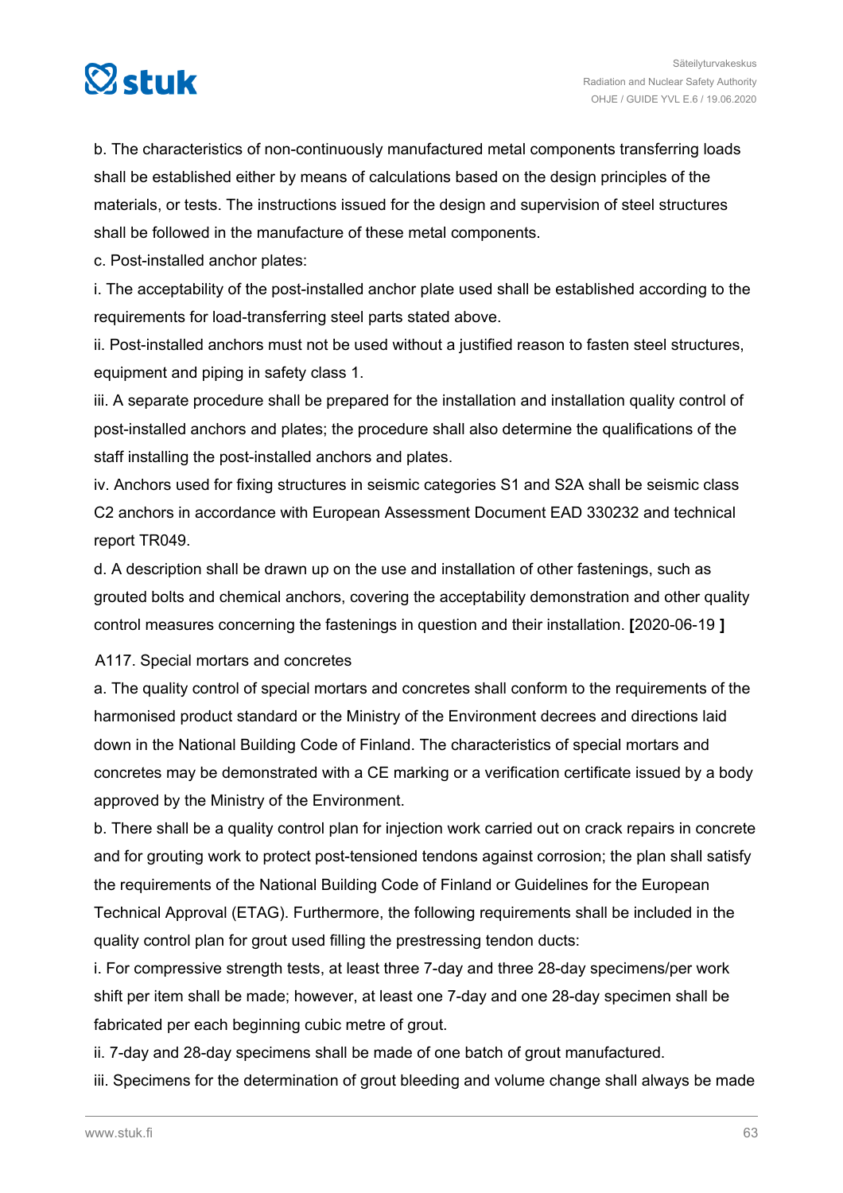b. The characteristics of non-continuously manufactured metal components transferring loads shall be established either by means of calculations based on the design principles of the materials, or tests. The instructions issued for the design and supervision of steel structures shall be followed in the manufacture of these metal components.

c. Post-installed anchor plates:

i. The acceptability of the post-installed anchor plate used shall be established according to the requirements for load-transferring steel parts stated above.

ii. Post-installed anchors must not be used without a justified reason to fasten steel structures, equipment and piping in safety class 1.

iii. A separate procedure shall be prepared for the installation and installation quality control of post-installed anchors and plates; the procedure shall also determine the qualifications of the staff installing the post-installed anchors and plates.

iv. Anchors used for fixing structures in seismic categories S1 and S2A shall be seismic class C2 anchors in accordance with European Assessment Document EAD 330232 and technical report TR049.

d. A description shall be drawn up on the use and installation of other fastenings, such as grouted bolts and chemical anchors, covering the acceptability demonstration and other quality control measures concerning the fastenings in question and their installation. **[**2020-06-19 **]**

A117. Special mortars and concretes

a. The quality control of special mortars and concretes shall conform to the requirements of the harmonised product standard or the Ministry of the Environment decrees and directions laid down in the National Building Code of Finland. The characteristics of special mortars and concretes may be demonstrated with a CE marking or a verification certificate issued by a body approved by the Ministry of the Environment.

b. There shall be a quality control plan for injection work carried out on crack repairs in concrete and for grouting work to protect post-tensioned tendons against corrosion; the plan shall satisfy the requirements of the National Building Code of Finland or Guidelines for the European Technical Approval (ETAG). Furthermore, the following requirements shall be included in the quality control plan for grout used filling the prestressing tendon ducts:

i. For compressive strength tests, at least three 7-day and three 28-day specimens/per work shift per item shall be made; however, at least one 7-day and one 28-day specimen shall be fabricated per each beginning cubic metre of grout.

ii. 7-day and 28-day specimens shall be made of one batch of grout manufactured.

iii. Specimens for the determination of grout bleeding and volume change shall always be made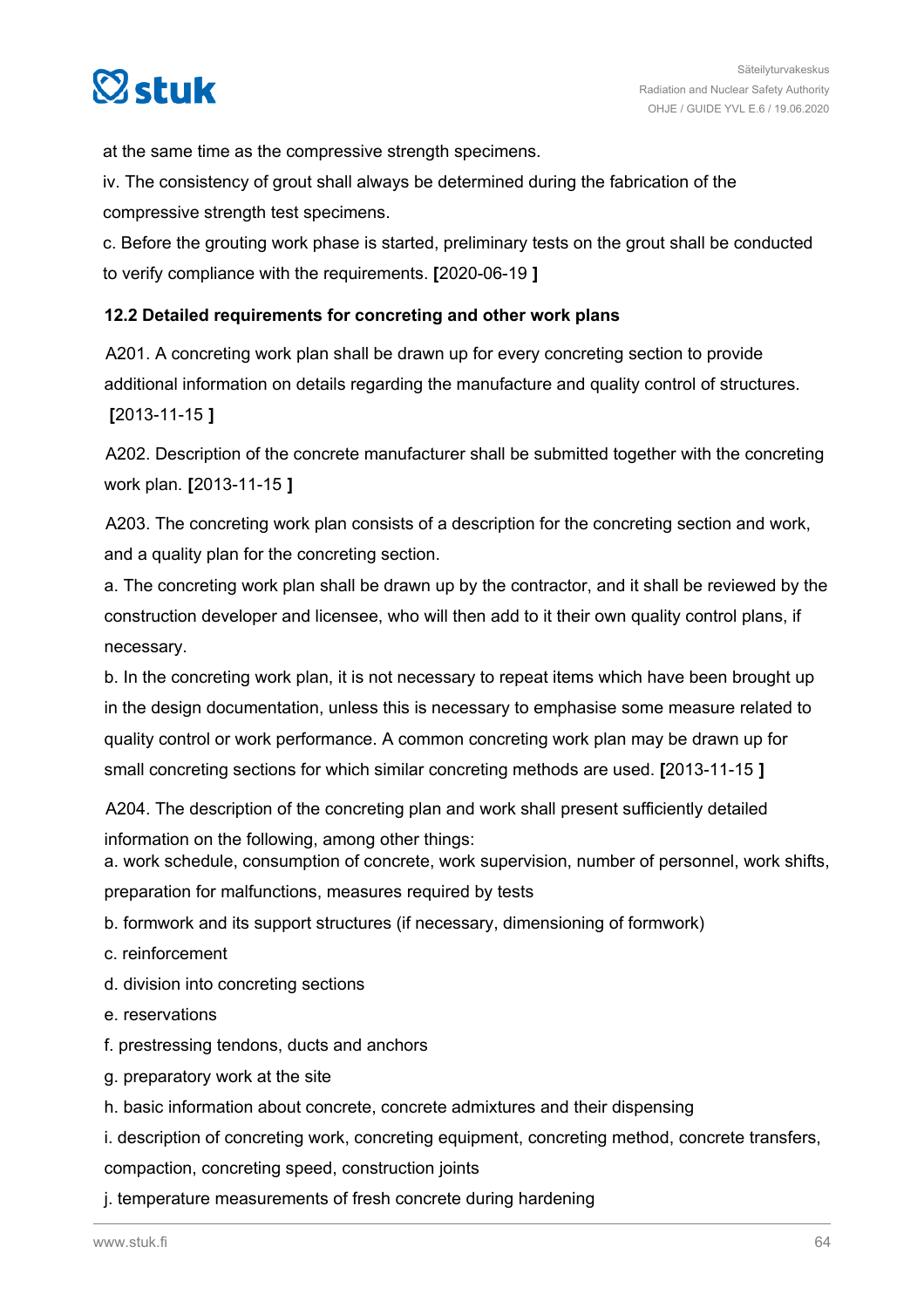at the same time as the compressive strength specimens.

iv. The consistency of grout shall always be determined during the fabrication of the compressive strength test specimens.

c. Before the grouting work phase is started, preliminary tests on the grout shall be conducted to verify compliance with the requirements. **[**2020-06-19 **]**

### 12.2 Detailed requirements for concreting and other work plans

A201. A concreting work plan shall be drawn up for every concreting section to provide additional information on details regarding the manufacture and quality control of structures. **[**2013-11-15 **]**

A202. Description of the concrete manufacturer shall be submitted together with the concreting work plan. **[**2013-11-15 **]**

A203. The concreting work plan consists of a description for the concreting section and work, and a quality plan for the concreting section.

a. The concreting work plan shall be drawn up by the contractor, and it shall be reviewed by the construction developer and licensee, who will then add to it their own quality control plans, if necessary.

b. In the concreting work plan, it is not necessary to repeat items which have been brought up in the design documentation, unless this is necessary to emphasise some measure related to quality control or work performance. A common concreting work plan may be drawn up for small concreting sections for which similar concreting methods are used. **[**2013-11-15 **]**

A204. The description of the concreting plan and work shall present sufficiently detailed information on the following, among other things:

a. work schedule, consumption of concrete, work supervision, number of personnel, work shifts, preparation for malfunctions, measures required by tests

b. formwork and its support structures (if necessary, dimensioning of formwork)

c. reinforcement

d. division into concreting sections

e. reservations

f. prestressing tendons, ducts and anchors

g. preparatory work at the site

h. basic information about concrete, concrete admixtures and their dispensing

i. description of concreting work, concreting equipment, concreting method, concrete transfers, compaction, concreting speed, construction joints

j. temperature measurements of fresh concrete during hardening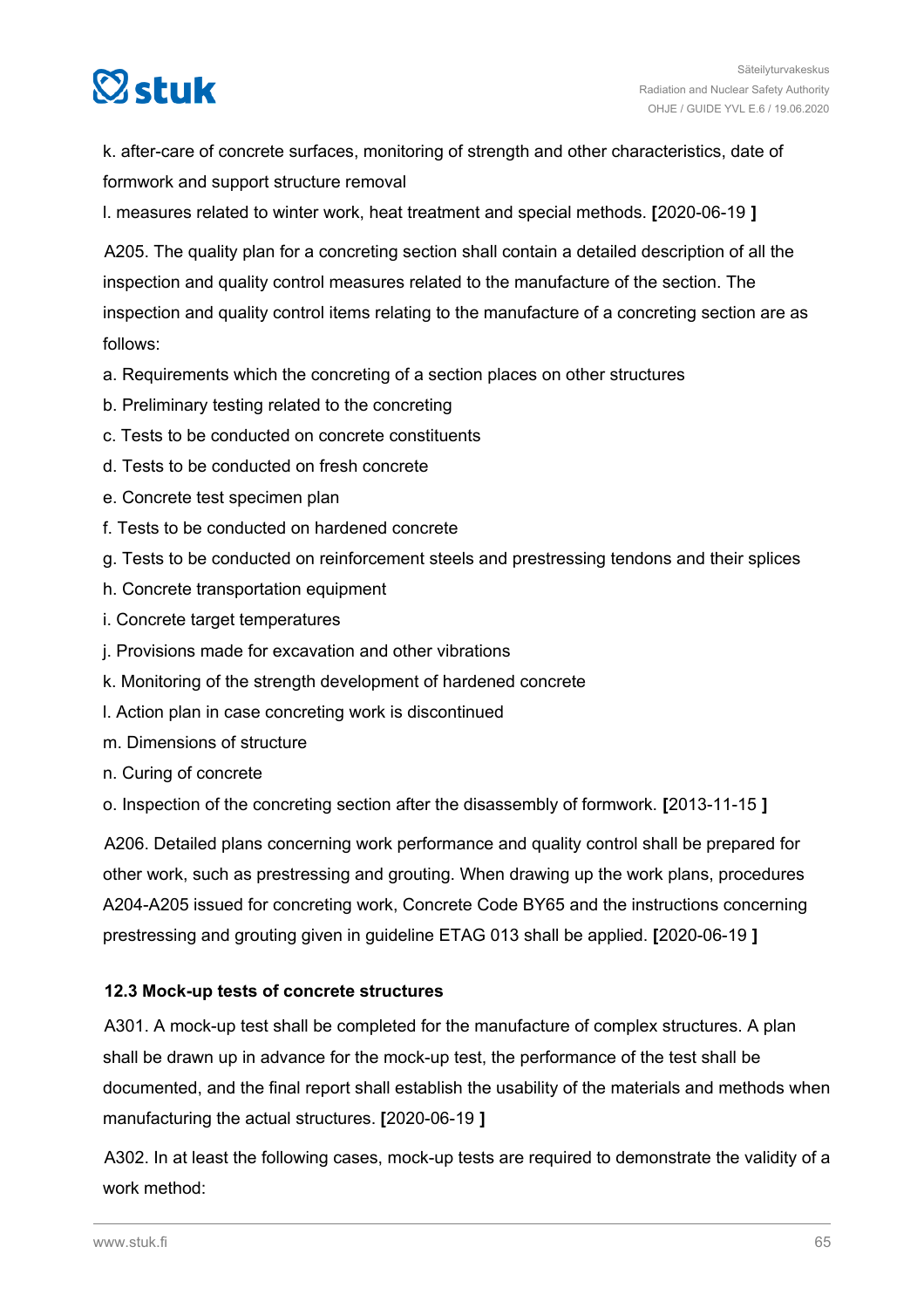k. after-care of concrete surfaces, monitoring of strength and other characteristics, date of formwork and support structure removal

l. measures related to winter work, heat treatment and special methods. **[**2020-06-19 **]**

A205. The quality plan for a concreting section shall contain a detailed description of all the inspection and quality control measures related to the manufacture of the section. The inspection and quality control items relating to the manufacture of a concreting section are as follows:

a. Requirements which the concreting of a section places on other structures

b. Preliminary testing related to the concreting

c. Tests to be conducted on concrete constituents

d. Tests to be conducted on fresh concrete

e. Concrete test specimen plan

f. Tests to be conducted on hardened concrete

g. Tests to be conducted on reinforcement steels and prestressing tendons and their splices

h. Concrete transportation equipment

i. Concrete target temperatures

j. Provisions made for excavation and other vibrations

k. Monitoring of the strength development of hardened concrete

l. Action plan in case concreting work is discontinued

m. Dimensions of structure

n. Curing of concrete

o. Inspection of the concreting section after the disassembly of formwork. **[**2013-11-15 **]**

A206. Detailed plans concerning work performance and quality control shall be prepared for other work, such as prestressing and grouting. When drawing up the work plans, procedures A204-A205 issued for concreting work, Concrete Code BY65 and the instructions concerning prestressing and grouting given in guideline ETAG 013 shall be applied. **[**2020-06-19 **]**

### 12.3 Mock-up tests of concrete structures

A301. A mock-up test shall be completed for the manufacture of complex structures. A plan shall be drawn up in advance for the mock-up test, the performance of the test shall be documented, and the final report shall establish the usability of the materials and methods when manufacturing the actual structures. **[**2020-06-19 **]**

A302. In at least the following cases, mock-up tests are required to demonstrate the validity of a work method: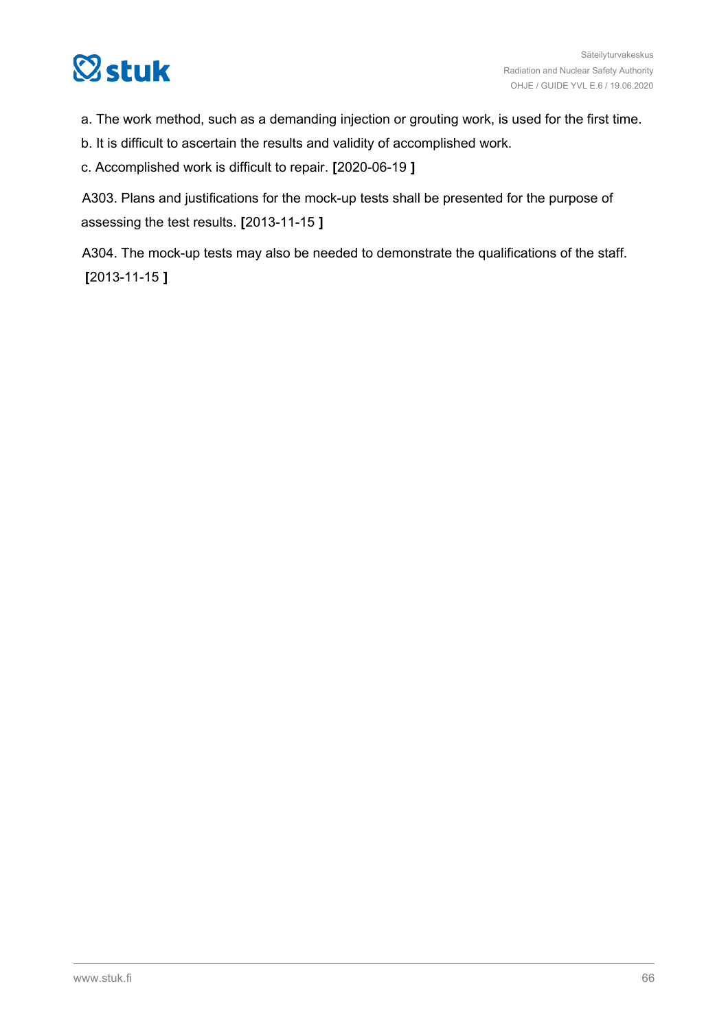a. The work method, such as a demanding injection or grouting work, is used for the first time.

b. It is difficult to ascertain the results and validity of accomplished work.

c. Accomplished work is difficult to repair. **[**2020-06-19 **]**

A303. Plans and justifications for the mock-up tests shall be presented for the purpose of assessing the test results. **[**2013-11-15 **]**

A304. The mock-up tests may also be needed to demonstrate the qualifications of the staff. **[**2013-11-15 **]**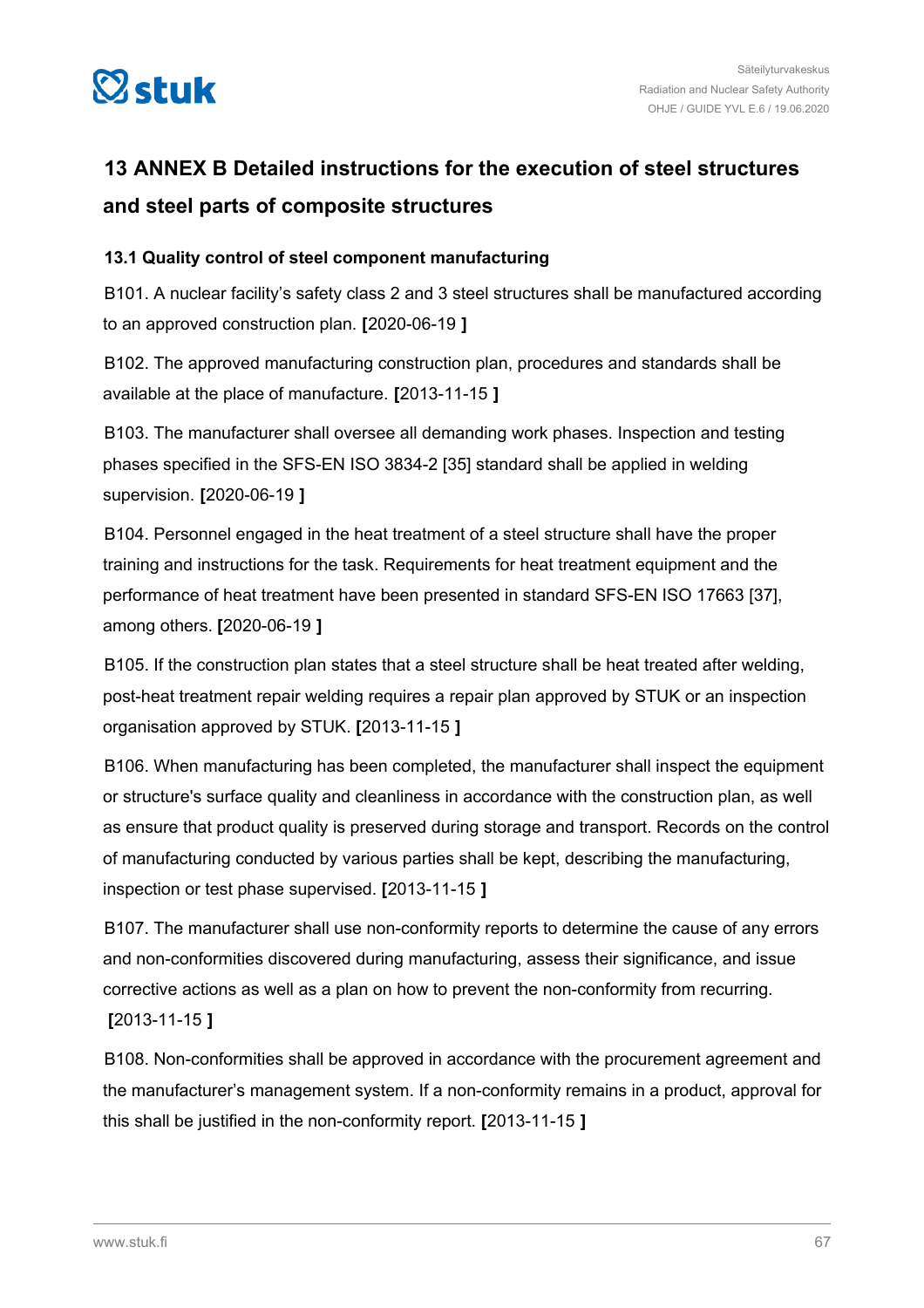# 13 ANNEX B Detailed instructions for the execution of steel structures and steel parts of composite structures

## 13.1 Quality control of steel component manufacturing

B101. A nuclear facility's safety class 2 and 3 steel structures shall be manufactured according to an approved construction plan. **[**2020-06-19 **]**

B102. The approved manufacturing construction plan, procedures and standards shall be available at the place of manufacture. **[**2013-11-15 **]**

B103. The manufacturer shall oversee all demanding work phases. Inspection and testing phases specified in the SFS-EN ISO 3834-2 [35] standard shall be applied in welding supervision. **[**2020-06-19 **]**

B104. Personnel engaged in the heat treatment of a steel structure shall have the proper training and instructions for the task. Requirements for heat treatment equipment and the performance of heat treatment have been presented in standard SFS-EN ISO 17663 [37], among others. **[**2020-06-19 **]**

B105. If the construction plan states that a steel structure shall be heat treated after welding, post-heat treatment repair welding requires a repair plan approved by STUK or an inspection organisation approved by STUK. **[**2013-11-15 **]**

B106. When manufacturing has been completed, the manufacturer shall inspect the equipment or structure's surface quality and cleanliness in accordance with the construction plan, as well as ensure that product quality is preserved during storage and transport. Records on the control of manufacturing conducted by various parties shall be kept, describing the manufacturing, inspection or test phase supervised. **[**2013-11-15 **]**

B107. The manufacturer shall use non-conformity reports to determine the cause of any errors and non-conformities discovered during manufacturing, assess their significance, and issue corrective actions as well as a plan on how to prevent the non-conformity from recurring. **[**2013-11-15 **]**

B108. Non-conformities shall be approved in accordance with the procurement agreement and the manufacturer's management system. If a non-conformity remains in a product, approval for this shall be justified in the non-conformity report. **[**2013-11-15 **]**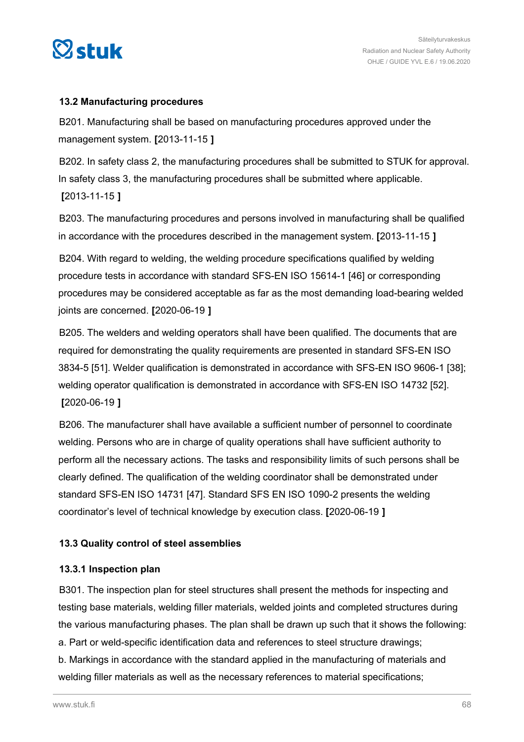### 13.2 Manufacturing procedures

B201. Manufacturing shall be based on manufacturing procedures approved under the management system. **[**2013-11-15 **]**

B202. In safety class 2, the manufacturing procedures shall be submitted to STUK for approval. In safety class 3, the manufacturing procedures shall be submitted where applicable. **[**2013-11-15 **]**

B203. The manufacturing procedures and persons involved in manufacturing shall be qualified in accordance with the procedures described in the management system. **[**2013-11-15 **]**

B204. With regard to welding, the welding procedure specifications qualified by welding procedure tests in accordance with standard SFS-EN ISO 15614-1 [46] or corresponding procedures may be considered acceptable as far as the most demanding load-bearing welded joints are concerned. **[**2020-06-19 **]**

B205. The welders and welding operators shall have been qualified. The documents that are required for demonstrating the quality requirements are presented in standard SFS-EN ISO 3834-5 [51]. Welder qualification is demonstrated in accordance with SFS-EN ISO 9606-1 [38]; welding operator qualification is demonstrated in accordance with SFS-EN ISO 14732 [52]. **[**2020-06-19 **]**

B206. The manufacturer shall have available a sufficient number of personnel to coordinate welding. Persons who are in charge of quality operations shall have sufficient authority to perform all the necessary actions. The tasks and responsibility limits of such persons shall be clearly defined. The qualification of the welding coordinator shall be demonstrated under standard SFS-EN ISO 14731 [47]. Standard SFS EN ISO 1090-2 presents the welding coordinator's level of technical knowledge by execution class. **[**2020-06-19 **]**

### 13.3 Quality control of steel assemblies

#### 13.3.1 Inspection plan

B301. The inspection plan for steel structures shall present the methods for inspecting and testing base materials, welding filler materials, welded joints and completed structures during the various manufacturing phases. The plan shall be drawn up such that it shows the following:

a. Part or weld-specific identification data and references to steel structure drawings;

b. Markings in accordance with the standard applied in the manufacturing of materials and welding filler materials as well as the necessary references to material specifications;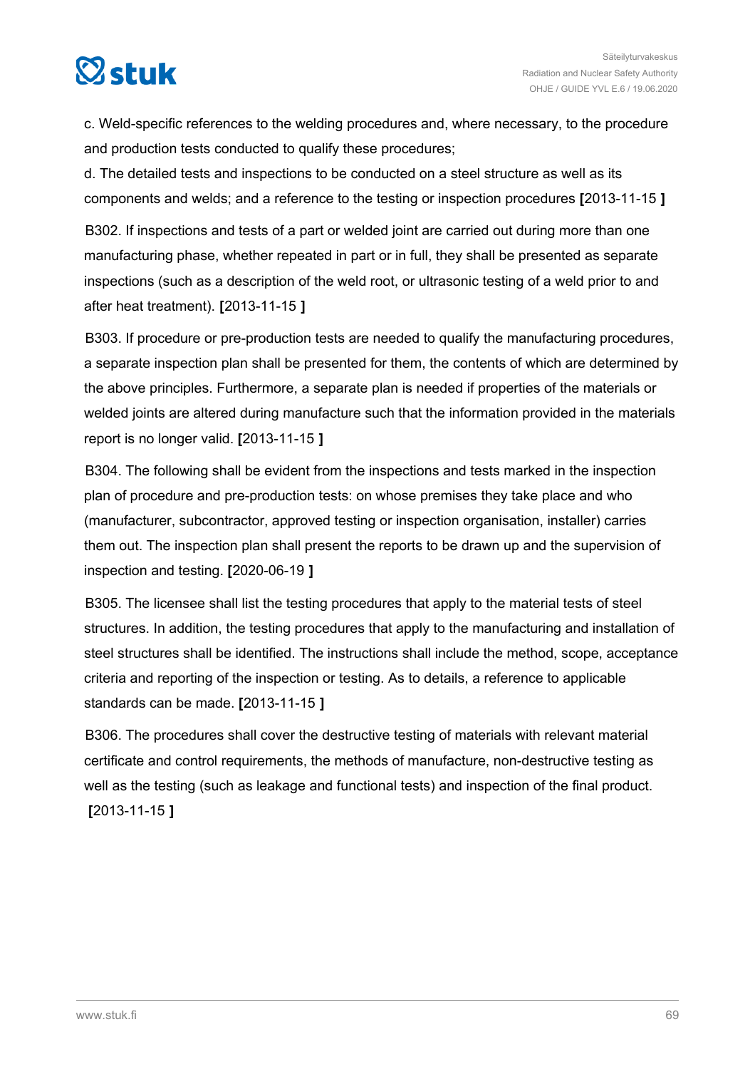c. Weld-specific references to the welding procedures and, where necessary, to the procedure and production tests conducted to qualify these procedures;

d. The detailed tests and inspections to be conducted on a steel structure as well as its components and welds; and a reference to the testing or inspection procedures **[**2013-11-15 **]**

B302. If inspections and tests of a part or welded joint are carried out during more than one manufacturing phase, whether repeated in part or in full, they shall be presented as separate inspections (such as a description of the weld root, or ultrasonic testing of a weld prior to and after heat treatment). **[**2013-11-15 **]**

B303. If procedure or pre-production tests are needed to qualify the manufacturing procedures, a separate inspection plan shall be presented for them, the contents of which are determined by the above principles. Furthermore, a separate plan is needed if properties of the materials or welded joints are altered during manufacture such that the information provided in the materials report is no longer valid. **[**2013-11-15 **]**

B304. The following shall be evident from the inspections and tests marked in the inspection plan of procedure and pre-production tests: on whose premises they take place and who (manufacturer, subcontractor, approved testing or inspection organisation, installer) carries them out. The inspection plan shall present the reports to be drawn up and the supervision of inspection and testing. **[**2020-06-19 **]**

B305. The licensee shall list the testing procedures that apply to the material tests of steel structures. In addition, the testing procedures that apply to the manufacturing and installation of steel structures shall be identified. The instructions shall include the method, scope, acceptance criteria and reporting of the inspection or testing. As to details, a reference to applicable standards can be made. **[**2013-11-15 **]**

B306. The procedures shall cover the destructive testing of materials with relevant material certificate and control requirements, the methods of manufacture, non-destructive testing as well as the testing (such as leakage and functional tests) and inspection of the final product. **[**2013-11-15 **]**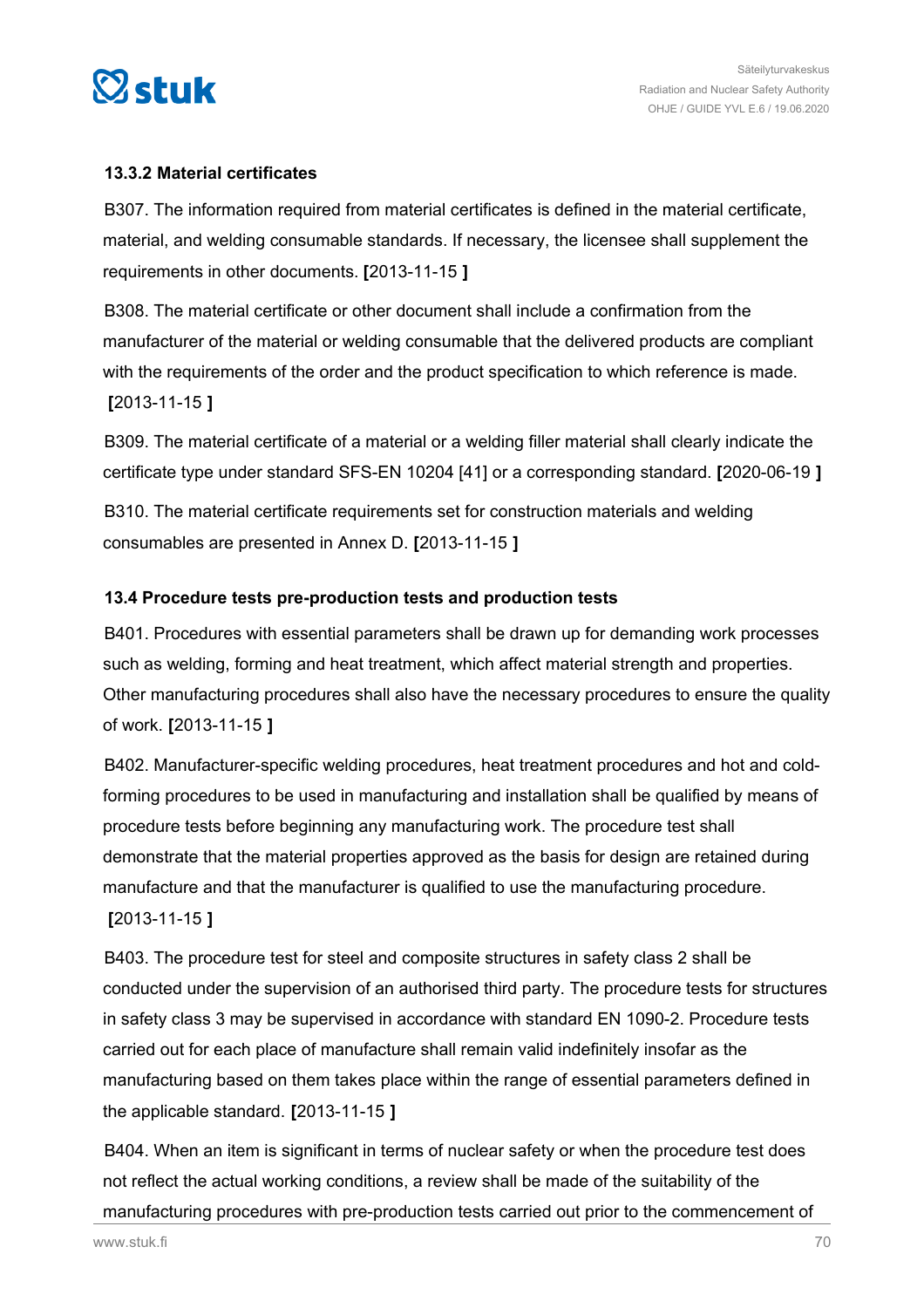### 13.3.2 Material certificates

B307. The information required from material certificates is defined in the material certificate, material, and welding consumable standards. If necessary, the licensee shall supplement the requirements in other documents. **[**2013-11-15 **]**

B308. The material certificate or other document shall include a confirmation from the manufacturer of the material or welding consumable that the delivered products are compliant with the requirements of the order and the product specification to which reference is made. **[**2013-11-15 **]**

B309. The material certificate of a material or a welding filler material shall clearly indicate the certificate type under standard SFS-EN 10204 [41] or a corresponding standard. **[**2020-06-19 **]**

B310. The material certificate requirements set for construction materials and welding consumables are presented in Annex D. **[**2013-11-15 **]**

### 13.4 Procedure tests pre-production tests and production tests

B401. Procedures with essential parameters shall be drawn up for demanding work processes such as welding, forming and heat treatment, which affect material strength and properties. Other manufacturing procedures shall also have the necessary procedures to ensure the quality of work. **[**2013-11-15 **]**

B402. Manufacturer-specific welding procedures, heat treatment procedures and hot and cold-forming procedures to be used in manufacturing and installation shall be qualified by means of procedure tests before beginning any manufacturing work. The procedure test shall demonstrate that the material properties approved as the basis for design are retained during manufacture and that the manufacturer is qualified to use the manufacturing procedure. **[**2013-11-15 **]**

B403. The procedure test for steel and composite structures in safety class 2 shall be conducted under the supervision of an authorised third party. The procedure tests for structures in safety class 3 may be supervised in accordance with standard EN 1090-2. Procedure tests carried out for each place of manufacture shall remain valid indefinitely insofar as the manufacturing based on them takes place within the range of essential parameters defined in the applicable standard. **[**2013-11-15 **]**

B404. When an item is significant in terms of nuclear safety or when the procedure test does not reflect the actual working conditions, a review shall be made of the suitability of the manufacturing procedures with pre-production tests carried out prior to the commencement of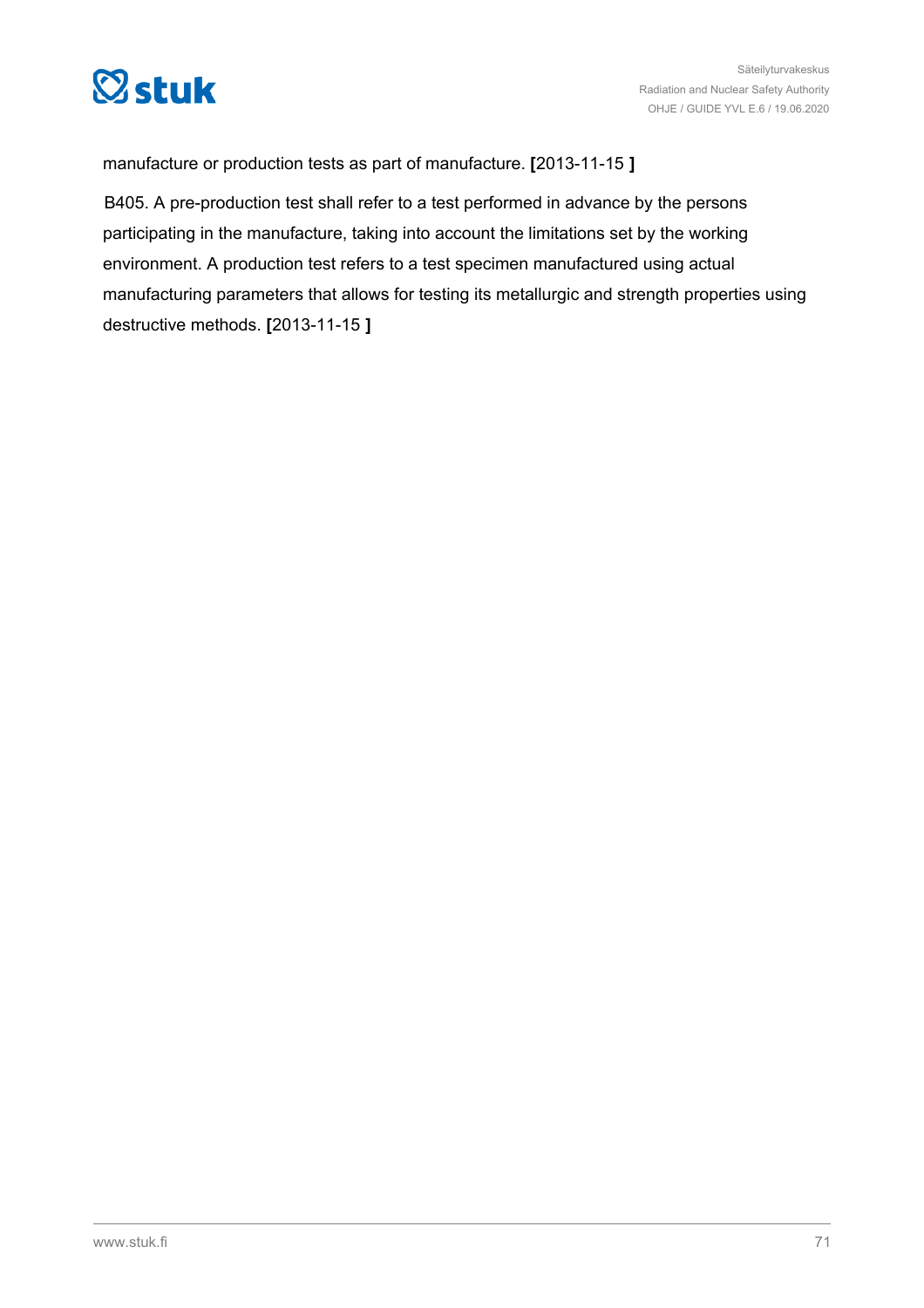manufacture or production tests as part of manufacture. **[**2013-11-15 **]**

B405. A pre-production test shall refer to a test performed in advance by the persons participating in the manufacture, taking into account the limitations set by the working environment. A production test refers to a test specimen manufactured using actual manufacturing parameters that allows for testing its metallurgic and strength properties using destructive methods. **[**2013-11-15 **]**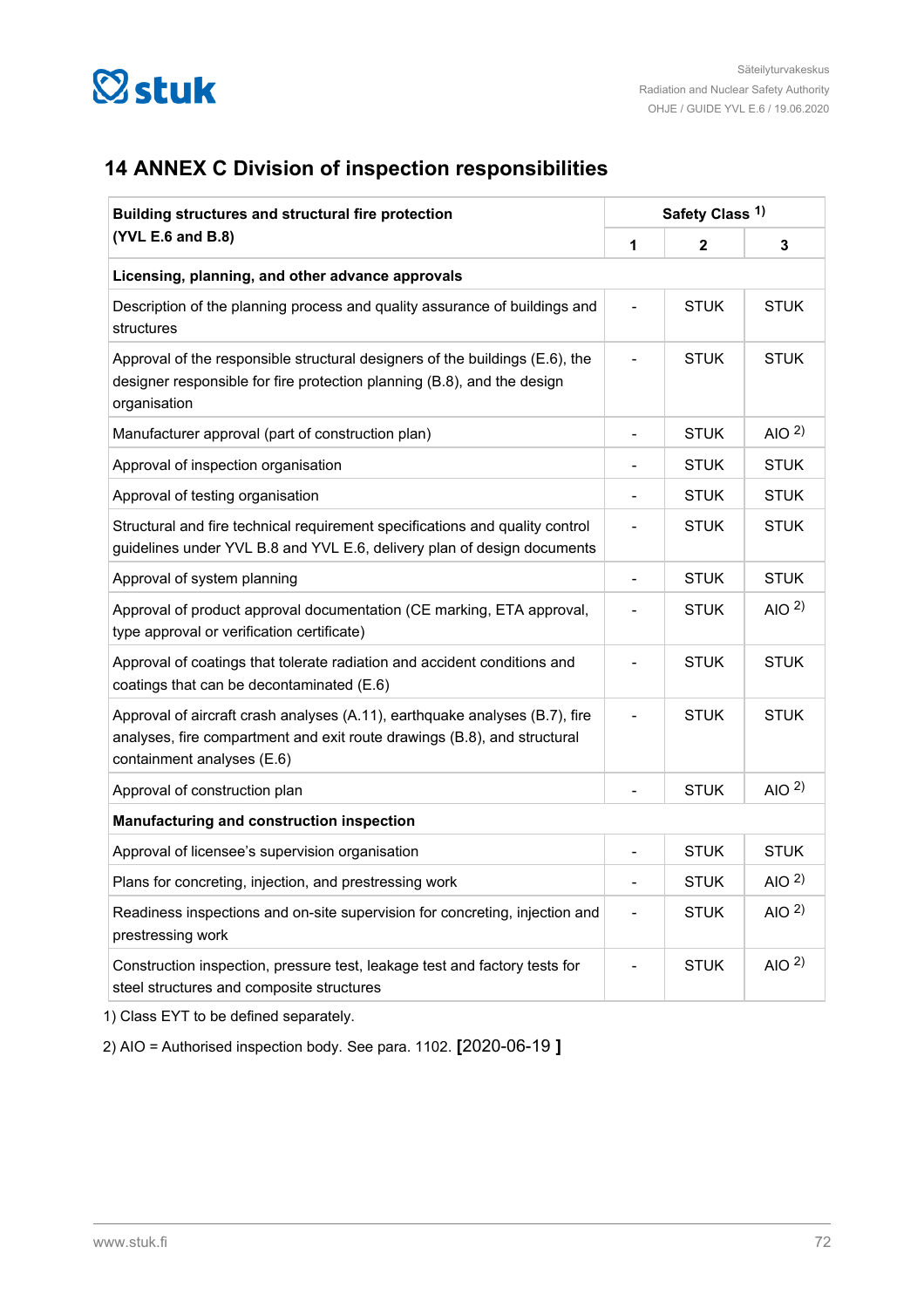## 14 ANNEX C Division of inspection responsibilities

| Building structures and structural fire protection (YVL E.6 and B.8) | Safety Class [1] | | |
|---|---|---|---|
| | 1 | 2 | 3 |
| **Licensing, planning, and other advance approvals** | | | |
| Description of the planning process and quality assurance of buildings and structures | - | STUK | STUK |
| Approval of the responsible structural designers of the buildings (E.6), the designer responsible for fire protection planning (B.8), and the design organisation | - | STUK | STUK |
| Manufacturer approval (part of construction plan) | - | STUK | AIO [2] |
| Approval of inspection organisation | - | STUK | STUK |
| Approval of testing organisation | - | STUK | STUK |
| Structural and fire technical requirement specifications and quality control guidelines under YVL B.8 and YVL E.6, delivery plan of design documents | - | STUK | STUK |
| Approval of system planning | - | STUK | STUK |
| Approval of product approval documentation (CE marking, ETA approval, type approval or verification certificate) | - | STUK | AIO [2] |
| Approval of coatings that tolerate radiation and accident conditions and coatings that can be decontaminated (E.6) | - | STUK | STUK |
| Approval of aircraft crash analyses (A.11), earthquake analyses (B.7), fire analyses, fire compartment and exit route drawings (B.8), and structural containment analyses (E.6) | - | STUK | STUK |
| Approval of construction plan | - | STUK | AIO [2] |
| **Manufacturing and construction inspection** | | | |
| Approval of licensee's supervision organisation | - | STUK | STUK |
| Plans for concreting, injection, and prestressing work | - | STUK | AIO [2] |
| Readiness inspections and on-site supervision for concreting, injection and prestressing work | - | STUK | AIO [2] |
| Construction inspection, pressure test, leakage test and factory tests for steel structures and composite structures | - | STUK | AIO [2] |

1) Class EYT to be defined separately.

2) AIO = Authorised inspection body. See para. 1102. **[**2020-06-19 **]**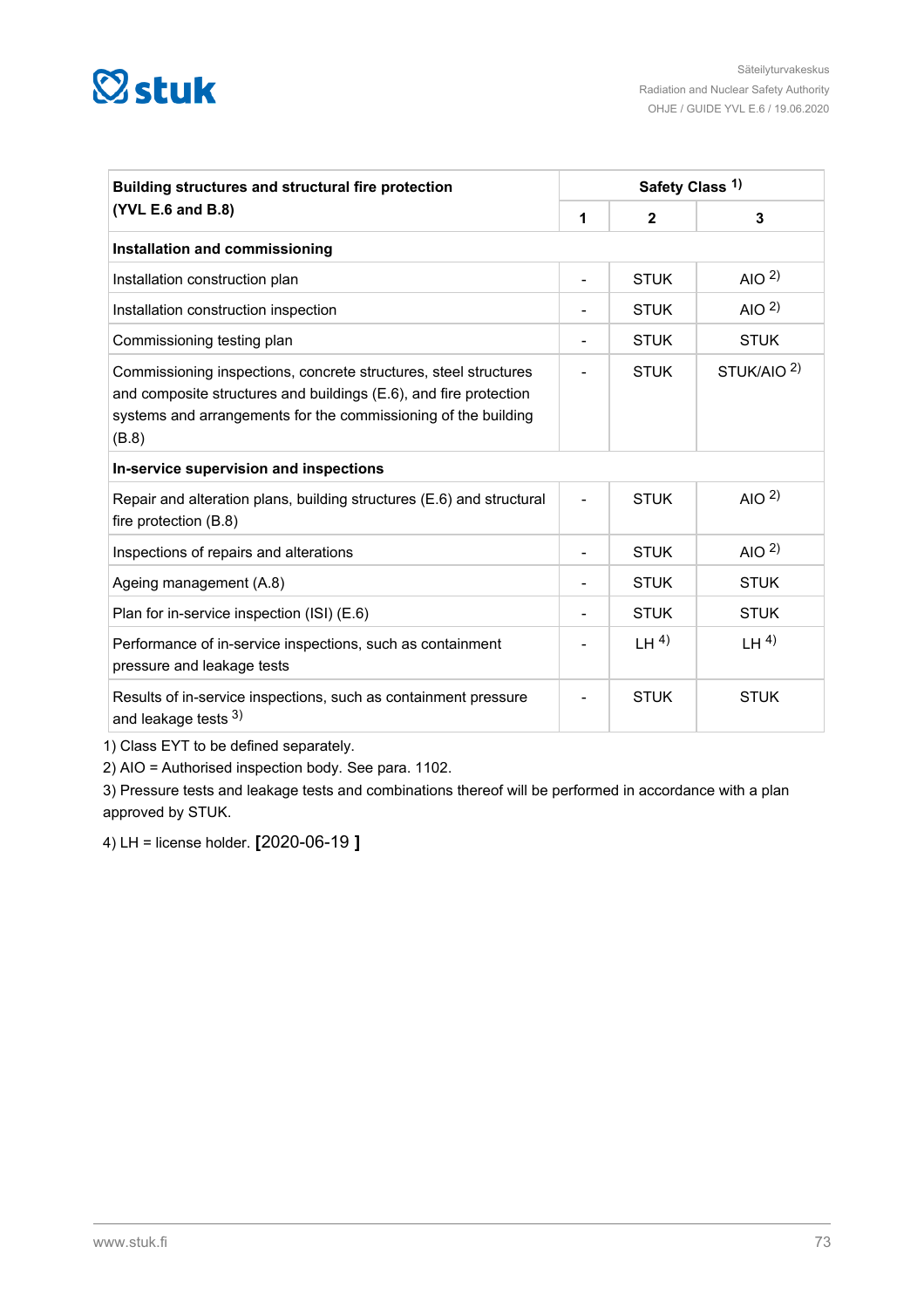| Building structures and structural fire protection (YVL E.6 and B.8) | Safety Class [1] | | |
|---|---|---|---|
| | 1 | 2 | 3 |
| **Installation and commissioning** | | | |
| Installation construction plan | - | STUK | AIO [2] |
| Installation construction inspection | - | STUK | AIO [2] |
| Commissioning testing plan | - | STUK | STUK |
| Commissioning inspections, concrete structures, steel structures and composite structures and buildings (E.6), and fire protection systems and arrangements for the commissioning of the building (B.8) | - | STUK | STUK/AIO [2] |
| **In-service supervision and inspections** | | | |
| Repair and alteration plans, building structures (E.6) and structural fire protection (B.8) | - | STUK | AIO [2] |
| Inspections of repairs and alterations | - | STUK | AIO [2] |
| Ageing management (A.8) | - | STUK | STUK |
| Plan for in-service inspection (ISI) (E.6) | - | STUK | STUK |
| Performance of in-service inspections, such as containment pressure and leakage tests | - | LH [4] | LH [4] |
| Results of in-service inspections, such as containment pressure and leakage tests [3] | - | STUK | STUK |

1) Class EYT to be defined separately.

2) AIO = Authorised inspection body. See para. 1102.

3) Pressure tests and leakage tests and combinations thereof will be performed in accordance with a plan approved by STUK.

4) LH = license holder. **[**2020-06-19 **]**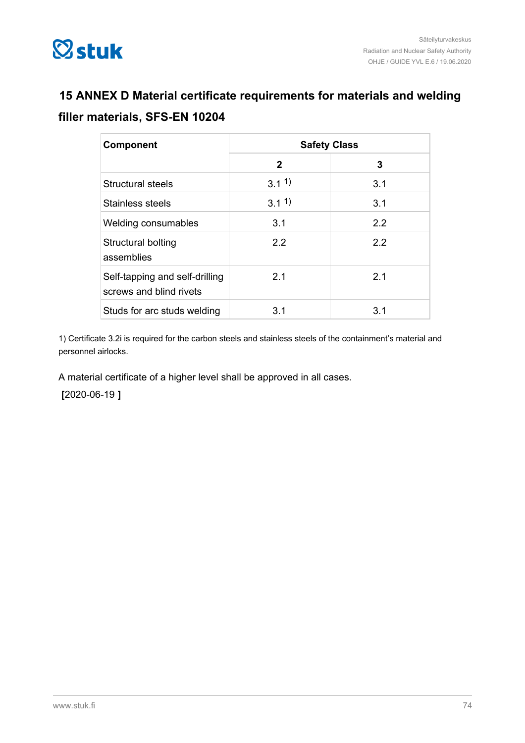## 15 ANNEX D Material certificate requirements for materials and welding filler materials, SFS-EN 10204

| Component | Safety Class | |
|---|---|---|
| | 2 | 3 |
| Structural steels | 3.1 [1)] | 3.1 |
| Stainless steels | 3.1 [1)] | 3.1 |
| Welding consumables | 3.1 | 2.2 |
| Structural bolting assemblies | 2.2 | 2.2 |
| Self-tapping and self-drilling screws and blind rivets | 2.1 | 2.1 |
| Studs for arc studs welding | 3.1 | 3.1 |

1) Certificate 3.2i is required for the carbon steels and stainless steels of the containment's material and personnel airlocks.

A material certificate of a higher level shall be approved in all cases.

[2020-06-19 ]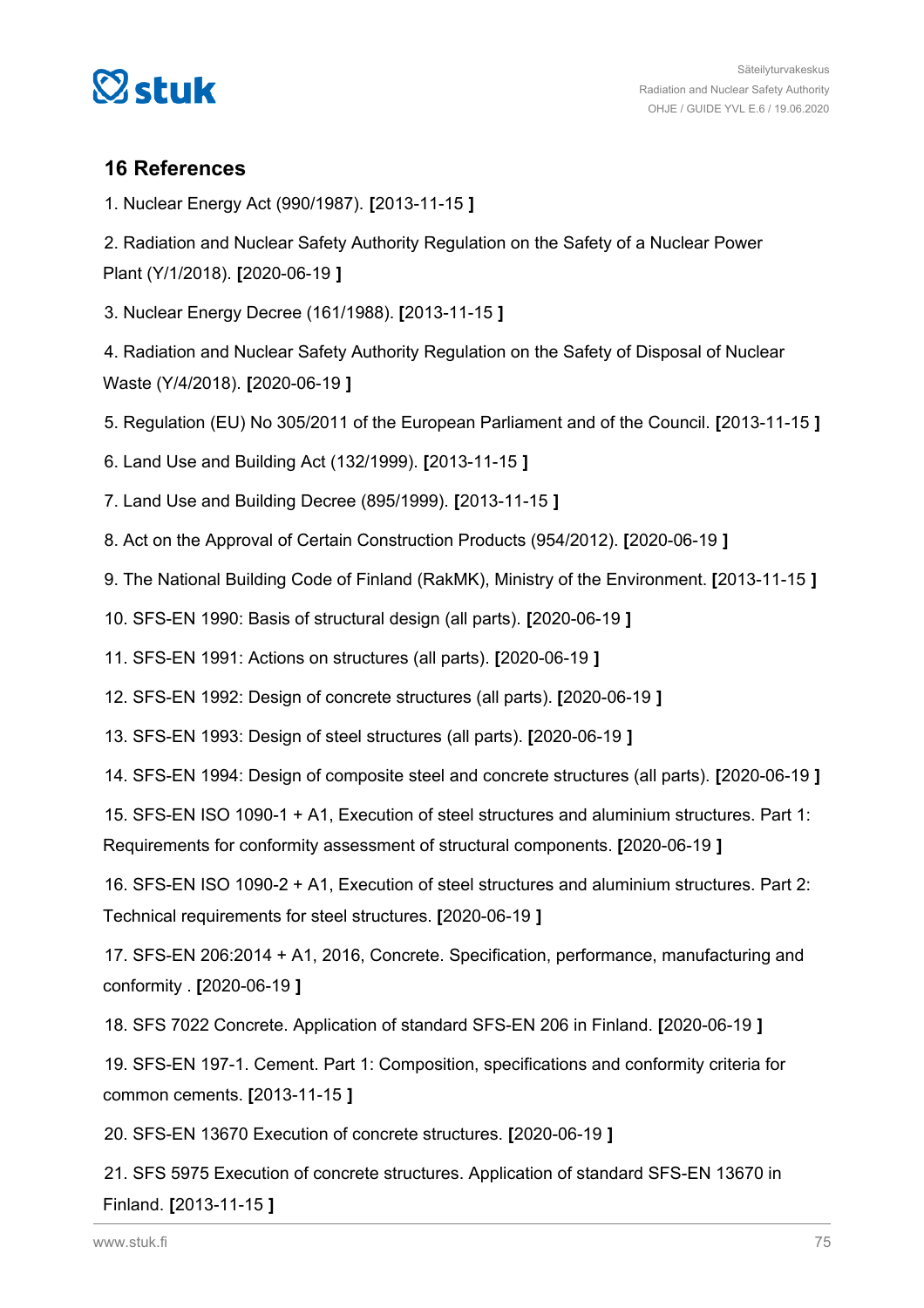## 16 References

1. Nuclear Energy Act (990/1987). **[**2013-11-15 **]**

2. Radiation and Nuclear Safety Authority Regulation on the Safety of a Nuclear Power Plant (Y/1/2018). **[**2020-06-19 **]**

3. Nuclear Energy Decree (161/1988). **[**2013-11-15 **]**

4. Radiation and Nuclear Safety Authority Regulation on the Safety of Disposal of Nuclear Waste (Y/4/2018). **[**2020-06-19 **]**

5. Regulation (EU) No 305/2011 of the European Parliament and of the Council. **[**2013-11-15 **]**

6. Land Use and Building Act (132/1999). **[**2013-11-15 **]**

7. Land Use and Building Decree (895/1999). **[**2013-11-15 **]**

8. Act on the Approval of Certain Construction Products (954/2012). **[**2020-06-19 **]**

9. The National Building Code of Finland (RakMK), Ministry of the Environment. **[**2013-11-15 **]**

10. SFS-EN 1990: Basis of structural design (all parts). **[**2020-06-19 **]**

11. SFS-EN 1991: Actions on structures (all parts). **[**2020-06-19 **]**

12. SFS-EN 1992: Design of concrete structures (all parts). **[**2020-06-19 **]**

13. SFS-EN 1993: Design of steel structures (all parts). **[**2020-06-19 **]**

14. SFS-EN 1994: Design of composite steel and concrete structures (all parts). **[**2020-06-19 **]**

15. SFS-EN ISO 1090-1 + A1, Execution of steel structures and aluminium structures. Part 1: Requirements for conformity assessment of structural components. **[**2020-06-19 **]**

16. SFS-EN ISO 1090-2 + A1, Execution of steel structures and aluminium structures. Part 2: Technical requirements for steel structures. **[**2020-06-19 **]**

17. SFS-EN 206:2014 + A1, 2016, Concrete. Specification, performance, manufacturing and conformity . **[**2020-06-19 **]**

18. SFS 7022 Concrete. Application of standard SFS-EN 206 in Finland. **[**2020-06-19 **]**

19. SFS-EN 197-1. Cement. Part 1: Composition, specifications and conformity criteria for common cements. **[**2013-11-15 **]**

20. SFS-EN 13670 Execution of concrete structures. **[**2020-06-19 **]**

21. SFS 5975 Execution of concrete structures. Application of standard SFS-EN 13670 in Finland. **[**2013-11-15 **]**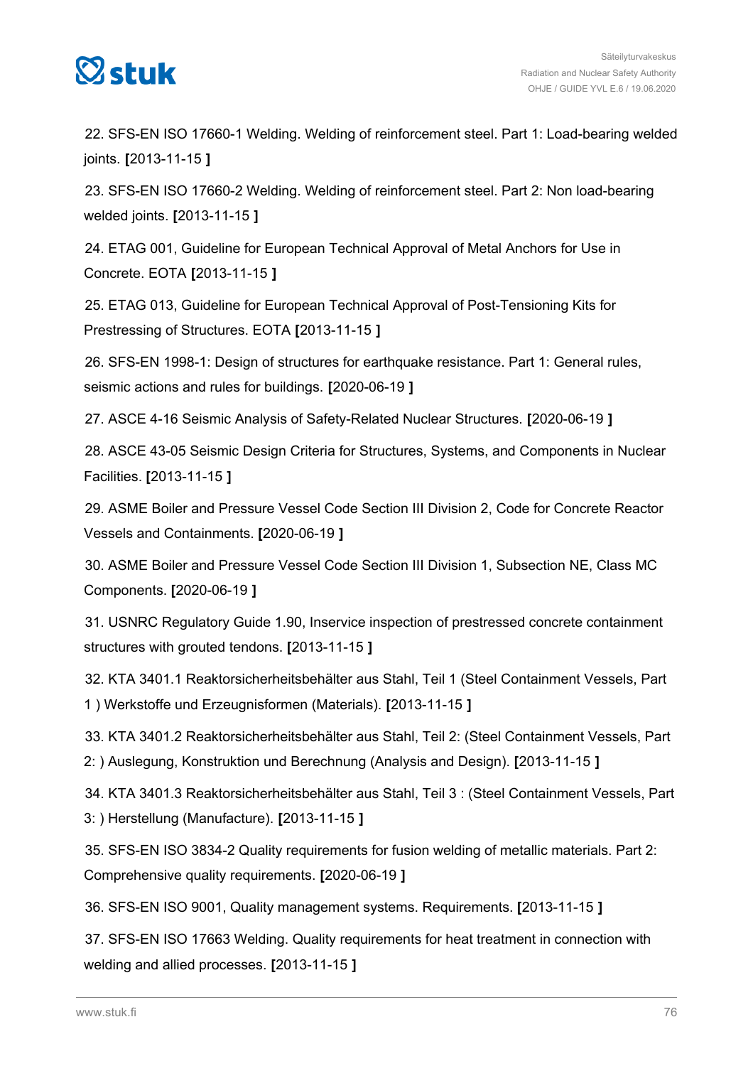22. SFS-EN ISO 17660-1 Welding. Welding of reinforcement steel. Part 1: Load-bearing welded joints. **[**2013-11-15 **]**

23. SFS-EN ISO 17660-2 Welding. Welding of reinforcement steel. Part 2: Non load-bearing welded joints. **[**2013-11-15 **]**

24. ETAG 001, Guideline for European Technical Approval of Metal Anchors for Use in Concrete. EOTA **[**2013-11-15 **]**

25. ETAG 013, Guideline for European Technical Approval of Post-Tensioning Kits for Prestressing of Structures. EOTA **[**2013-11-15 **]**

26. SFS-EN 1998-1: Design of structures for earthquake resistance. Part 1: General rules, seismic actions and rules for buildings. **[**2020-06-19 **]**

27. ASCE 4-16 Seismic Analysis of Safety-Related Nuclear Structures. **[**2020-06-19 **]**

28. ASCE 43-05 Seismic Design Criteria for Structures, Systems, and Components in Nuclear Facilities. **[**2013-11-15 **]**

29. ASME Boiler and Pressure Vessel Code Section III Division 2, Code for Concrete Reactor Vessels and Containments. **[**2020-06-19 **]**

30. ASME Boiler and Pressure Vessel Code Section III Division 1, Subsection NE, Class MC Components. **[**2020-06-19 **]**

31. USNRC Regulatory Guide 1.90, Inservice inspection of prestressed concrete containment structures with grouted tendons. **[**2013-11-15 **]**

32. KTA 3401.1 Reaktorsicherheitsbehälter aus Stahl, Teil 1 (Steel Containment Vessels, Part 1 ) Werkstoffe und Erzeugnisformen (Materials). **[**2013-11-15 **]**

33. KTA 3401.2 Reaktorsicherheitsbehälter aus Stahl, Teil 2: (Steel Containment Vessels, Part 2: ) Auslegung, Konstruktion und Berechnung (Analysis and Design). **[**2013-11-15 **]**

34. KTA 3401.3 Reaktorsicherheitsbehälter aus Stahl, Teil 3 : (Steel Containment Vessels, Part 3: ) Herstellung (Manufacture). **[**2013-11-15 **]**

35. SFS-EN ISO 3834-2 Quality requirements for fusion welding of metallic materials. Part 2: Comprehensive quality requirements. **[**2020-06-19 **]**

36. SFS-EN ISO 9001, Quality management systems. Requirements. **[**2013-11-15 **]**

37. SFS-EN ISO 17663 Welding. Quality requirements for heat treatment in connection with welding and allied processes. **[**2013-11-15 **]**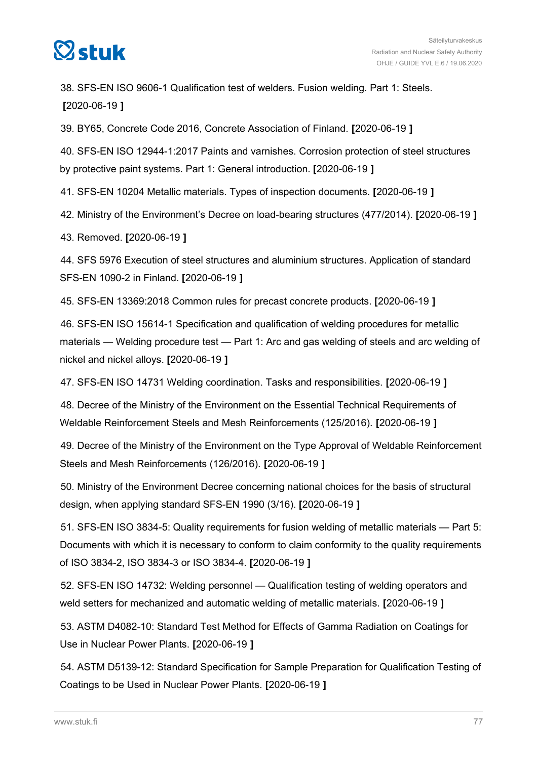38. SFS-EN ISO 9606-1 Qualification test of welders. Fusion welding. Part 1: Steels. **[**2020-06-19 **]**

39. BY65, Concrete Code 2016, Concrete Association of Finland. **[**2020-06-19 **]**

40. SFS-EN ISO 12944-1:2017 Paints and varnishes. Corrosion protection of steel structures by protective paint systems. Part 1: General introduction. **[**2020-06-19 **]**

41. SFS-EN 10204 Metallic materials. Types of inspection documents. **[**2020-06-19 **]**

42. Ministry of the Environment's Decree on load-bearing structures (477/2014). **[**2020-06-19 **]**

43. Removed. **[**2020-06-19 **]**

44. SFS 5976 Execution of steel structures and aluminium structures. Application of standard SFS-EN 1090-2 in Finland. **[**2020-06-19 **]**

45. SFS-EN 13369:2018 Common rules for precast concrete products. **[**2020-06-19 **]**

46. SFS-EN ISO 15614-1 Specification and qualification of welding procedures for metallic materials — Welding procedure test — Part 1: Arc and gas welding of steels and arc welding of nickel and nickel alloys. **[**2020-06-19 **]**

47. SFS-EN ISO 14731 Welding coordination. Tasks and responsibilities. **[**2020-06-19 **]**

48. Decree of the Ministry of the Environment on the Essential Technical Requirements of Weldable Reinforcement Steels and Mesh Reinforcements (125/2016). **[**2020-06-19 **]**

49. Decree of the Ministry of the Environment on the Type Approval of Weldable Reinforcement Steels and Mesh Reinforcements (126/2016). **[**2020-06-19 **]**

50. Ministry of the Environment Decree concerning national choices for the basis of structural design, when applying standard SFS-EN 1990 (3/16). **[**2020-06-19 **]**

51. SFS-EN ISO 3834-5: Quality requirements for fusion welding of metallic materials — Part 5: Documents with which it is necessary to conform to claim conformity to the quality requirements of ISO 3834-2, ISO 3834-3 or ISO 3834-4. **[**2020-06-19 **]**

52. SFS-EN ISO 14732: Welding personnel — Qualification testing of welding operators and weld setters for mechanized and automatic welding of metallic materials. **[**2020-06-19 **]**

53. ASTM D4082-10: Standard Test Method for Effects of Gamma Radiation on Coatings for Use in Nuclear Power Plants. **[**2020-06-19 **]**

54. ASTM D5139-12: Standard Specification for Sample Preparation for Qualification Testing of Coatings to be Used in Nuclear Power Plants. **[**2020-06-19 **]**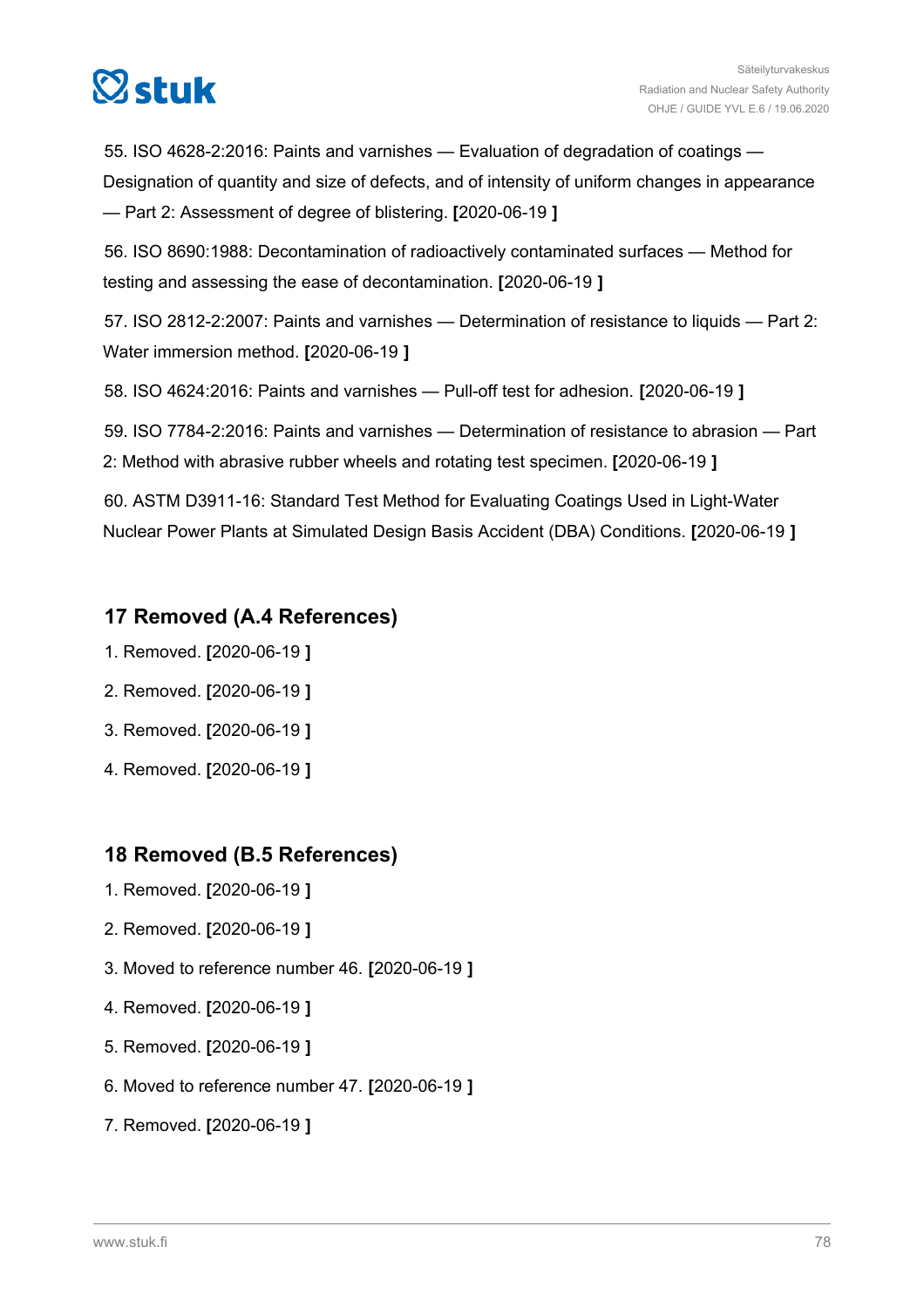55. ISO 4628-2:2016: Paints and varnishes — Evaluation of degradation of coatings — Designation of quantity and size of defects, and of intensity of uniform changes in appearance — Part 2: Assessment of degree of blistering. **[**2020-06-19 **]**

56. ISO 8690:1988: Decontamination of radioactively contaminated surfaces — Method for testing and assessing the ease of decontamination. **[**2020-06-19 **]**

57. ISO 2812-2:2007: Paints and varnishes — Determination of resistance to liquids — Part 2: Water immersion method. **[**2020-06-19 **]**

58. ISO 4624:2016: Paints and varnishes — Pull-off test for adhesion. **[**2020-06-19 **]**

59. ISO 7784-2:2016: Paints and varnishes — Determination of resistance to abrasion — Part 2: Method with abrasive rubber wheels and rotating test specimen. **[**2020-06-19 **]**

60. ASTM D3911-16: Standard Test Method for Evaluating Coatings Used in Light-Water Nuclear Power Plants at Simulated Design Basis Accident (DBA) Conditions. **[**2020-06-19 **]**

## 17 Removed (A.4 References)

1. Removed. **[**2020-06-19 **]**
2. Removed. **[**2020-06-19 **]**
3. Removed. **[**2020-06-19 **]**
4. Removed. **[**2020-06-19 **]**

## 18 Removed (B.5 References)

1. Removed. **[**2020-06-19 **]**
2. Removed. **[**2020-06-19 **]**
3. Moved to reference number 46. **[**2020-06-19 **]**
4. Removed. **[**2020-06-19 **]**
5. Removed. **[**2020-06-19 **]**
6. Moved to reference number 47. **[**2020-06-19 **]**
7. Removed. **[**2020-06-19 **]**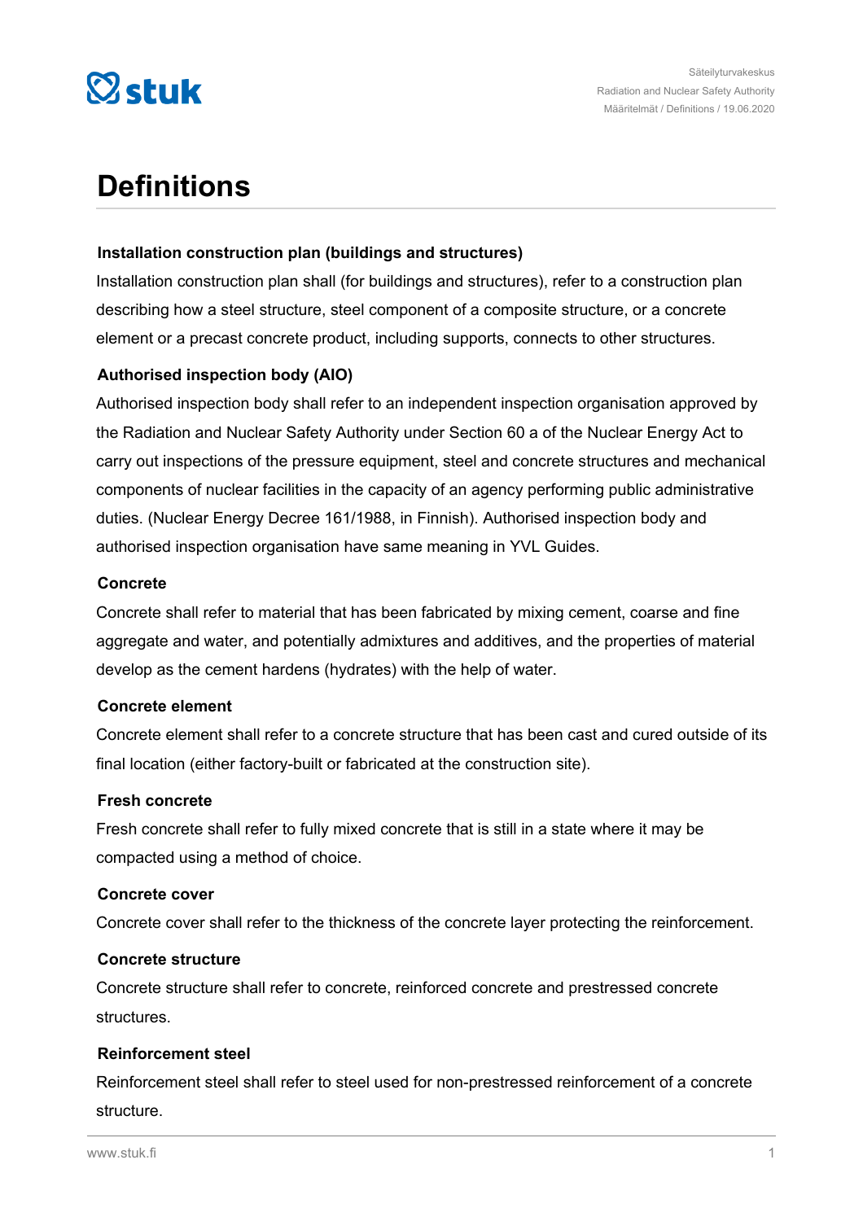# Definitions

### Installation construction plan (buildings and structures)

Installation construction plan shall (for buildings and structures), refer to a construction plan describing how a steel structure, steel component of a composite structure, or a concrete element or a precast concrete product, including supports, connects to other structures.

### Authorised inspection body (AIO)

Authorised inspection body shall refer to an independent inspection organisation approved by the Radiation and Nuclear Safety Authority under Section 60 a of the Nuclear Energy Act to carry out inspections of the pressure equipment, steel and concrete structures and mechanical components of nuclear facilities in the capacity of an agency performing public administrative duties. (Nuclear Energy Decree 161/1988, in Finnish). Authorised inspection body and authorised inspection organisation have same meaning in YVL Guides.

### Concrete

Concrete shall refer to material that has been fabricated by mixing cement, coarse and fine aggregate and water, and potentially admixtures and additives, and the properties of material develop as the cement hardens (hydrates) with the help of water.

### Concrete element

Concrete element shall refer to a concrete structure that has been cast and cured outside of its final location (either factory-built or fabricated at the construction site).

### Fresh concrete

Fresh concrete shall refer to fully mixed concrete that is still in a state where it may be compacted using a method of choice.

### Concrete cover

Concrete cover shall refer to the thickness of the concrete layer protecting the reinforcement.

### Concrete structure

Concrete structure shall refer to concrete, reinforced concrete and prestressed concrete structures.

### Reinforcement steel

Reinforcement steel shall refer to steel used for non-prestressed reinforcement of a concrete structure.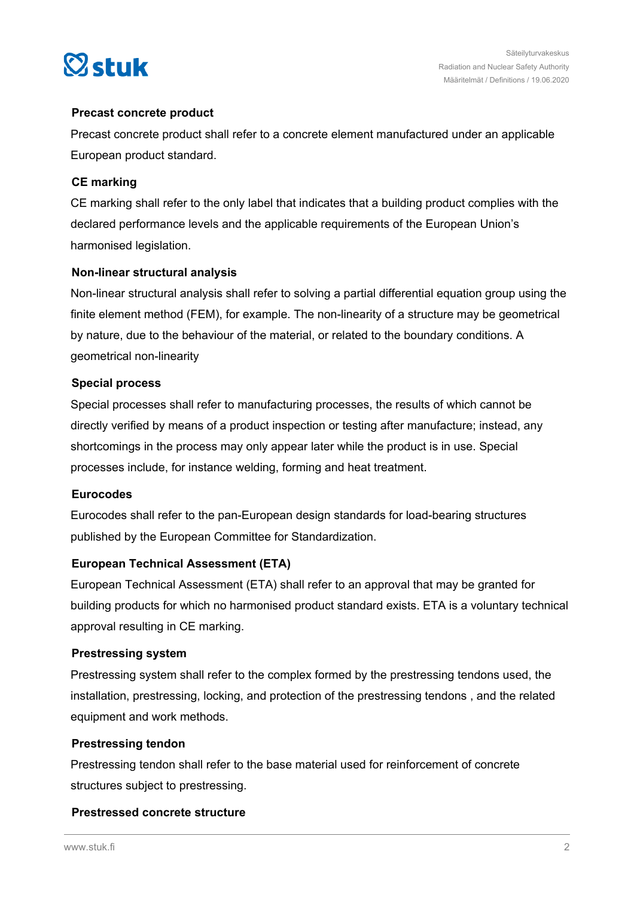**Precast concrete product**

Precast concrete product shall refer to a concrete element manufactured under an applicable European product standard.

**CE marking**

CE marking shall refer to the only label that indicates that a building product complies with the declared performance levels and the applicable requirements of the European Union's harmonised legislation.

**Non-linear structural analysis**

Non-linear structural analysis shall refer to solving a partial differential equation group using the finite element method (FEM), for example. The non-linearity of a structure may be geometrical by nature, due to the behaviour of the material, or related to the boundary conditions. A geometrical non-linearity

**Special process**

Special processes shall refer to manufacturing processes, the results of which cannot be directly verified by means of a product inspection or testing after manufacture; instead, any shortcomings in the process may only appear later while the product is in use. Special processes include, for instance welding, forming and heat treatment.

**Eurocodes**

Eurocodes shall refer to the pan-European design standards for load-bearing structures published by the European Committee for Standardization.

**European Technical Assessment (ETA)**

European Technical Assessment (ETA) shall refer to an approval that may be granted for building products for which no harmonised product standard exists. ETA is a voluntary technical approval resulting in CE marking.

**Prestressing system**

Prestressing system shall refer to the complex formed by the prestressing tendons used, the installation, prestressing, locking, and protection of the prestressing tendons , and the related equipment and work methods.

**Prestressing tendon**

Prestressing tendon shall refer to the base material used for reinforcement of concrete structures subject to prestressing.

**Prestressed concrete structure**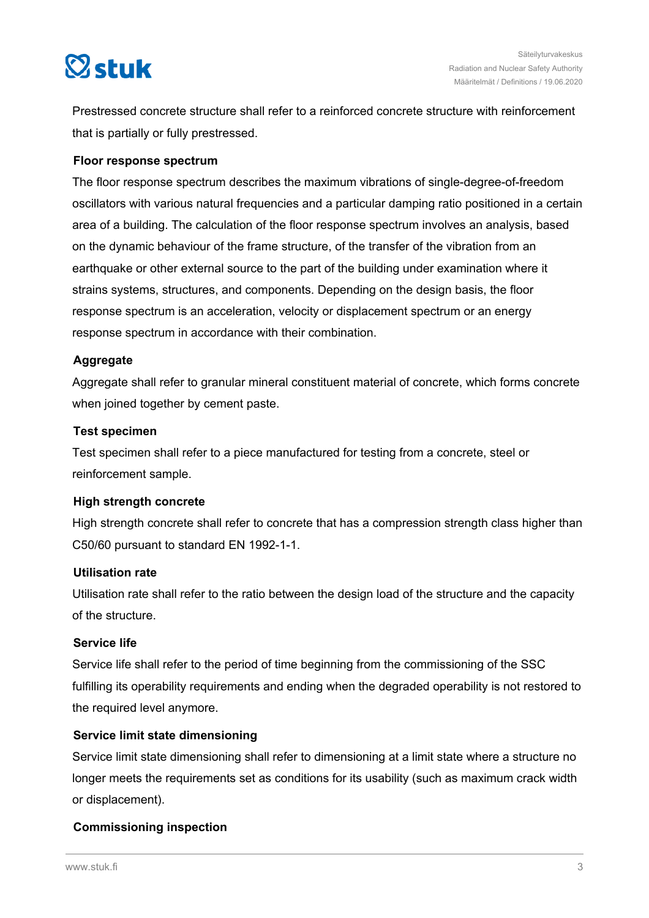Prestressed concrete structure shall refer to a reinforced concrete structure with reinforcement that is partially or fully prestressed.

**Floor response spectrum**

The floor response spectrum describes the maximum vibrations of single-degree-of-freedom oscillators with various natural frequencies and a particular damping ratio positioned in a certain area of a building. The calculation of the floor response spectrum involves an analysis, based on the dynamic behaviour of the frame structure, of the transfer of the vibration from an earthquake or other external source to the part of the building under examination where it strains systems, structures, and components. Depending on the design basis, the floor response spectrum is an acceleration, velocity or displacement spectrum or an energy response spectrum in accordance with their combination.

**Aggregate**

Aggregate shall refer to granular mineral constituent material of concrete, which forms concrete when joined together by cement paste.

**Test specimen**

Test specimen shall refer to a piece manufactured for testing from a concrete, steel or reinforcement sample.

**High strength concrete**

High strength concrete shall refer to concrete that has a compression strength class higher than C50/60 pursuant to standard EN 1992-1-1.

**Utilisation rate**

Utilisation rate shall refer to the ratio between the design load of the structure and the capacity of the structure.

**Service life**

Service life shall refer to the period of time beginning from the commissioning of the SSC fulfilling its operability requirements and ending when the degraded operability is not restored to the required level anymore.

**Service limit state dimensioning**

Service limit state dimensioning shall refer to dimensioning at a limit state where a structure no longer meets the requirements set as conditions for its usability (such as maximum crack width or displacement).

**Commissioning inspection**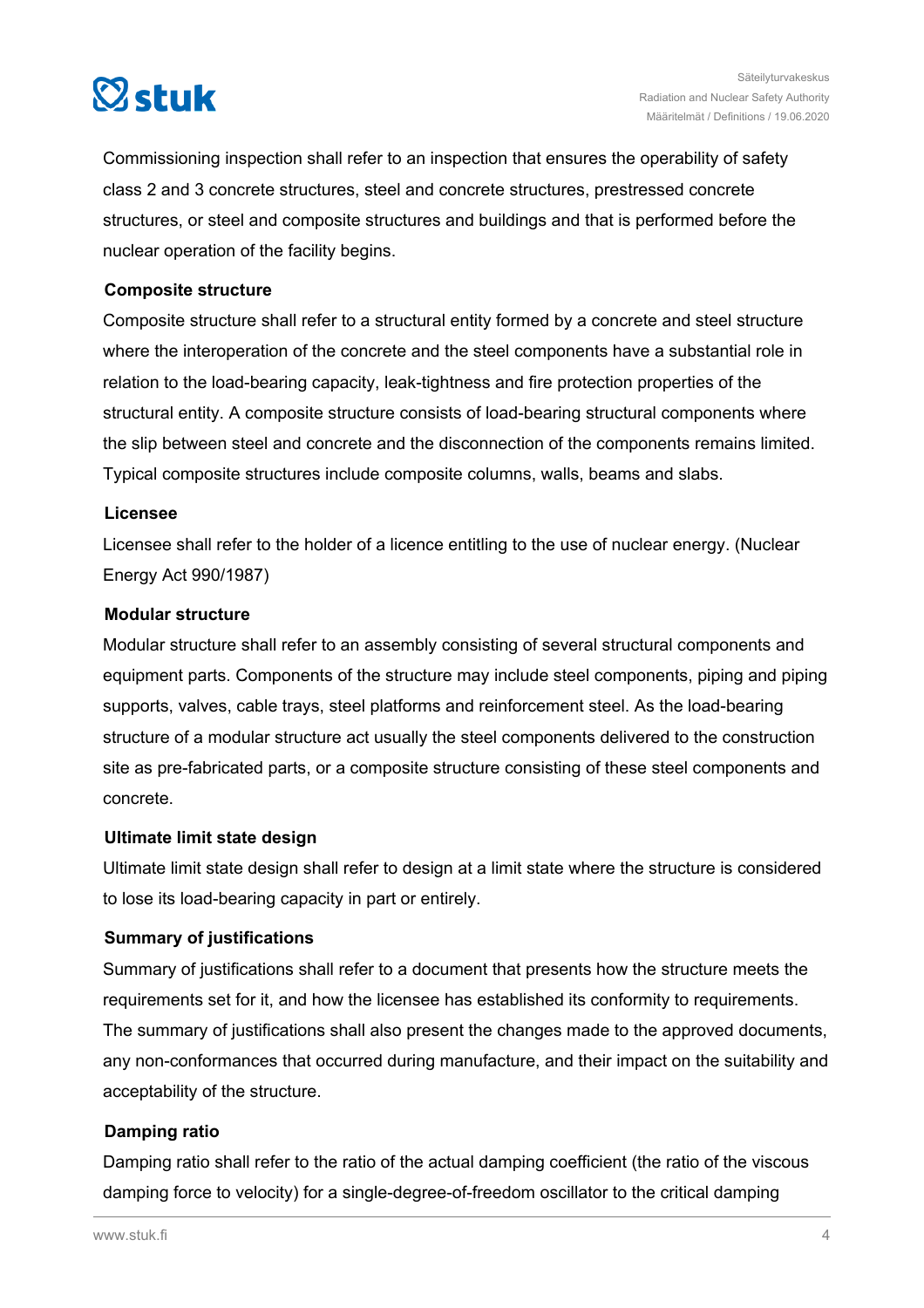Commissioning inspection shall refer to an inspection that ensures the operability of safety class 2 and 3 concrete structures, steel and concrete structures, prestressed concrete structures, or steel and composite structures and buildings and that is performed before the nuclear operation of the facility begins.

**Composite structure**

Composite structure shall refer to a structural entity formed by a concrete and steel structure where the interoperation of the concrete and the steel components have a substantial role in relation to the load-bearing capacity, leak-tightness and fire protection properties of the structural entity. A composite structure consists of load-bearing structural components where the slip between steel and concrete and the disconnection of the components remains limited. Typical composite structures include composite columns, walls, beams and slabs.

**Licensee**

Licensee shall refer to the holder of a licence entitling to the use of nuclear energy. (Nuclear Energy Act 990/1987)

**Modular structure**

Modular structure shall refer to an assembly consisting of several structural components and equipment parts. Components of the structure may include steel components, piping and piping supports, valves, cable trays, steel platforms and reinforcement steel. As the load-bearing structure of a modular structure act usually the steel components delivered to the construction site as pre-fabricated parts, or a composite structure consisting of these steel components and concrete.

**Ultimate limit state design**

Ultimate limit state design shall refer to design at a limit state where the structure is considered to lose its load-bearing capacity in part or entirely.

**Summary of justifications**

Summary of justifications shall refer to a document that presents how the structure meets the requirements set for it, and how the licensee has established its conformity to requirements. The summary of justifications shall also present the changes made to the approved documents, any non-conformances that occurred during manufacture, and their impact on the suitability and acceptability of the structure.

**Damping ratio**

Damping ratio shall refer to the ratio of the actual damping coefficient (the ratio of the viscous damping force to velocity) for a single-degree-of-freedom oscillator to the critical damping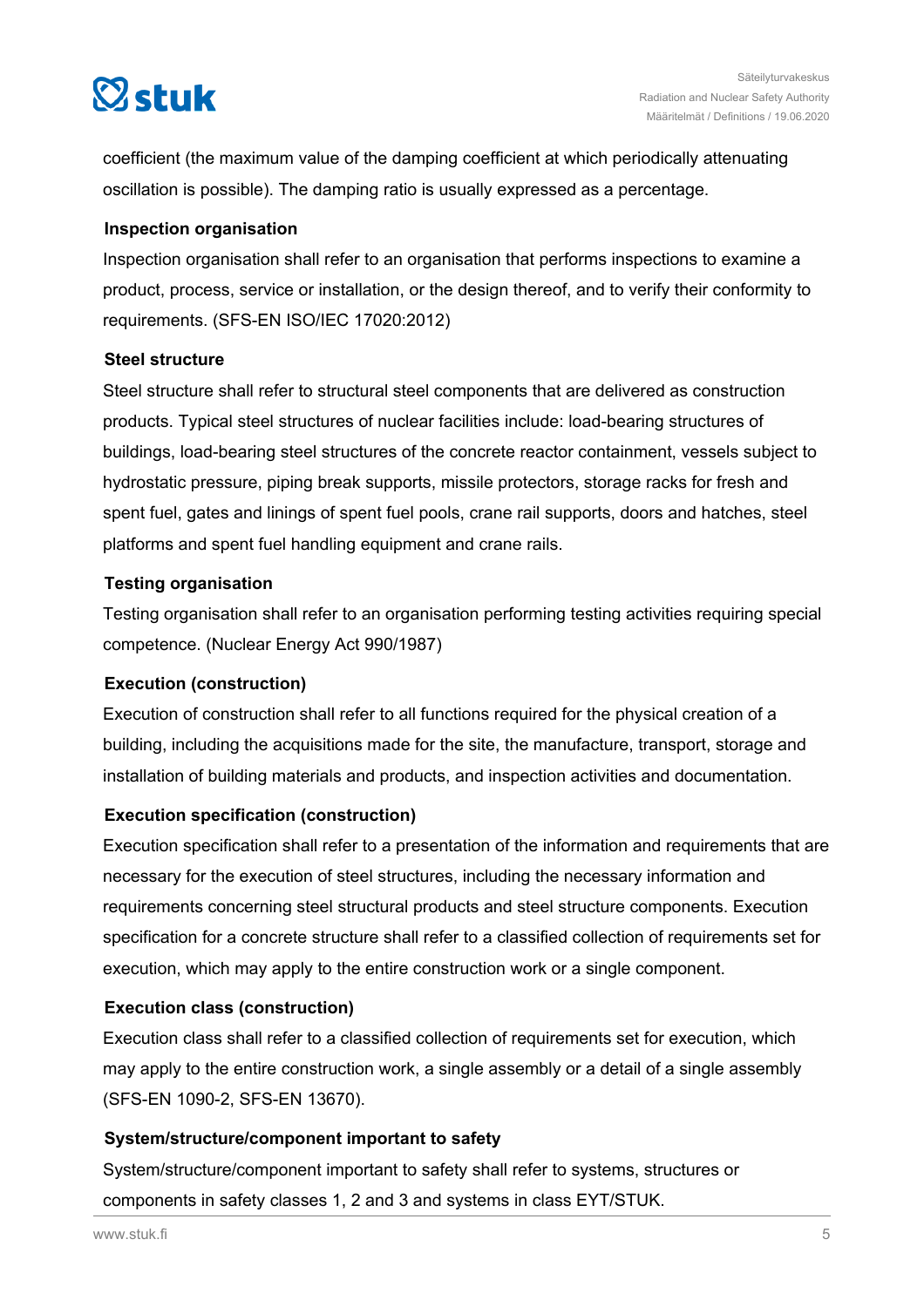coefficient (the maximum value of the damping coefficient at which periodically attenuating oscillation is possible). The damping ratio is usually expressed as a percentage.

**Inspection organisation**

Inspection organisation shall refer to an organisation that performs inspections to examine a product, process, service or installation, or the design thereof, and to verify their conformity to requirements. (SFS-EN ISO/IEC 17020:2012)

**Steel structure**

Steel structure shall refer to structural steel components that are delivered as construction products. Typical steel structures of nuclear facilities include: load-bearing structures of buildings, load-bearing steel structures of the concrete reactor containment, vessels subject to hydrostatic pressure, piping break supports, missile protectors, storage racks for fresh and spent fuel, gates and linings of spent fuel pools, crane rail supports, doors and hatches, steel platforms and spent fuel handling equipment and crane rails.

**Testing organisation**

Testing organisation shall refer to an organisation performing testing activities requiring special competence. (Nuclear Energy Act 990/1987)

**Execution (construction)**

Execution of construction shall refer to all functions required for the physical creation of a building, including the acquisitions made for the site, the manufacture, transport, storage and installation of building materials and products, and inspection activities and documentation.

**Execution specification (construction)**

Execution specification shall refer to a presentation of the information and requirements that are necessary for the execution of steel structures, including the necessary information and requirements concerning steel structural products and steel structure components. Execution specification for a concrete structure shall refer to a classified collection of requirements set for execution, which may apply to the entire construction work or a single component.

**Execution class (construction)**

Execution class shall refer to a classified collection of requirements set for execution, which may apply to the entire construction work, a single assembly or a detail of a single assembly (SFS-EN 1090-2, SFS-EN 13670).

**System/structure/component important to safety**

System/structure/component important to safety shall refer to systems, structures or components in safety classes 1, 2 and 3 and systems in class EYT/STUK.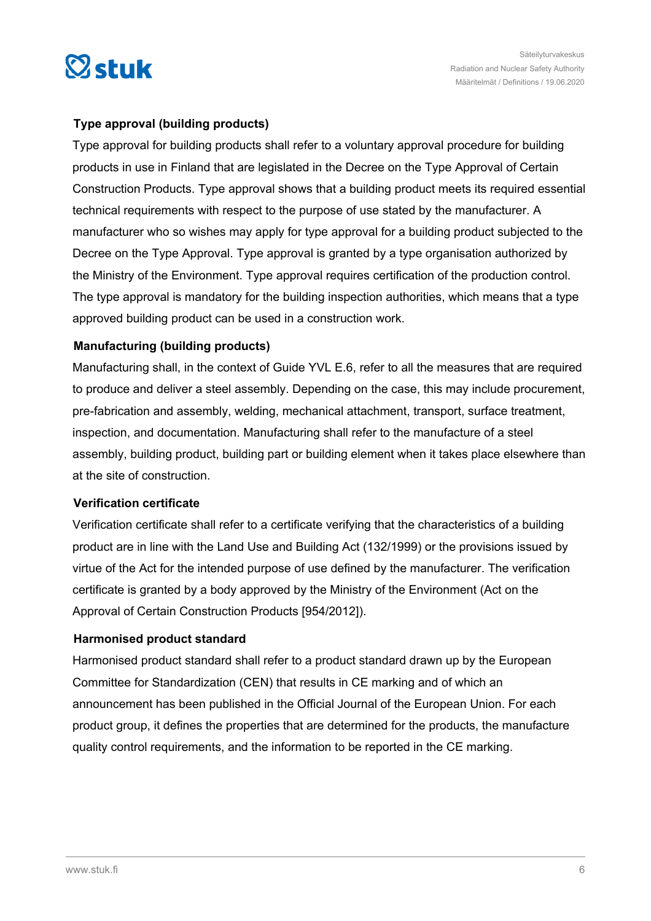### Type approval (building products)

Type approval for building products shall refer to a voluntary approval procedure for building products in use in Finland that are legislated in the Decree on the Type Approval of Certain Construction Products. Type approval shows that a building product meets its required essential technical requirements with respect to the purpose of use stated by the manufacturer. A manufacturer who so wishes may apply for type approval for a building product subjected to the Decree on the Type Approval. Type approval is granted by a type organisation authorized by the Ministry of the Environment. Type approval requires certification of the production control. The type approval is mandatory for the building inspection authorities, which means that a type approved building product can be used in a construction work.

### Manufacturing (building products)

Manufacturing shall, in the context of Guide YVL E.6, refer to all the measures that are required to produce and deliver a steel assembly. Depending on the case, this may include procurement, pre-fabrication and assembly, welding, mechanical attachment, transport, surface treatment, inspection, and documentation. Manufacturing shall refer to the manufacture of a steel assembly, building product, building part or building element when it takes place elsewhere than at the site of construction.

### Verification certificate

Verification certificate shall refer to a certificate verifying that the characteristics of a building product are in line with the Land Use and Building Act (132/1999) or the provisions issued by virtue of the Act for the intended purpose of use defined by the manufacturer. The verification certificate is granted by a body approved by the Ministry of the Environment (Act on the Approval of Certain Construction Products [954/2012]).

### Harmonised product standard

Harmonised product standard shall refer to a product standard drawn up by the European Committee for Standardization (CEN) that results in CE marking and of which an announcement has been published in the Official Journal of the European Union. For each product group, it defines the properties that are determined for the products, the manufacture quality control requirements, and the information to be reported in the CE marking.